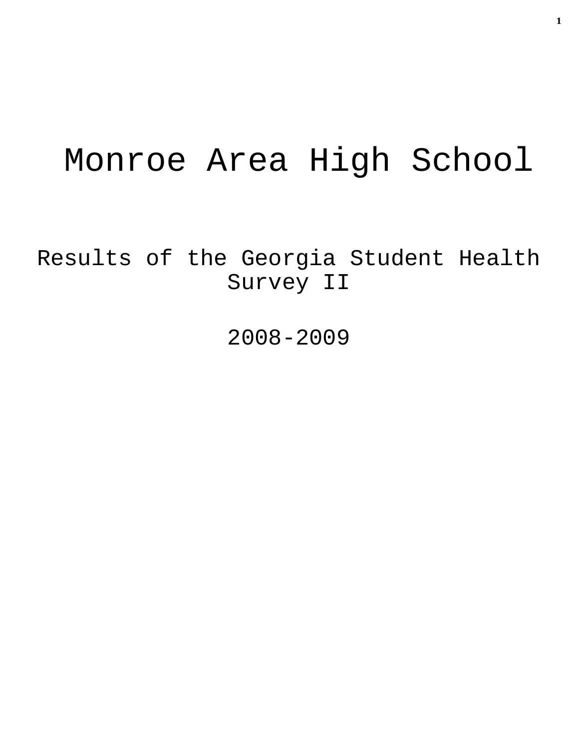# Monroe Area High School

## Results of the Georgia Student Health Survey II

## 2008-2009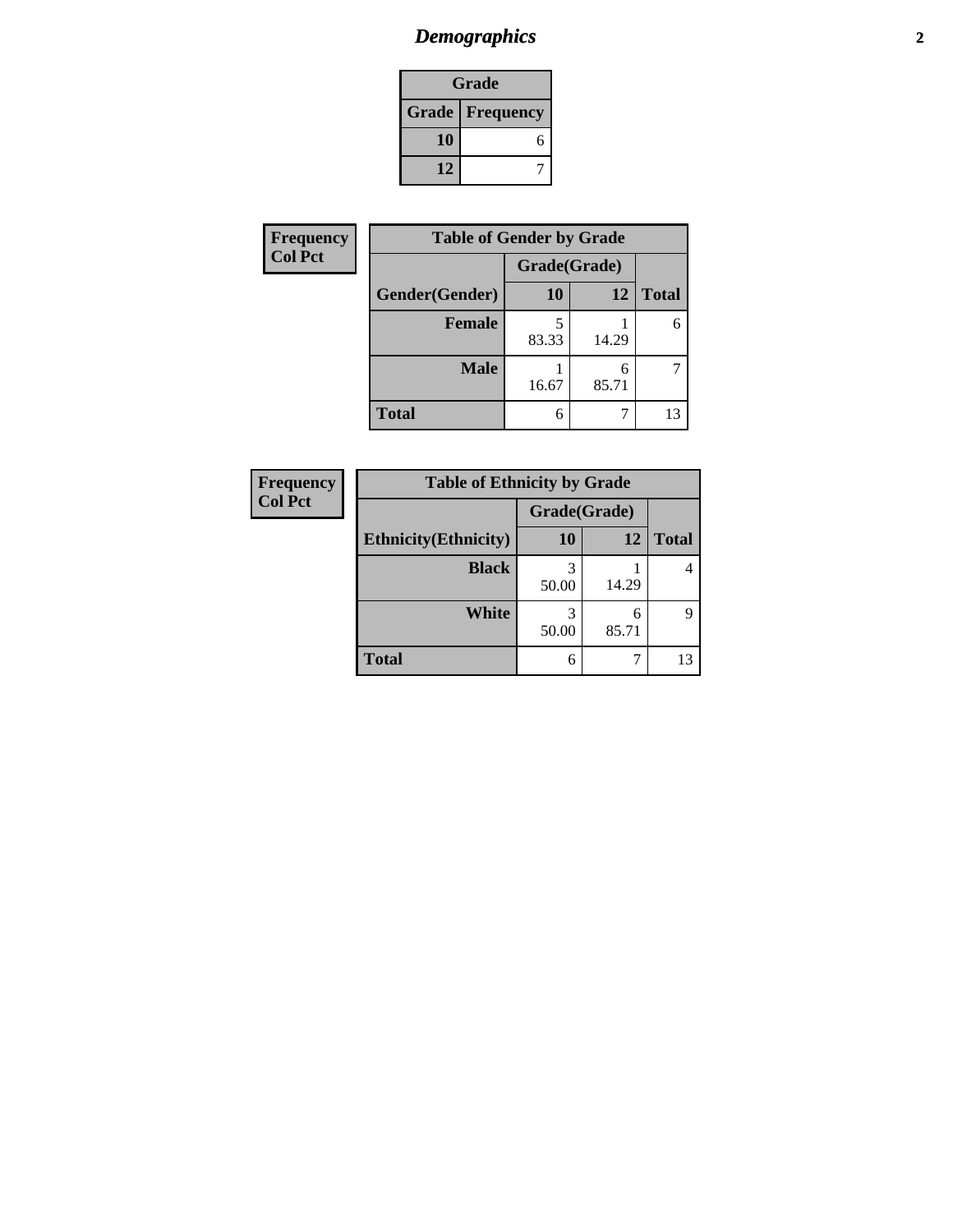## *Demographics*

| Grade | |
|---|---|
| **Grade** | **Frequency** |
| **10** | 6 |
| **12** | 7 |

| Frequency<br>Col Pct |
|---|

| Table of Gender by Grade | | | |
|---|---|---|---|
| | Grade(Grade) | | |
| **Gender(Gender)** | **10** | **12** | **Total** |
| **Female** | 5<br>83.33 | 1<br>14.29 | 6 |
| **Male** | 1<br>16.67 | 6<br>85.71 | 7 |
| **Total** | 6 | 7 | 13 |

| Frequency<br>Col Pct |
|---|

| Table of Ethnicity by Grade | | | |
|---|---|---|---|
| | Grade(Grade) | | |
| **Ethnicity(Ethnicity)** | **10** | **12** | **Total** |
| **Black** | 3<br>50.00 | 1<br>14.29 | 4 |
| **White** | 3<br>50.00 | 6<br>85.71 | 9 |
| **Total** | 6 | 7 | 13 |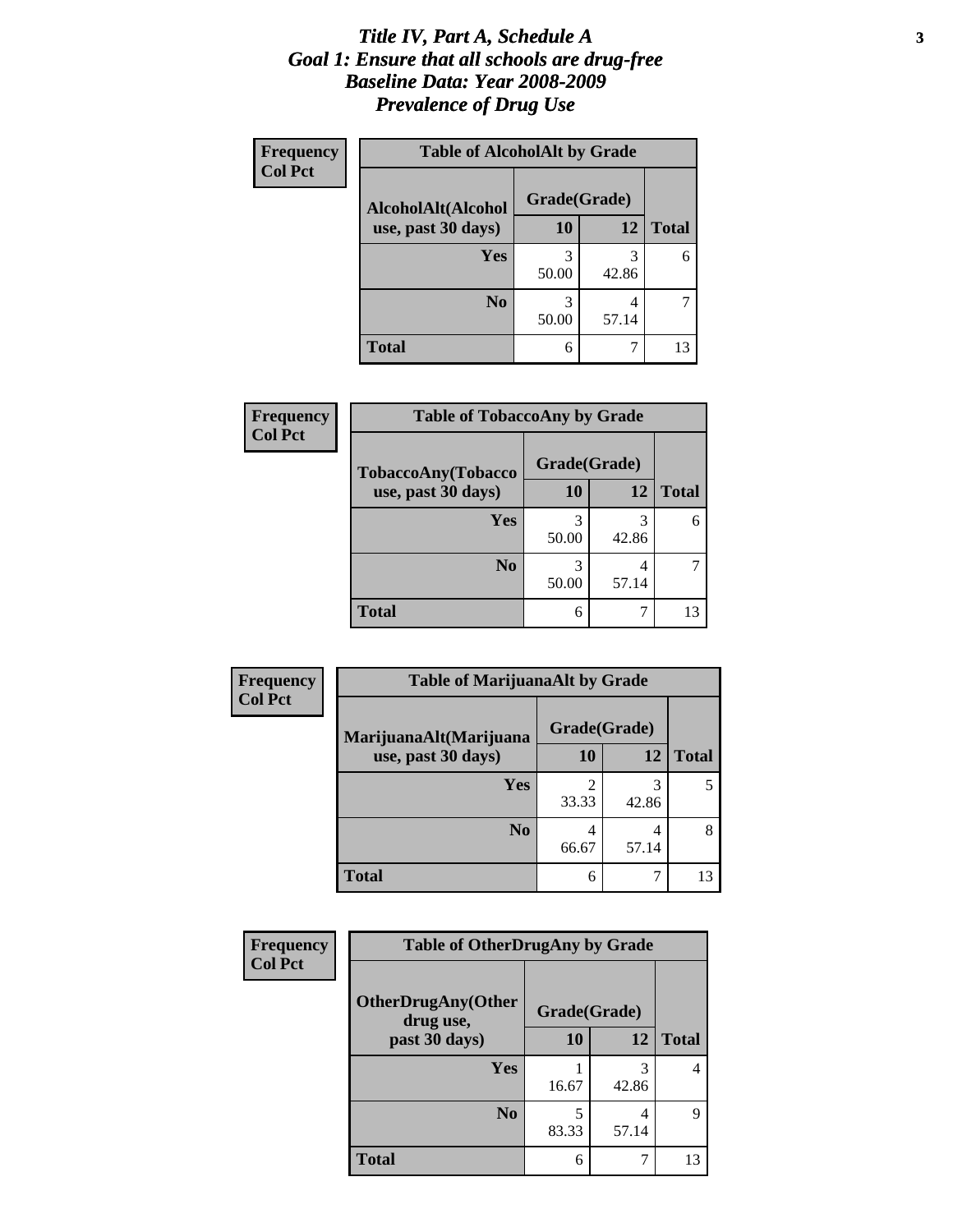# *Title IV, Part A, Schedule A*
# *Goal 1: Ensure that all schools are drug-free*
# *Baseline Data: Year 2008-2009*
# *Prevalence of Drug Use*

**Frequency**
**Col Pct**

| Table of AlcoholAlt by Grade | | | |
|---|---|---|---|
| **AlcoholAlt(Alcohol use, past 30 days)** | **Grade(Grade)** | | |
| | **10** | **12** | **Total** |
| **Yes** | 3<br>50.00 | 3<br>42.86 | 6 |
| **No** | 3<br>50.00 | 4<br>57.14 | 7 |
| **Total** | 6 | 7 | 13 |

**Frequency**
**Col Pct**

| Table of TobaccoAny by Grade | | | |
|---|---|---|---|
| **TobaccoAny(Tobacco use, past 30 days)** | **Grade(Grade)** | | |
| | **10** | **12** | **Total** |
| **Yes** | 3<br>50.00 | 3<br>42.86 | 6 |
| **No** | 3<br>50.00 | 4<br>57.14 | 7 |
| **Total** | 6 | 7 | 13 |

**Frequency**
**Col Pct**

| Table of MarijuanaAlt by Grade | | | |
|---|---|---|---|
| **MarijuanaAlt(Marijuana use, past 30 days)** | **Grade(Grade)** | | |
| | **10** | **12** | **Total** |
| **Yes** | 2<br>33.33 | 3<br>42.86 | 5 |
| **No** | 4<br>66.67 | 4<br>57.14 | 8 |
| **Total** | 6 | 7 | 13 |

**Frequency**
**Col Pct**

| Table of OtherDrugAny by Grade | | | |
|---|---|---|---|
| **OtherDrugAny(Other drug use, past 30 days)** | **Grade(Grade)** | | |
| | **10** | **12** | **Total** |
| **Yes** | 1<br>16.67 | 3<br>42.86 | 4 |
| **No** | 5<br>83.33 | 4<br>57.14 | 9 |
| **Total** | 6 | 7 | 13 |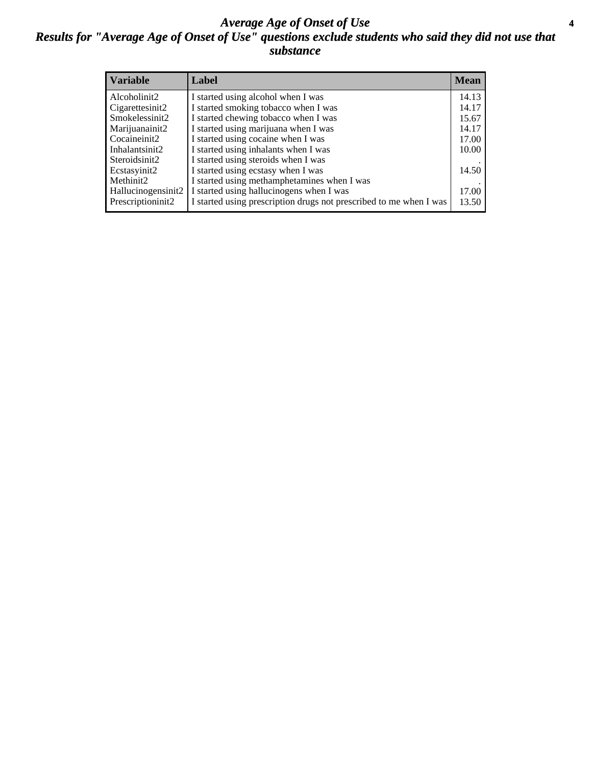# *Average Age of Onset of Use*

## *Results for "Average Age of Onset of Use" questions exclude students who said they did not use that substance*

| Variable | Label | Mean |
|---|---|---|
| Alcoholinit2 | I started using alcohol when I was | 14.13 |
| Cigarettesinit2 | I started smoking tobacco when I was | 14.17 |
| Smokelessinit2 | I started chewing tobacco when I was | 15.67 |
| Marijuanainit2 | I started using marijuana when I was | 14.17 |
| Cocaineinit2 | I started using cocaine when I was | 17.00 |
| Inhalantsinit2 | I started using inhalants when I was | 10.00 |
| Steroidsinit2 | I started using steroids when I was | . |
| Ecstasyinit2 | I started using ecstasy when I was | 14.50 |
| Methinit2 | I started using methamphetamines when I was | . |
| Hallucinogensinit2 | I started using hallucinogens when I was | 17.00 |
| Prescriptioninit2 | I started using prescription drugs not prescribed to me when I was | 13.50 |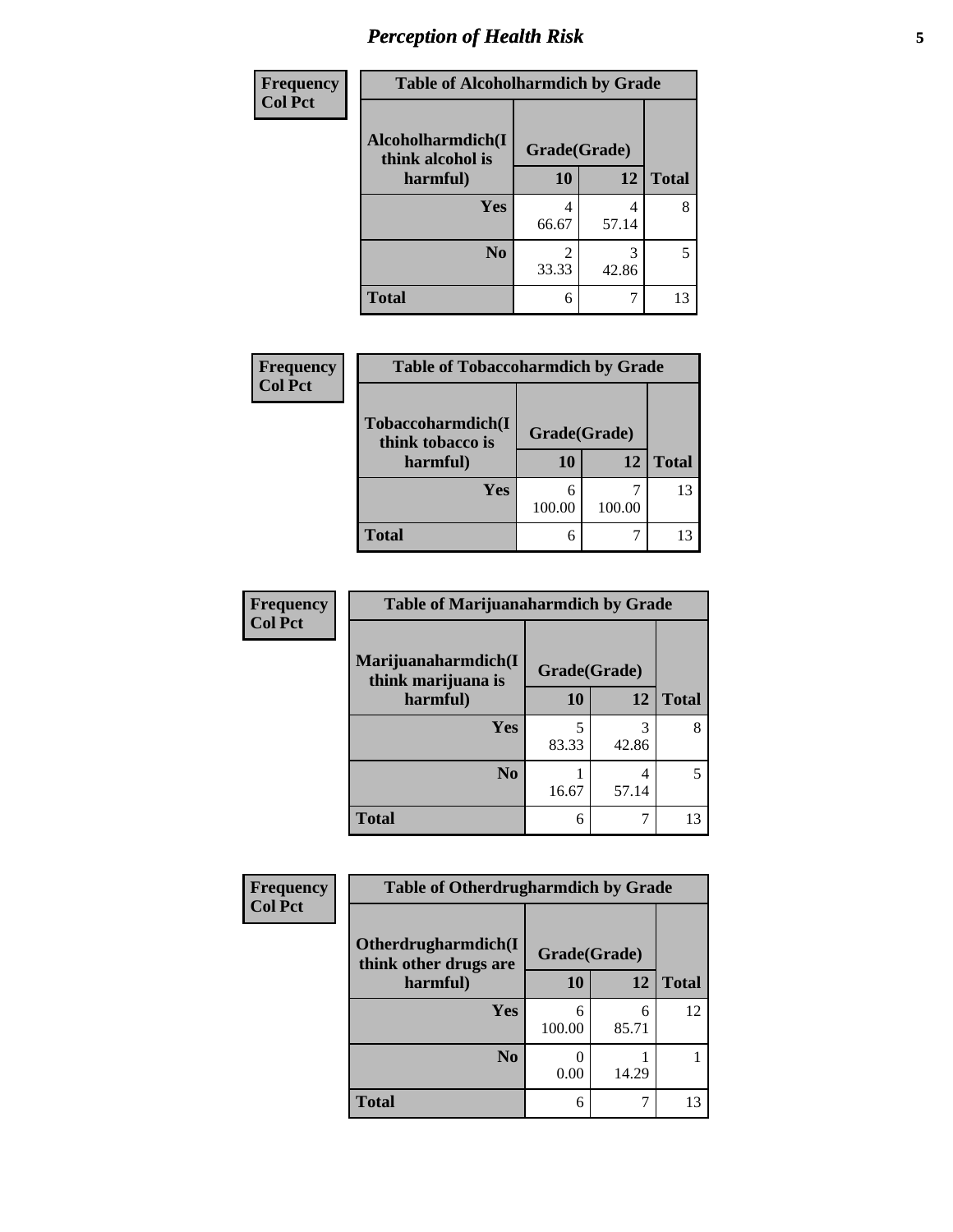## *Perception of Health Risk*

| Frequency<br>Col Pct | Table of Alcoholharmdich by Grade | | |
|---|---|---|---|
| Alcoholharmdich(I think alcohol is harmful) | Grade(Grade) | | |
| | 10 | 12 | Total |
| Yes | 4<br>66.67 | 4<br>57.14 | 8 |
| No | 2<br>33.33 | 3<br>42.86 | 5 |
| Total | 6 | 7 | 13 |

| Frequency<br>Col Pct | Table of Tobaccoharmdich by Grade | | |
|---|---|---|---|
| Tobaccoharmdich(I think tobacco is harmful) | Grade(Grade) | | |
| | 10 | 12 | Total |
| Yes | 6<br>100.00 | 7<br>100.00 | 13 |
| Total | 6 | 7 | 13 |

| Frequency<br>Col Pct | Table of Marijuanaharmdich by Grade | | |
|---|---|---|---|
| Marijuanaharmdich(I think marijuana is harmful) | Grade(Grade) | | |
| | 10 | 12 | Total |
| Yes | 5<br>83.33 | 3<br>42.86 | 8 |
| No | 1<br>16.67 | 4<br>57.14 | 5 |
| Total | 6 | 7 | 13 |

| Frequency<br>Col Pct | Table of Otherdrugharmdich by Grade | | |
|---|---|---|---|
| Otherdrugharmdich(I think other drugs are harmful) | Grade(Grade) | | |
| | 10 | 12 | Total |
| Yes | 6<br>100.00 | 6<br>85.71 | 12 |
| No | 0<br>0.00 | 1<br>14.29 | 1 |
| Total | 6 | 7 | 13 |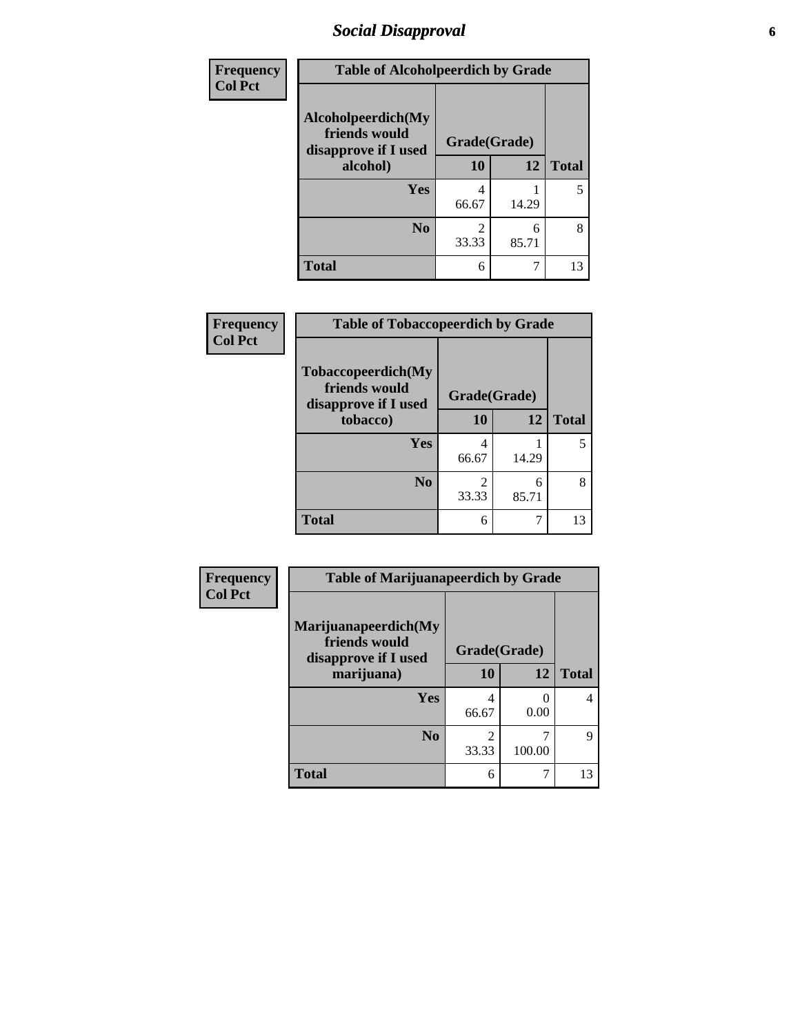# Social Disapproval

**Frequency**
**Col Pct**

| Table of Alcoholpeerdich by Grade | | | |
|---|---|---|---|
| **Alcoholpeerdich(My friends would disapprove if I used alcohol)** | **Grade(Grade)** | | **Total** |
| | **10** | **12** | |
| **Yes** | 4<br>66.67 | 1<br>14.29 | 5 |
| **No** | 2<br>33.33 | 6<br>85.71 | 8 |
| **Total** | 6 | 7 | 13 |

**Frequency**
**Col Pct**

| Table of Tobaccopeerdich by Grade | | | |
|---|---|---|---|
| **Tobaccopeerdich(My friends would disapprove if I used tobacco)** | **Grade(Grade)** | | **Total** |
| | **10** | **12** | |
| **Yes** | 4<br>66.67 | 1<br>14.29 | 5 |
| **No** | 2<br>33.33 | 6<br>85.71 | 8 |
| **Total** | 6 | 7 | 13 |

**Frequency**
**Col Pct**

| Table of Marijuanapeerdich by Grade | | | |
|---|---|---|---|
| **Marijuanapeerdich(My friends would disapprove if I used marijuana)** | **Grade(Grade)** | | **Total** |
| | **10** | **12** | |
| **Yes** | 4<br>66.67 | 0<br>0.00 | 4 |
| **No** | 2<br>33.33 | 7<br>100.00 | 9 |
| **Total** | 6 | 7 | 13 |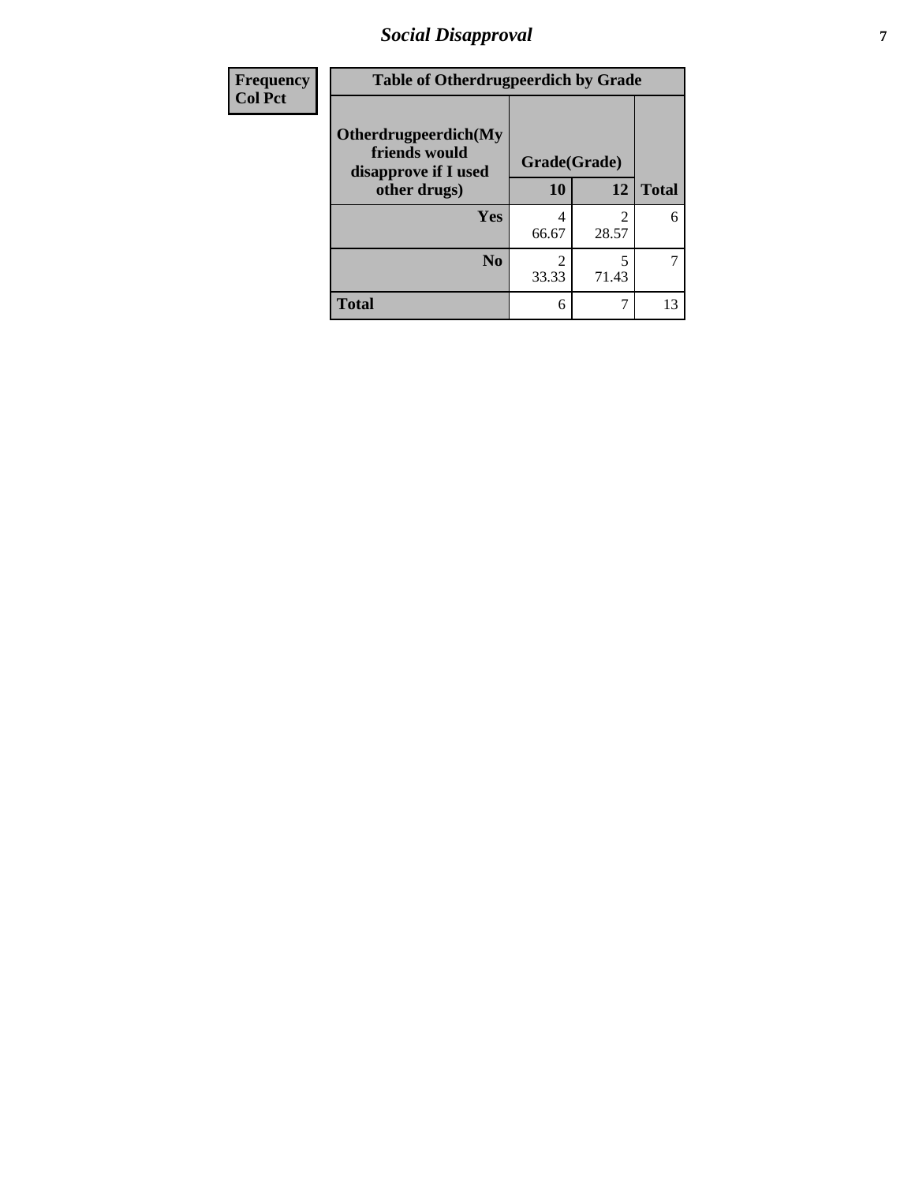| Frequency<br>Col Pct | Table of Otherdrugpeerdich by Grade | | |
|---|---|---|---|
| Otherdrugpeerdich(My friends would disapprove if I used other drugs) | Grade(Grade) | | |
| | 10 | 12 | Total |
| Yes | 4<br>66.67 | 2<br>28.57 | 6 |
| No | 2<br>33.33 | 5<br>71.43 | 7 |
| Total | 6 | 7 | 13 |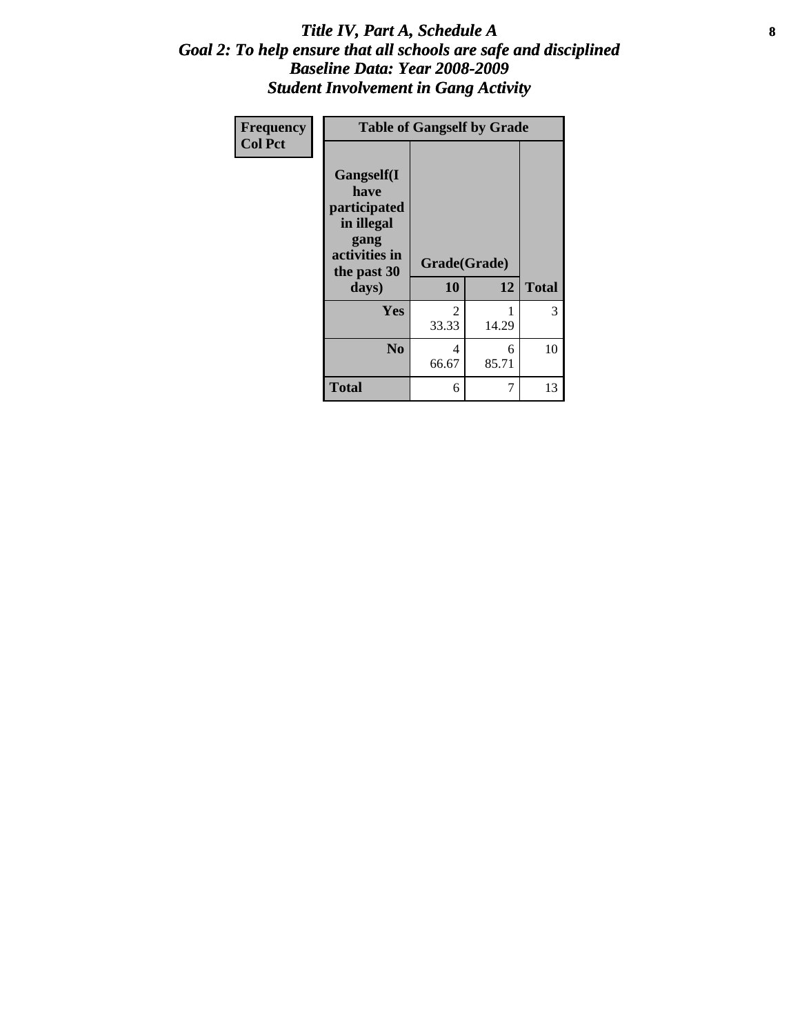# *Title IV, Part A, Schedule A*
# *Goal 2: To help ensure that all schools are safe and disciplined*
# *Baseline Data: Year 2008-2009*
# *Student Involvement in Gang Activity*

| **Frequency**<br>**Col Pct** |
|---|

| **Table of Gangself by Grade** | | | |
|---|---|---|---|
| **Gangself(I have participated in illegal gang activities in the past 30 days)** | **Grade(Grade)** | | |
| | **10** | **12** | **Total** |
| **Yes** | 2<br>33.33 | 1<br>14.29 | 3 |
| **No** | 4<br>66.67 | 6<br>85.71 | 10 |
| **Total** | 6 | 7 | 13 |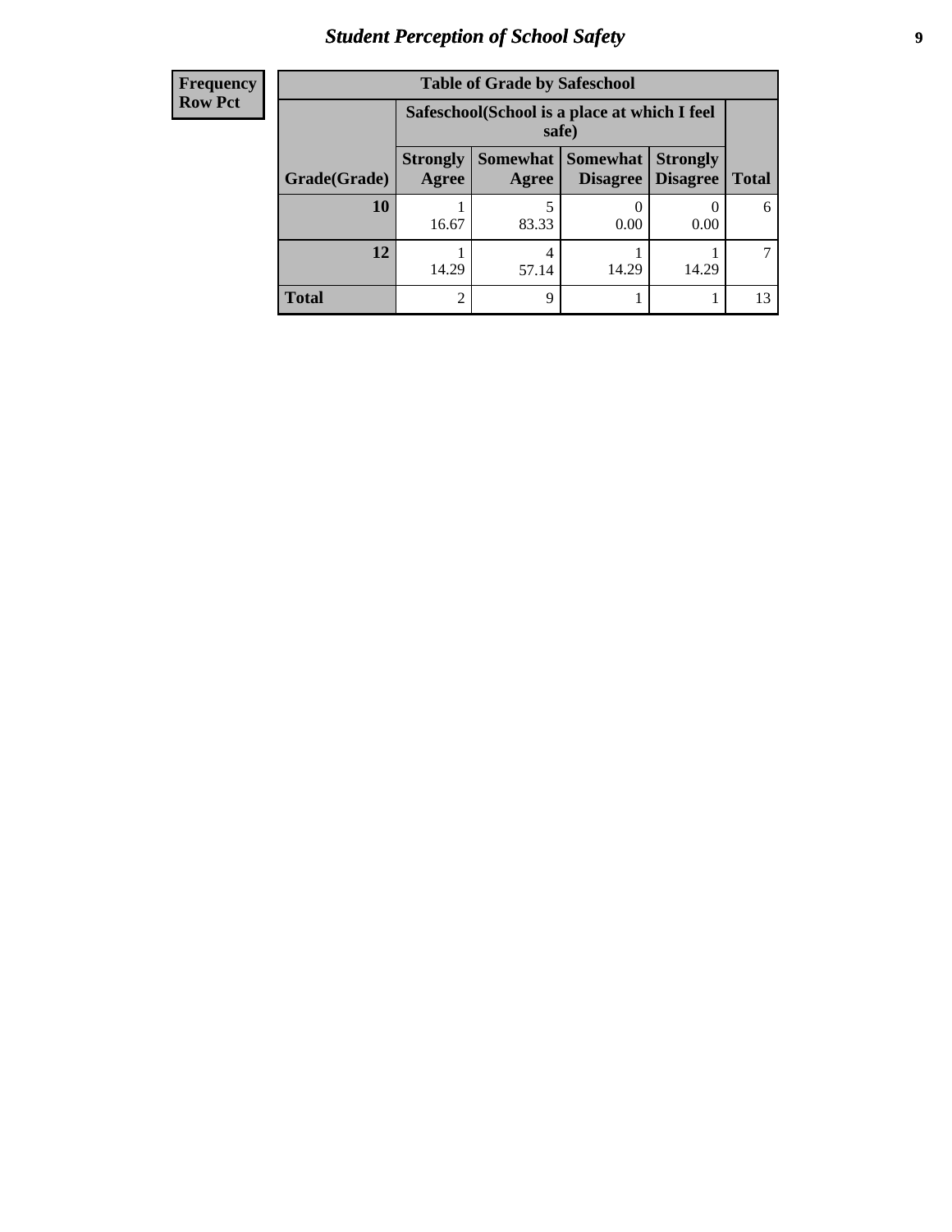| Frequency<br>Row Pct |
|---|

**Table of Grade by Safeschool**

| Grade(Grade) | Safeschool(School is a place at which I feel safe) | | | | Total |
|---|---|---|---|---|---|
| | Strongly Agree | Somewhat Agree | Somewhat Disagree | Strongly Disagree | |
| **10** | 1<br>16.67 | 5<br>83.33 | 0<br>0.00 | 0<br>0.00 | 6 |
| **12** | 1<br>14.29 | 4<br>57.14 | 1<br>14.29 | 1<br>14.29 | 7 |
| **Total** | 2 | 9 | 1 | 1 | 13 |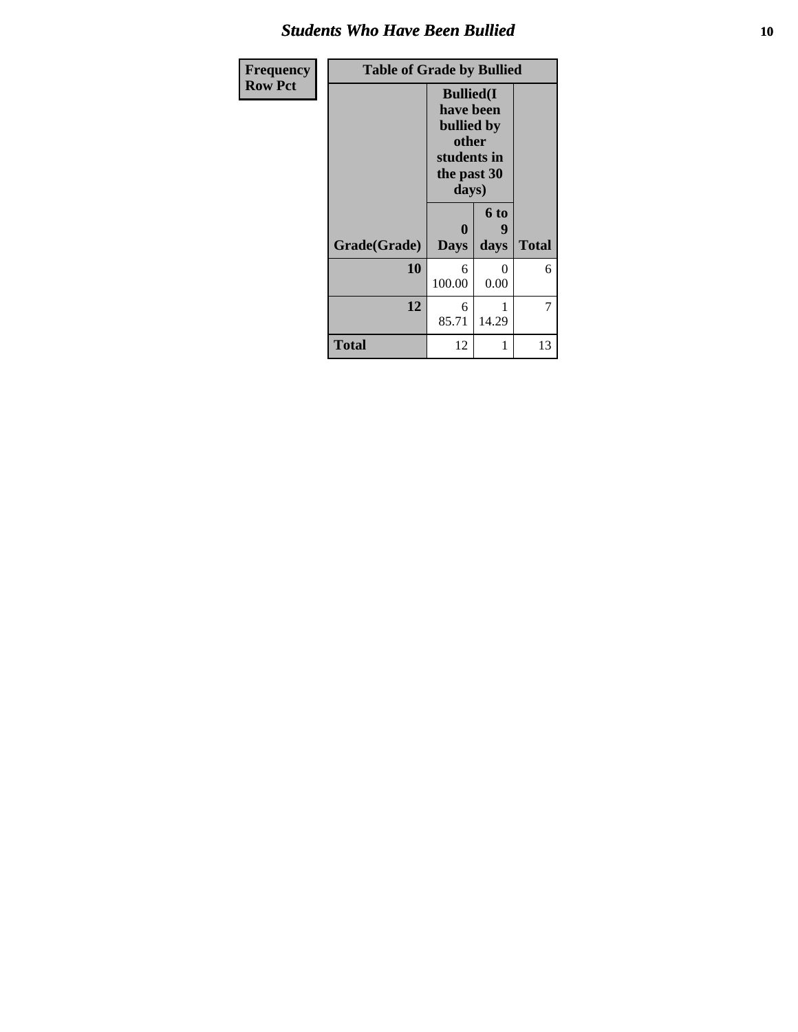## Students Who Have Been Bullied

| Frequency<br>Row Pct |
|---|

**Table of Grade by Bullied**

| Grade(Grade) | Bullied(I have been bullied by other students in the past 30 days) | | Total |
|---|---|---|---|
| | 0 Days | 6 to 9 days | |
| **10** | 6<br>100.00 | 0<br>0.00 | 6 |
| **12** | 6<br>85.71 | 1<br>14.29 | 7 |
| **Total** | 12 | 1 | 13 |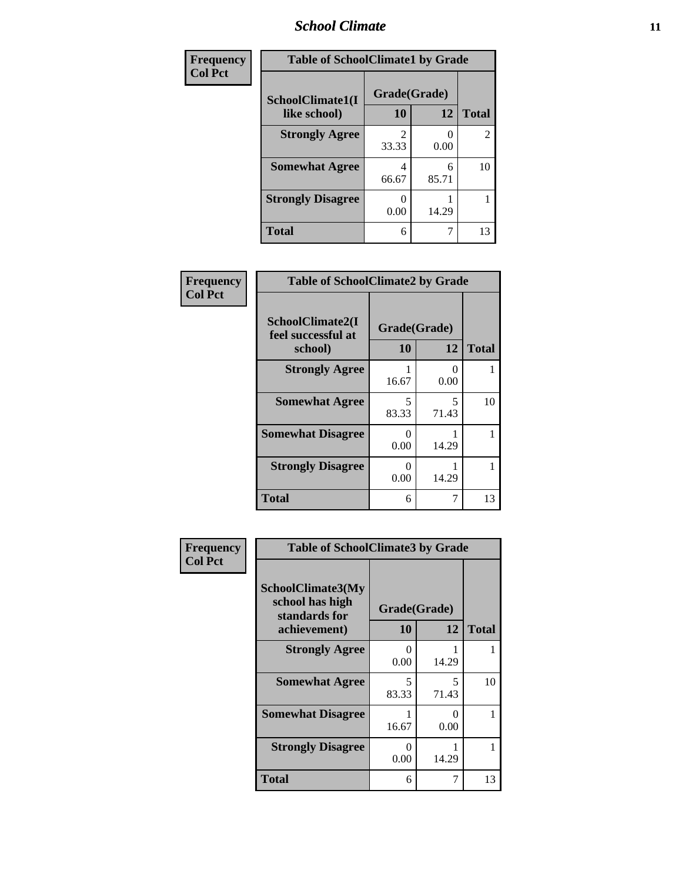## School Climate

**Frequency**
**Col Pct**

| Table of SchoolClimate1 by Grade | | | |
|---|---|---|---|
| SchoolClimate1(I like school) | Grade(Grade) | | |
| | 10 | 12 | Total |
| Strongly Agree | 2<br>33.33 | 0<br>0.00 | 2 |
| Somewhat Agree | 4<br>66.67 | 6<br>85.71 | 10 |
| Strongly Disagree | 0<br>0.00 | 1<br>14.29 | 1 |
| Total | 6 | 7 | 13 |

**Frequency**
**Col Pct**

| Table of SchoolClimate2 by Grade | | | |
|---|---|---|---|
| SchoolClimate2(I feel successful at school) | Grade(Grade) | | |
| | 10 | 12 | Total |
| Strongly Agree | 1<br>16.67 | 0<br>0.00 | 1 |
| Somewhat Agree | 5<br>83.33 | 5<br>71.43 | 10 |
| Somewhat Disagree | 0<br>0.00 | 1<br>14.29 | 1 |
| Strongly Disagree | 0<br>0.00 | 1<br>14.29 | 1 |
| Total | 6 | 7 | 13 |

**Frequency**
**Col Pct**

| Table of SchoolClimate3 by Grade | | | |
|---|---|---|---|
| SchoolClimate3(My school has high standards for achievement) | Grade(Grade) | | |
| | 10 | 12 | Total |
| Strongly Agree | 0<br>0.00 | 1<br>14.29 | 1 |
| Somewhat Agree | 5<br>83.33 | 5<br>71.43 | 10 |
| Somewhat Disagree | 1<br>16.67 | 0<br>0.00 | 1 |
| Strongly Disagree | 0<br>0.00 | 1<br>14.29 | 1 |
| Total | 6 | 7 | 13 |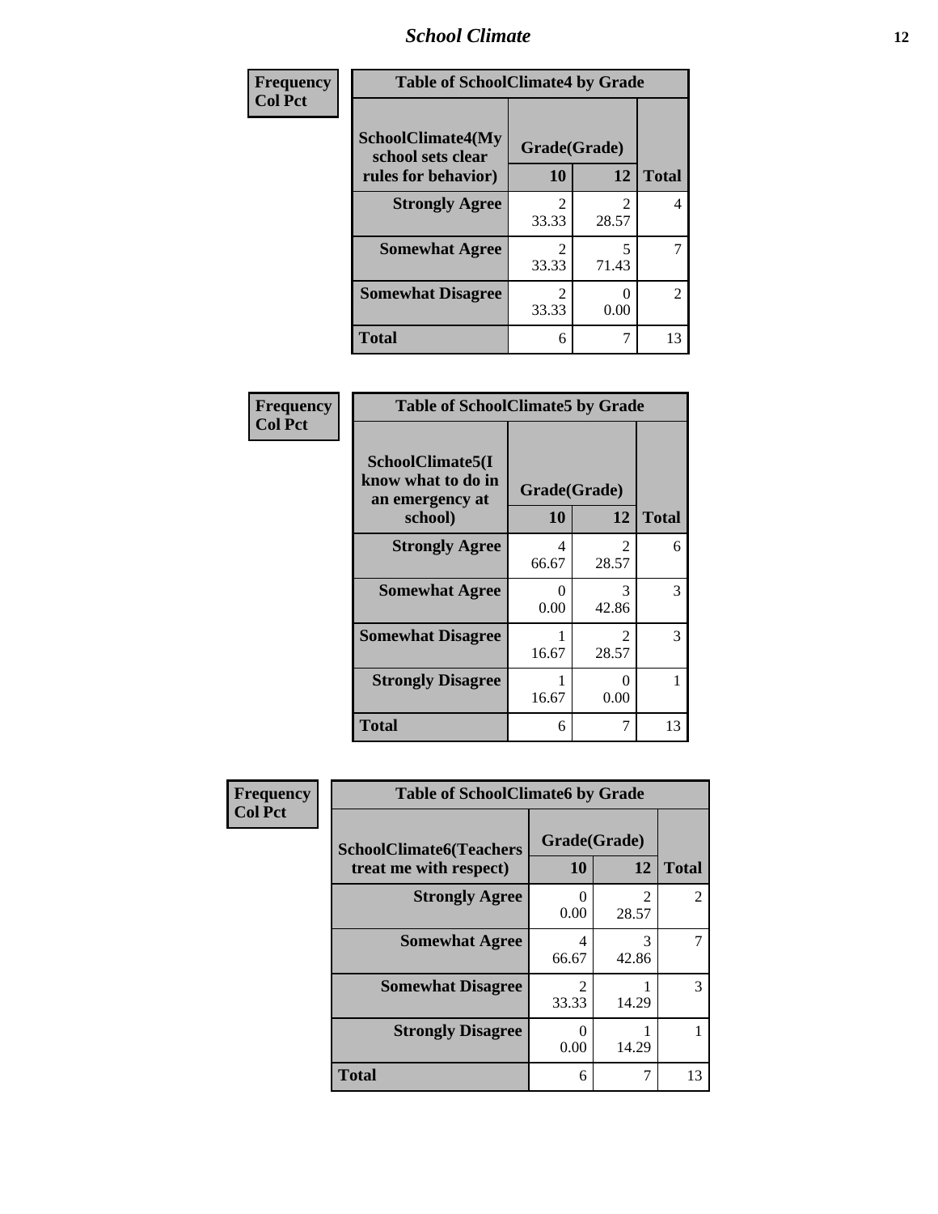## School Climate

**Frequency**
**Col Pct**

| Table of SchoolClimate4 by Grade | | | |
|---|---|---|---|
| SchoolClimate4(My school sets clear rules for behavior) | Grade(Grade) | | |
| | 10 | 12 | Total |
| **Strongly Agree** | 2<br>33.33 | 2<br>28.57 | 4 |
| **Somewhat Agree** | 2<br>33.33 | 5<br>71.43 | 7 |
| **Somewhat Disagree** | 2<br>33.33 | 0<br>0.00 | 2 |
| **Total** | 6 | 7 | 13 |

**Frequency**
**Col Pct**

| Table of SchoolClimate5 by Grade | | | |
|---|---|---|---|
| SchoolClimate5(I know what to do in an emergency at school) | Grade(Grade) | | |
| | 10 | 12 | Total |
| **Strongly Agree** | 4<br>66.67 | 2<br>28.57 | 6 |
| **Somewhat Agree** | 0<br>0.00 | 3<br>42.86 | 3 |
| **Somewhat Disagree** | 1<br>16.67 | 2<br>28.57 | 3 |
| **Strongly Disagree** | 1<br>16.67 | 0<br>0.00 | 1 |
| **Total** | 6 | 7 | 13 |

**Frequency**
**Col Pct**

| Table of SchoolClimate6 by Grade | | | |
|---|---|---|---|
| SchoolClimate6(Teachers treat me with respect) | Grade(Grade) | | |
| | 10 | 12 | Total |
| **Strongly Agree** | 0<br>0.00 | 2<br>28.57 | 2 |
| **Somewhat Agree** | 4<br>66.67 | 3<br>42.86 | 7 |
| **Somewhat Disagree** | 2<br>33.33 | 1<br>14.29 | 3 |
| **Strongly Disagree** | 0<br>0.00 | 1<br>14.29 | 1 |
| **Total** | 6 | 7 | 13 |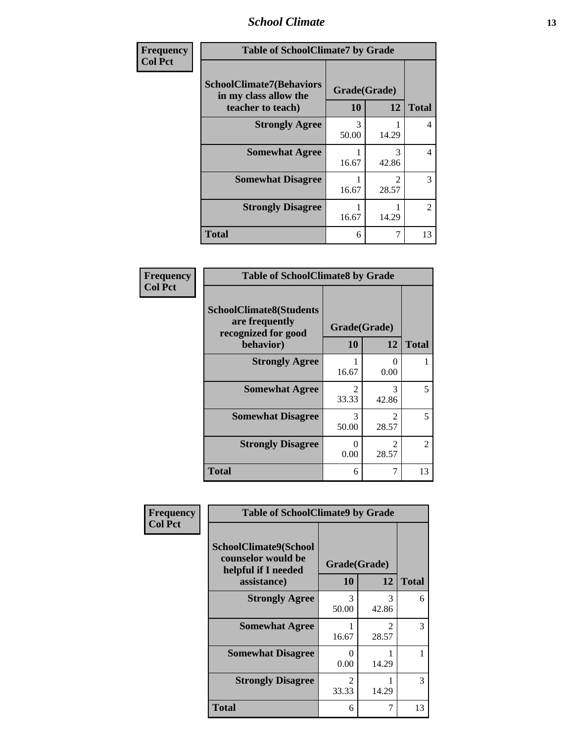| Frequency<br>Col Pct | Table of SchoolClimate7 by Grade | | |
|---|---|---|---|
| SchoolClimate7(Behaviors in my class allow the teacher to teach) | Grade(Grade) | | |
| | 10 | 12 | Total |
| Strongly Agree | 3<br>50.00 | 1<br>14.29 | 4 |
| Somewhat Agree | 1<br>16.67 | 3<br>42.86 | 4 |
| Somewhat Disagree | 1<br>16.67 | 2<br>28.57 | 3 |
| Strongly Disagree | 1<br>16.67 | 1<br>14.29 | 2 |
| Total | 6 | 7 | 13 |

| Frequency<br>Col Pct | Table of SchoolClimate8 by Grade | | |
|---|---|---|---|
| SchoolClimate8(Students are frequently recognized for good behavior) | Grade(Grade) | | |
| | 10 | 12 | Total |
| Strongly Agree | 1<br>16.67 | 0<br>0.00 | 1 |
| Somewhat Agree | 2<br>33.33 | 3<br>42.86 | 5 |
| Somewhat Disagree | 3<br>50.00 | 2<br>28.57 | 5 |
| Strongly Disagree | 0<br>0.00 | 2<br>28.57 | 2 |
| Total | 6 | 7 | 13 |

| Frequency<br>Col Pct | Table of SchoolClimate9 by Grade | | |
|---|---|---|---|
| SchoolClimate9(School counselor would be helpful if I needed assistance) | Grade(Grade) | | |
| | 10 | 12 | Total |
| Strongly Agree | 3<br>50.00 | 3<br>42.86 | 6 |
| Somewhat Agree | 1<br>16.67 | 2<br>28.57 | 3 |
| Somewhat Disagree | 0<br>0.00 | 1<br>14.29 | 1 |
| Strongly Disagree | 2<br>33.33 | 1<br>14.29 | 3 |
| Total | 6 | 7 | 13 |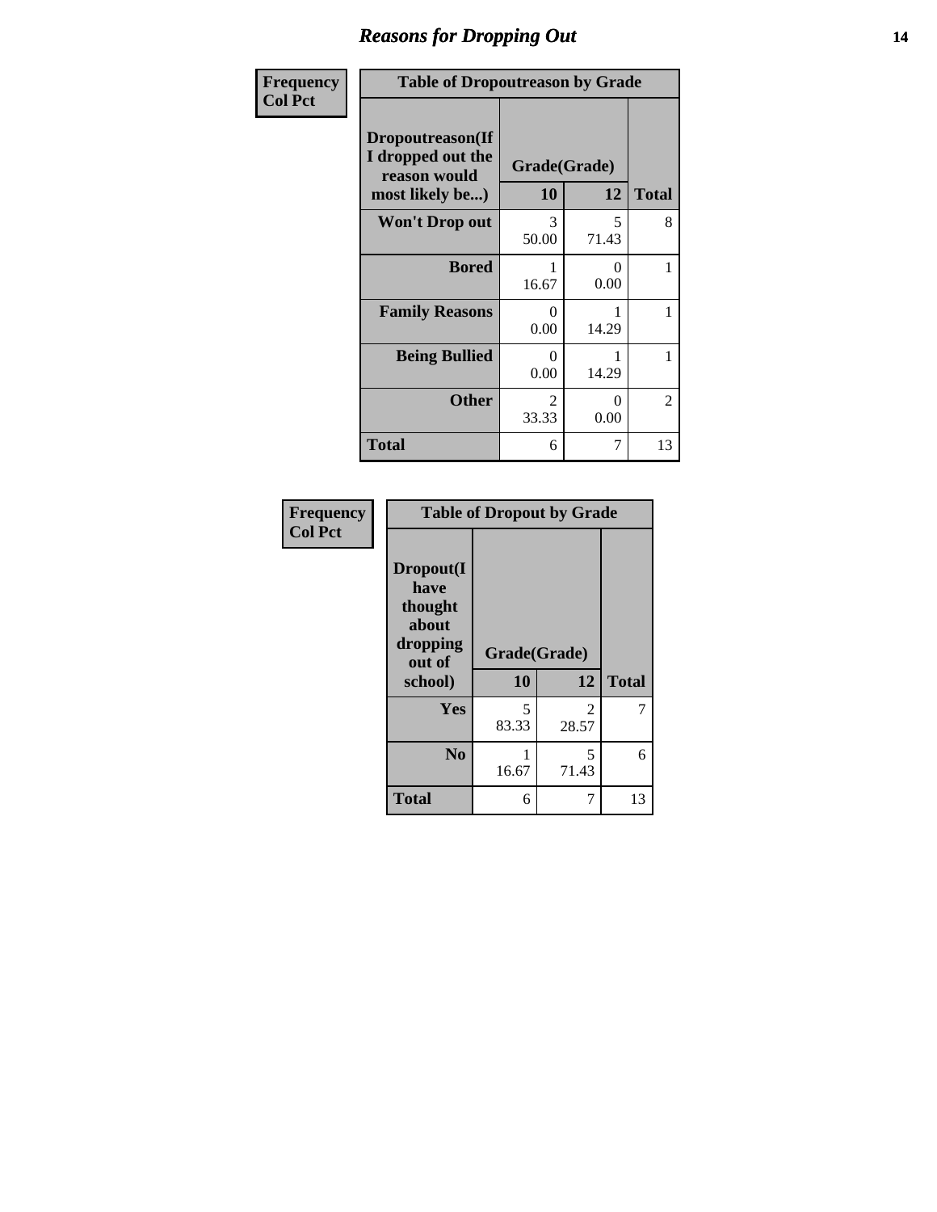## Reasons for Dropping Out

| Frequency<br>Col Pct | Table of Dropoutreason by Grade | | |
|---|---|---|---|
| **Dropoutreason(If I dropped out the reason would most likely be...)** | **Grade(Grade)** | | |
| | **10** | **12** | **Total** |
| **Won't Drop out** | 3<br>50.00 | 5<br>71.43 | 8 |
| **Bored** | 1<br>16.67 | 0<br>0.00 | 1 |
| **Family Reasons** | 0<br>0.00 | 1<br>14.29 | 1 |
| **Being Bullied** | 0<br>0.00 | 1<br>14.29 | 1 |
| **Other** | 2<br>33.33 | 0<br>0.00 | 2 |
| **Total** | 6 | 7 | 13 |

| Frequency<br>Col Pct | Table of Dropout by Grade | | |
|---|---|---|---|
| **Dropout(I have thought about dropping out of school)** | **Grade(Grade)** | | |
| | **10** | **12** | **Total** |
| **Yes** | 5<br>83.33 | 2<br>28.57 | 7 |
| **No** | 1<br>16.67 | 5<br>71.43 | 6 |
| **Total** | 6 | 7 | 13 |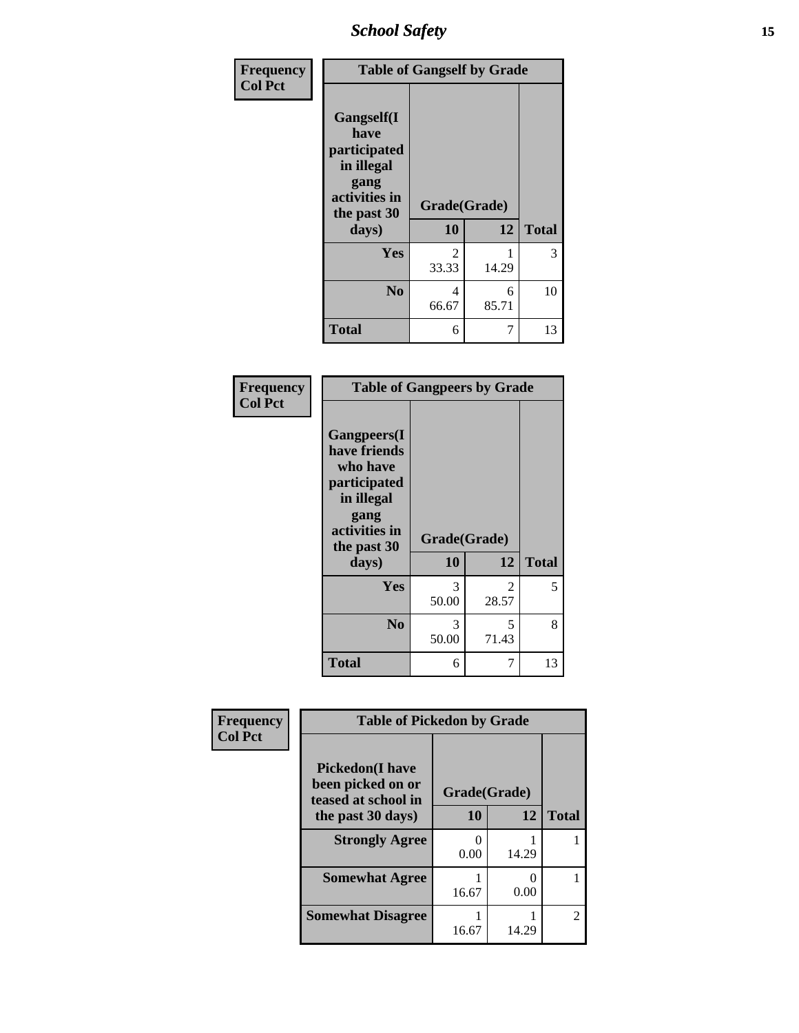| Frequency Col Pct | Table of Gangself by Grade | | |
|---|---|---|---|
| Gangself(I have participated in illegal gang activities in the past 30 days) | Grade(Grade) | | |
| | 10 | 12 | Total |
| Yes | 2<br>33.33 | 1<br>14.29 | 3 |
| No | 4<br>66.67 | 6<br>85.71 | 10 |
| Total | 6 | 7 | 13 |

| Frequency Col Pct | Table of Gangpeers by Grade | | |
|---|---|---|---|
| Gangpeers(I have friends who have participated in illegal gang activities in the past 30 days) | Grade(Grade) | | |
| | 10 | 12 | Total |
| Yes | 3<br>50.00 | 2<br>28.57 | 5 |
| No | 3<br>50.00 | 5<br>71.43 | 8 |
| Total | 6 | 7 | 13 |

| Frequency Col Pct | Table of Pickedon by Grade | | |
|---|---|---|---|
| Pickedon(I have been picked on or teased at school in the past 30 days) | Grade(Grade) | | |
| | 10 | 12 | Total |
| Strongly Agree | 0<br>0.00 | 1<br>14.29 | 1 |
| Somewhat Agree | 1<br>16.67 | 0<br>0.00 | 1 |
| Somewhat Disagree | 1<br>16.67 | 1<br>14.29 | 2 |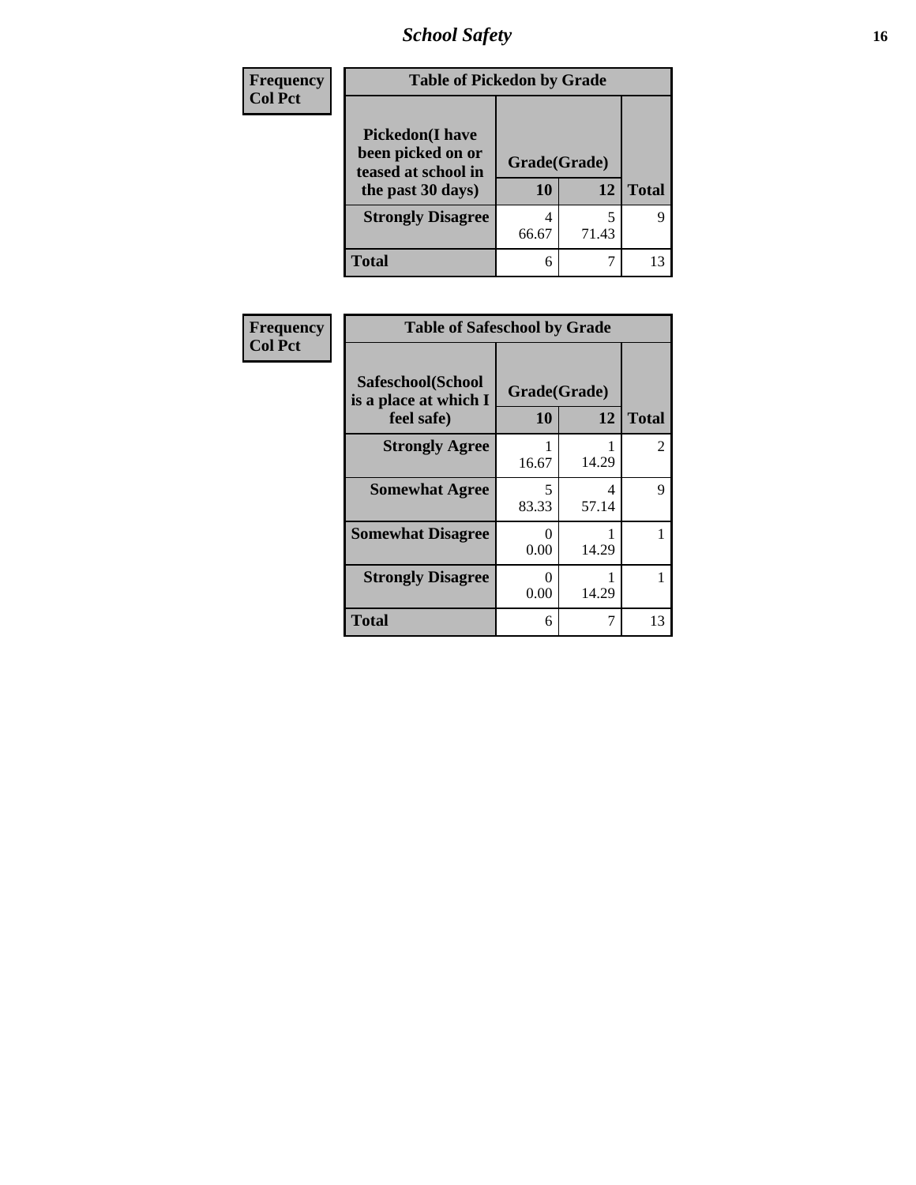| Frequency<br>Col Pct | Table of Pickedon by Grade | | |
|---|---|---|---|
| **Pickedon(I have been picked on or teased at school in the past 30 days)** | **Grade(Grade)** | | **Total** |
| | **10** | **12** | |
| **Strongly Disagree** | 4<br>66.67 | 5<br>71.43 | 9 |
| **Total** | 6 | 7 | 13 |

| Frequency<br>Col Pct | Table of Safeschool by Grade | | |
|---|---|---|---|
| **Safeschool(School is a place at which I feel safe)** | **Grade(Grade)** | | **Total** |
| | **10** | **12** | |
| **Strongly Agree** | 1<br>16.67 | 1<br>14.29 | 2 |
| **Somewhat Agree** | 5<br>83.33 | 4<br>57.14 | 9 |
| **Somewhat Disagree** | 0<br>0.00 | 1<br>14.29 | 1 |
| **Strongly Disagree** | 0<br>0.00 | 1<br>14.29 | 1 |
| **Total** | 6 | 7 | 13 |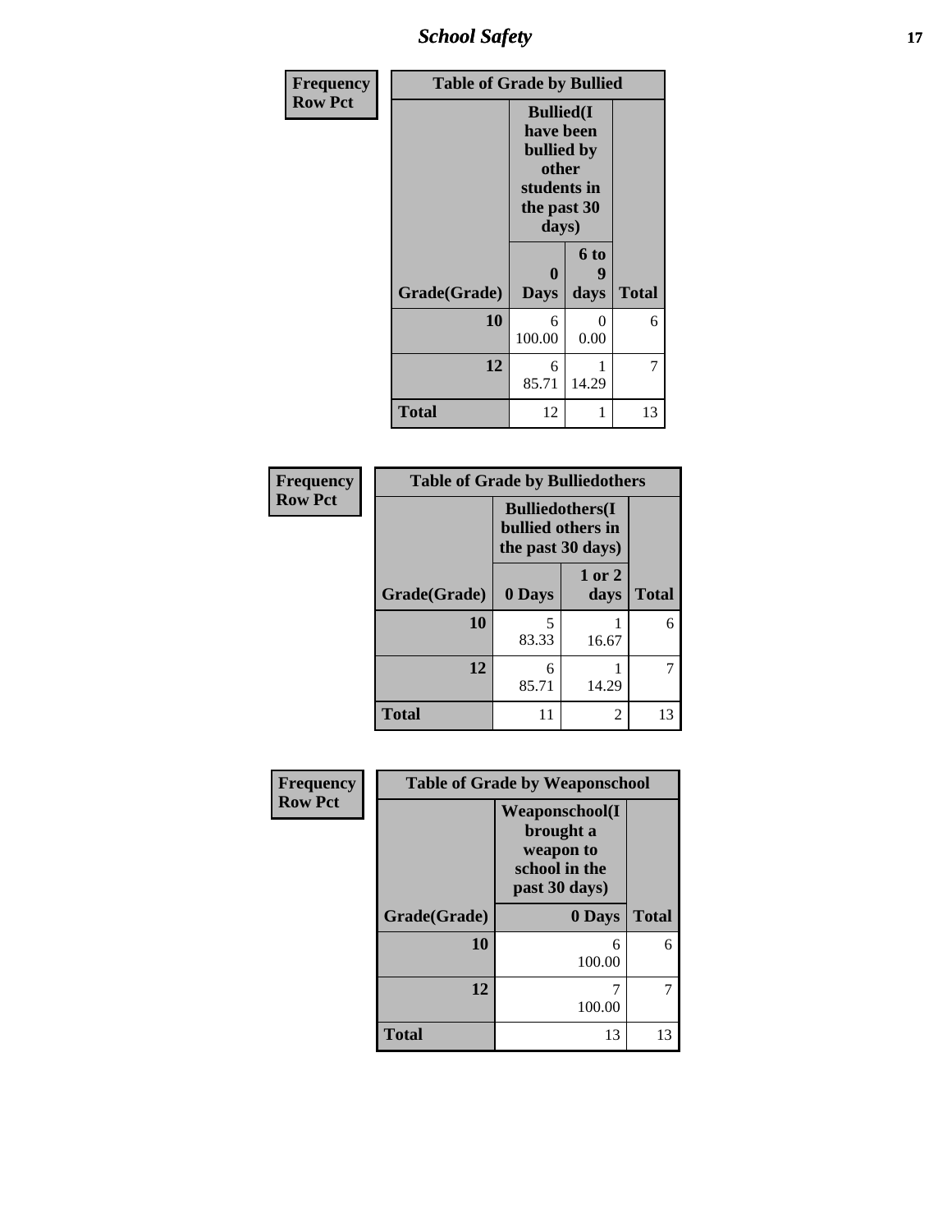## School Safety

| Frequency Row Pct | Table of Grade by Bullied | | |
|---|---|---|---|
| | Bullied(I have been bullied by other students in the past 30 days) | | |
| Grade(Grade) | 0 Days | 6 to 9 days | Total |
| 10 | 6<br>100.00 | 0<br>0.00 | 6 |
| 12 | 6<br>85.71 | 1<br>14.29 | 7 |
| Total | 12 | 1 | 13 |

| Frequency Row Pct | Table of Grade by Bulliedothers | | |
|---|---|---|---|
| | Bulliedothers(I bullied others in the past 30 days) | | |
| Grade(Grade) | 0 Days | 1 or 2 days | Total |
| 10 | 5<br>83.33 | 1<br>16.67 | 6 |
| 12 | 6<br>85.71 | 1<br>14.29 | 7 |
| Total | 11 | 2 | 13 |

| Frequency Row Pct | Table of Grade by Weaponschool | |
|---|---|---|
| | Weaponschool(I brought a weapon to school in the past 30 days) | |
| Grade(Grade) | 0 Days | Total |
| 10 | 6<br>100.00 | 6 |
| 12 | 7<br>100.00 | 7 |
| Total | 13 | 13 |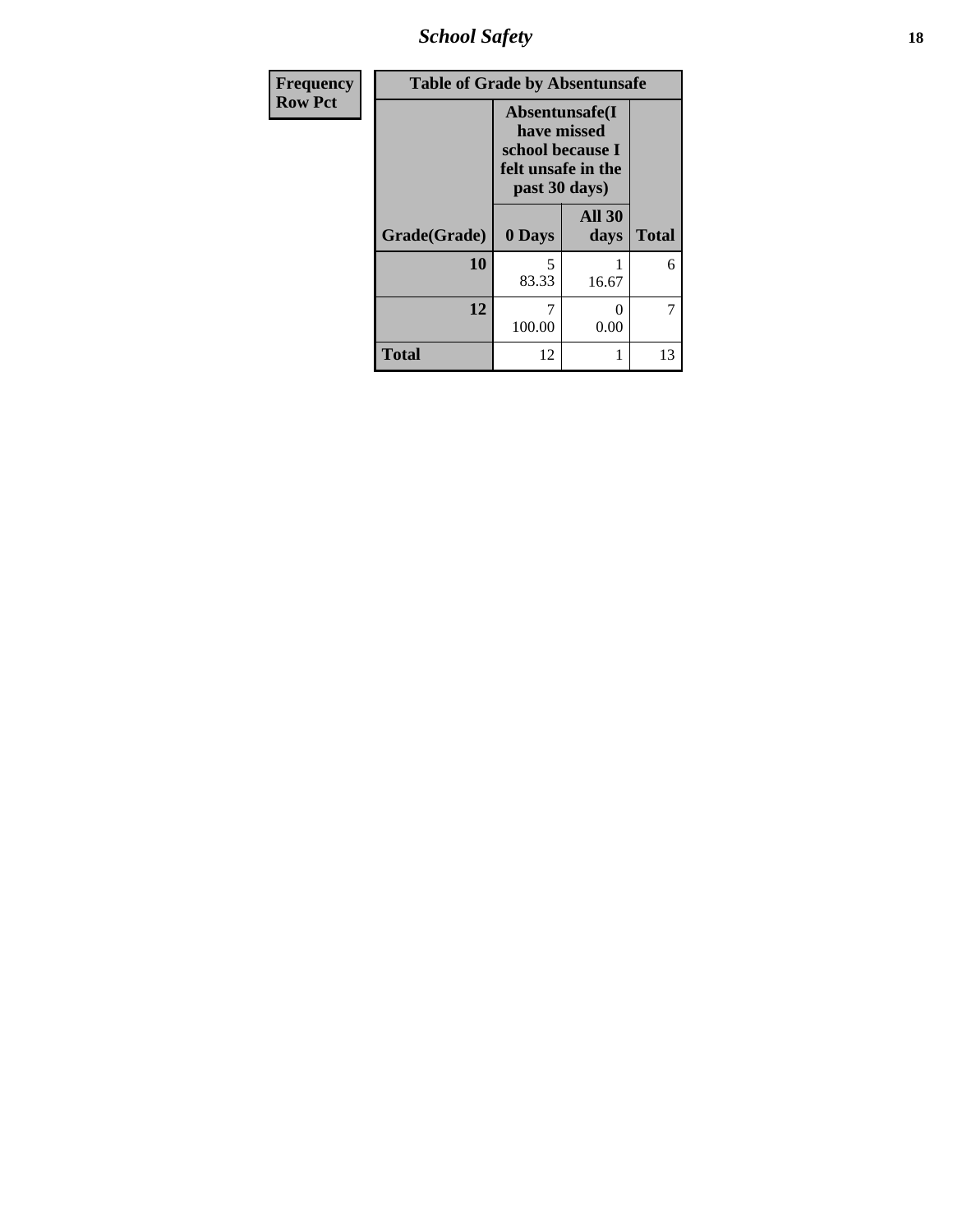| Frequency<br>Row Pct |
|---|

| Table of Grade by Absentunsafe | | | |
|---|---|---|---|
| | Absentunsafe(I have missed school because I felt unsafe in the past 30 days) | | |
| Grade(Grade) | 0 Days | All 30 days | Total |
| 10 | 5<br>83.33 | 1<br>16.67 | 6 |
| 12 | 7<br>100.00 | 0<br>0.00 | 7 |
| Total | 12 | 1 | 13 |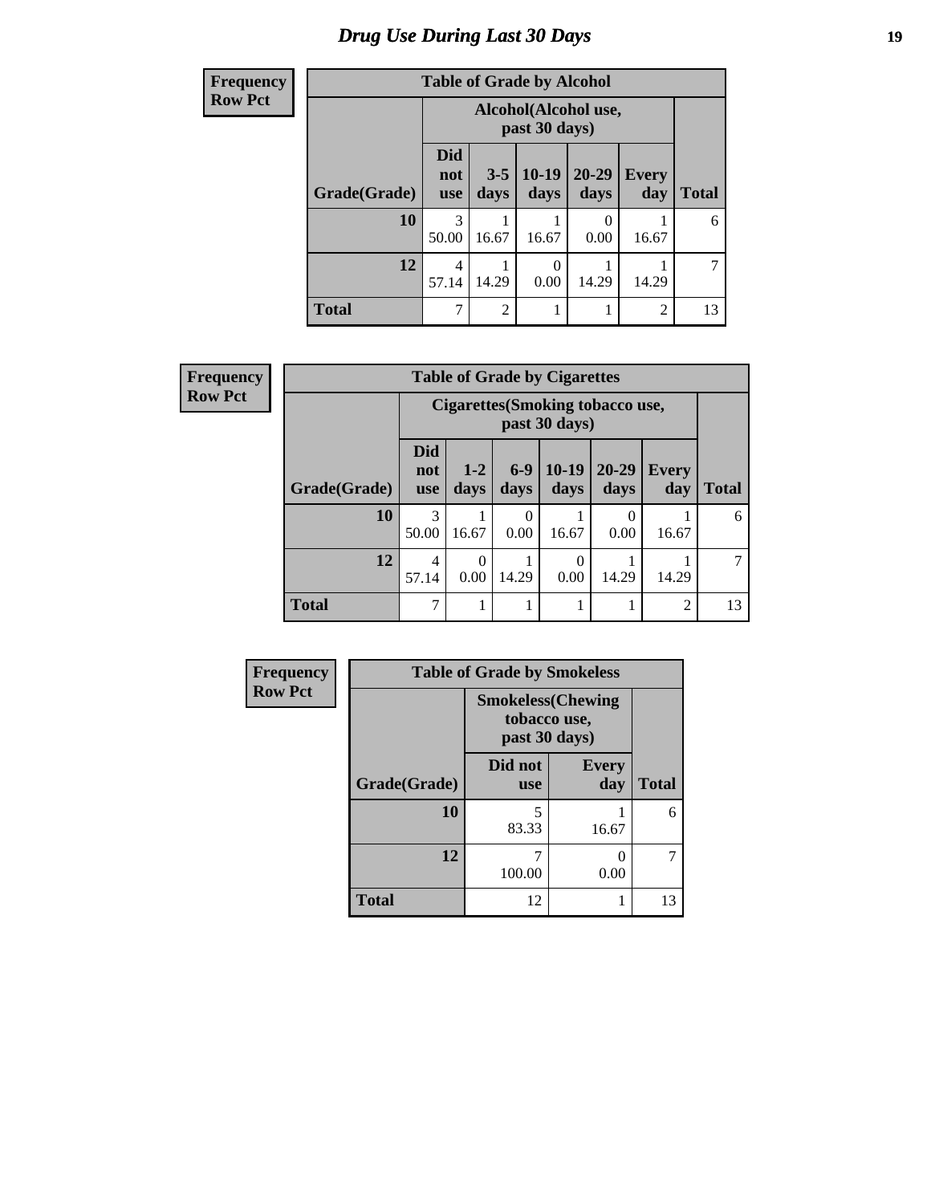## Drug Use During Last 30 Days

| Frequency Row Pct | | | | | | |
|---|---|---|---|---|---|---|
| **Table of Grade by Alcohol** | | | | | | |
| | **Alcohol(Alcohol use, past 30 days)** | | | | | |
| **Grade(Grade)** | **Did not use** | **3-5 days** | **10-19 days** | **20-29 days** | **Every day** | **Total** |
| **10** | 3<br>50.00 | 1<br>16.67 | 1<br>16.67 | 0<br>0.00 | 1<br>16.67 | 6 |
| **12** | 4<br>57.14 | 1<br>14.29 | 0<br>0.00 | 1<br>14.29 | 1<br>14.29 | 7 |
| **Total** | 7 | 2 | 1 | 1 | 2 | 13 |

| Frequency Row Pct | | | | | | | |
|---|---|---|---|---|---|---|---|
| **Table of Grade by Cigarettes** | | | | | | | |
| | **Cigarettes(Smoking tobacco use, past 30 days)** | | | | | | |
| **Grade(Grade)** | **Did not use** | **1-2 days** | **6-9 days** | **10-19 days** | **20-29 days** | **Every day** | **Total** |
| **10** | 3<br>50.00 | 1<br>16.67 | 0<br>0.00 | 1<br>16.67 | 0<br>0.00 | 1<br>16.67 | 6 |
| **12** | 4<br>57.14 | 0<br>0.00 | 1<br>14.29 | 0<br>0.00 | 1<br>14.29 | 1<br>14.29 | 7 |
| **Total** | 7 | 1 | 1 | 1 | 1 | 2 | 13 |

| Frequency Row Pct | | | |
|---|---|---|---|
| **Table of Grade by Smokeless** | | | |
| | **Smokeless(Chewing tobacco use, past 30 days)** | | |
| **Grade(Grade)** | **Did not use** | **Every day** | **Total** |
| **10** | 5<br>83.33 | 1<br>16.67 | 6 |
| **12** | 7<br>100.00 | 0<br>0.00 | 7 |
| **Total** | 12 | 1 | 13 |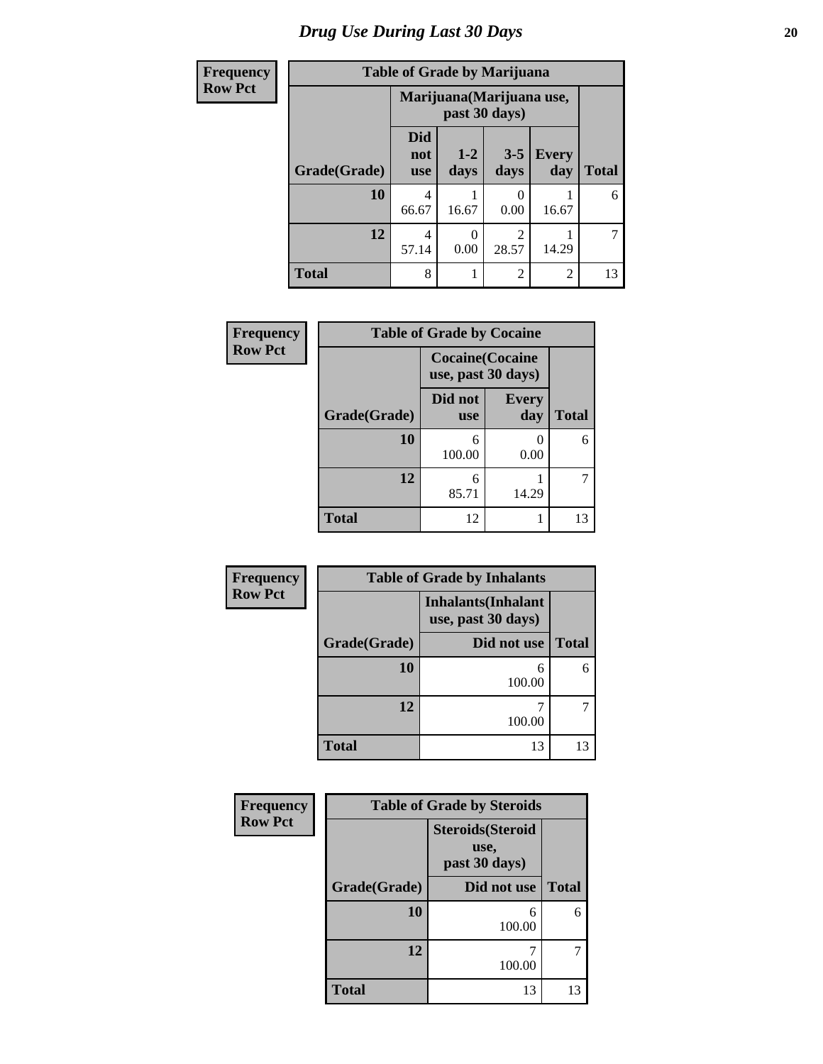# Drug Use During Last 30 Days

**Frequency**
**Row Pct**

| Table of Grade by Marijuana | | | | | |
|---|---|---|---|---|---|
| | Marijuana(Marijuana use, past 30 days) | | | | |
| Grade(Grade) | Did not use | 1-2 days | 3-5 days | Every day | Total |
| 10 | 4<br>66.67 | 1<br>16.67 | 0<br>0.00 | 1<br>16.67 | 6 |
| 12 | 4<br>57.14 | 0<br>0.00 | 2<br>28.57 | 1<br>14.29 | 7 |
| Total | 8 | 1 | 2 | 2 | 13 |

**Frequency**
**Row Pct**

| Table of Grade by Cocaine | | | |
|---|---|---|---|
| | Cocaine(Cocaine use, past 30 days) | | |
| Grade(Grade) | Did not use | Every day | Total |
| 10 | 6<br>100.00 | 0<br>0.00 | 6 |
| 12 | 6<br>85.71 | 1<br>14.29 | 7 |
| Total | 12 | 1 | 13 |

**Frequency**
**Row Pct**

| Table of Grade by Inhalants | | |
|---|---|---|
| | Inhalants(Inhalant use, past 30 days) | |
| Grade(Grade) | Did not use | Total |
| 10 | 6<br>100.00 | 6 |
| 12 | 7<br>100.00 | 7 |
| Total | 13 | 13 |

**Frequency**
**Row Pct**

| Table of Grade by Steroids | | |
|---|---|---|
| | Steroids(Steroid use, past 30 days) | |
| Grade(Grade) | Did not use | Total |
| 10 | 6<br>100.00 | 6 |
| 12 | 7<br>100.00 | 7 |
| Total | 13 | 13 |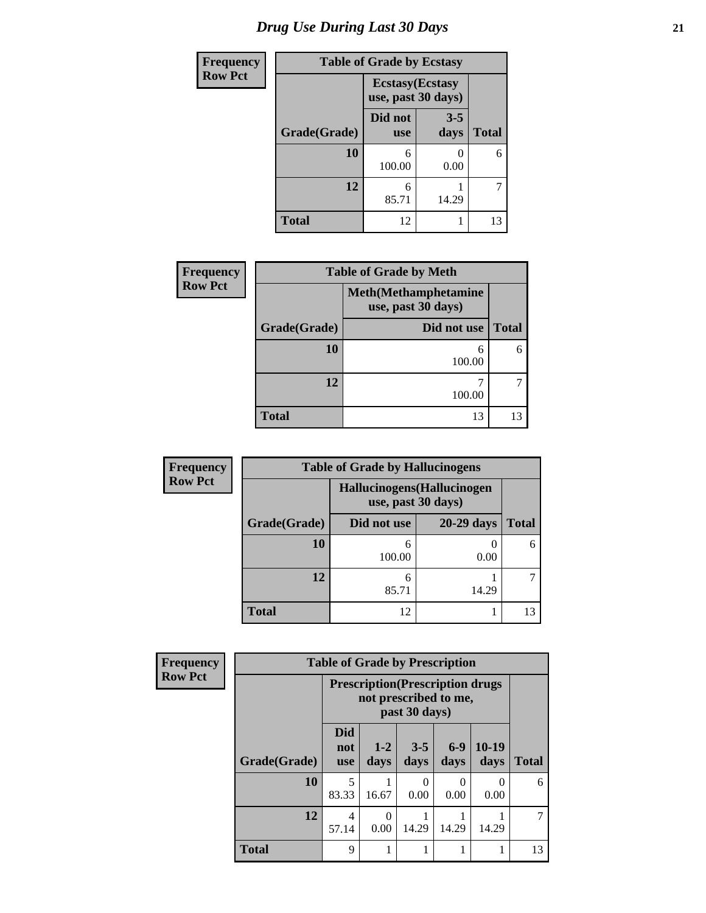# Drug Use During Last 30 Days

| Frequency |
|---|
| Row Pct |

| Table of Grade by Ecstasy | | | |
|---|---|---|---|
| | Ecstasy(Ecstasy use, past 30 days) | | |
| Grade(Grade) | Did not use | 3-5 days | Total |
| 10 | 6<br>100.00 | 0<br>0.00 | 6 |
| 12 | 6<br>85.71 | 1<br>14.29 | 7 |
| Total | 12 | 1 | 13 |

| Frequency |
|---|
| Row Pct |

| Table of Grade by Meth | | |
|---|---|---|
| | Meth(Methamphetamine use, past 30 days) | |
| Grade(Grade) | Did not use | Total |
| 10 | 6<br>100.00 | 6 |
| 12 | 7<br>100.00 | 7 |
| Total | 13 | 13 |

| Frequency |
|---|
| Row Pct |

| Table of Grade by Hallucinogens | | | |
|---|---|---|---|
| | Hallucinogens(Hallucinogen use, past 30 days) | | |
| Grade(Grade) | Did not use | 20-29 days | Total |
| 10 | 6<br>100.00 | 0<br>0.00 | 6 |
| 12 | 6<br>85.71 | 1<br>14.29 | 7 |
| Total | 12 | 1 | 13 |

| Frequency |
|---|
| Row Pct |

| Table of Grade by Prescription | | | | | | |
|---|---|---|---|---|---|---|
| | Prescription(Prescription drugs not prescribed to me, past 30 days) | | | | | |
| Grade(Grade) | Did not use | 1-2 days | 3-5 days | 6-9 days | 10-19 days | Total |
| 10 | 5<br>83.33 | 1<br>16.67 | 0<br>0.00 | 0<br>0.00 | 0<br>0.00 | 6 |
| 12 | 4<br>57.14 | 0<br>0.00 | 1<br>14.29 | 1<br>14.29 | 1<br>14.29 | 7 |
| Total | 9 | 1 | 1 | 1 | 1 | 13 |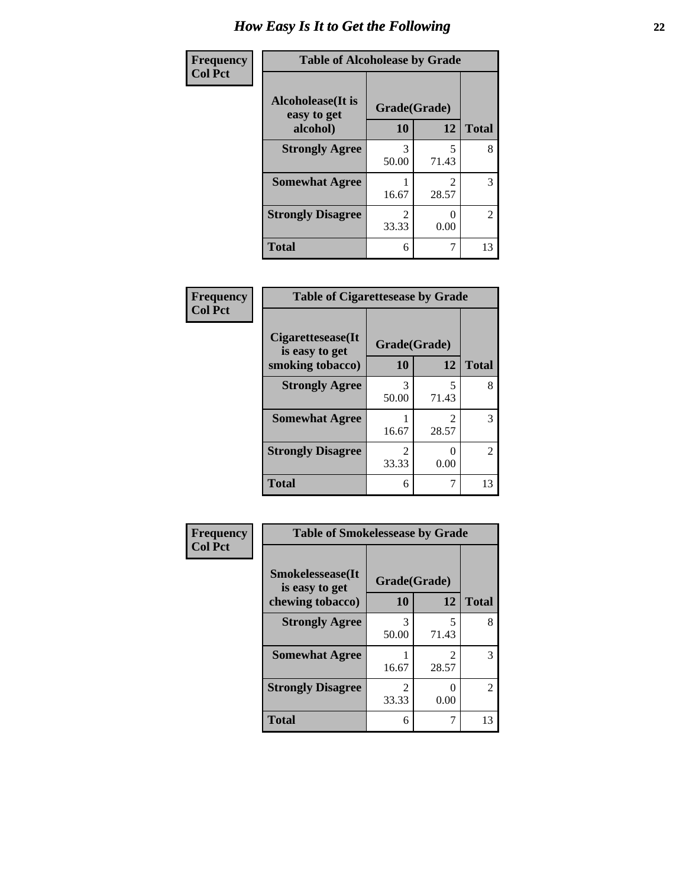# How Easy Is It to Get the Following

**Frequency**
**Col Pct**

| Table of Alcoholease by Grade | | | |
|---|---|---|---|
| **Alcoholease(It is easy to get alcohol)** | **Grade(Grade)** | | |
| | **10** | **12** | **Total** |
| **Strongly Agree** | 3<br>50.00 | 5<br>71.43 | 8 |
| **Somewhat Agree** | 1<br>16.67 | 2<br>28.57 | 3 |
| **Strongly Disagree** | 2<br>33.33 | 0<br>0.00 | 2 |
| **Total** | 6 | 7 | 13 |

**Frequency**
**Col Pct**

| Table of Cigarettesease by Grade | | | |
|---|---|---|---|
| **Cigarettesease(It is easy to get smoking tobacco)** | **Grade(Grade)** | | |
| | **10** | **12** | **Total** |
| **Strongly Agree** | 3<br>50.00 | 5<br>71.43 | 8 |
| **Somewhat Agree** | 1<br>16.67 | 2<br>28.57 | 3 |
| **Strongly Disagree** | 2<br>33.33 | 0<br>0.00 | 2 |
| **Total** | 6 | 7 | 13 |

**Frequency**
**Col Pct**

| Table of Smokelessease by Grade | | | |
|---|---|---|---|
| **Smokelessease(It is easy to get chewing tobacco)** | **Grade(Grade)** | | |
| | **10** | **12** | **Total** |
| **Strongly Agree** | 3<br>50.00 | 5<br>71.43 | 8 |
| **Somewhat Agree** | 1<br>16.67 | 2<br>28.57 | 3 |
| **Strongly Disagree** | 2<br>33.33 | 0<br>0.00 | 2 |
| **Total** | 6 | 7 | 13 |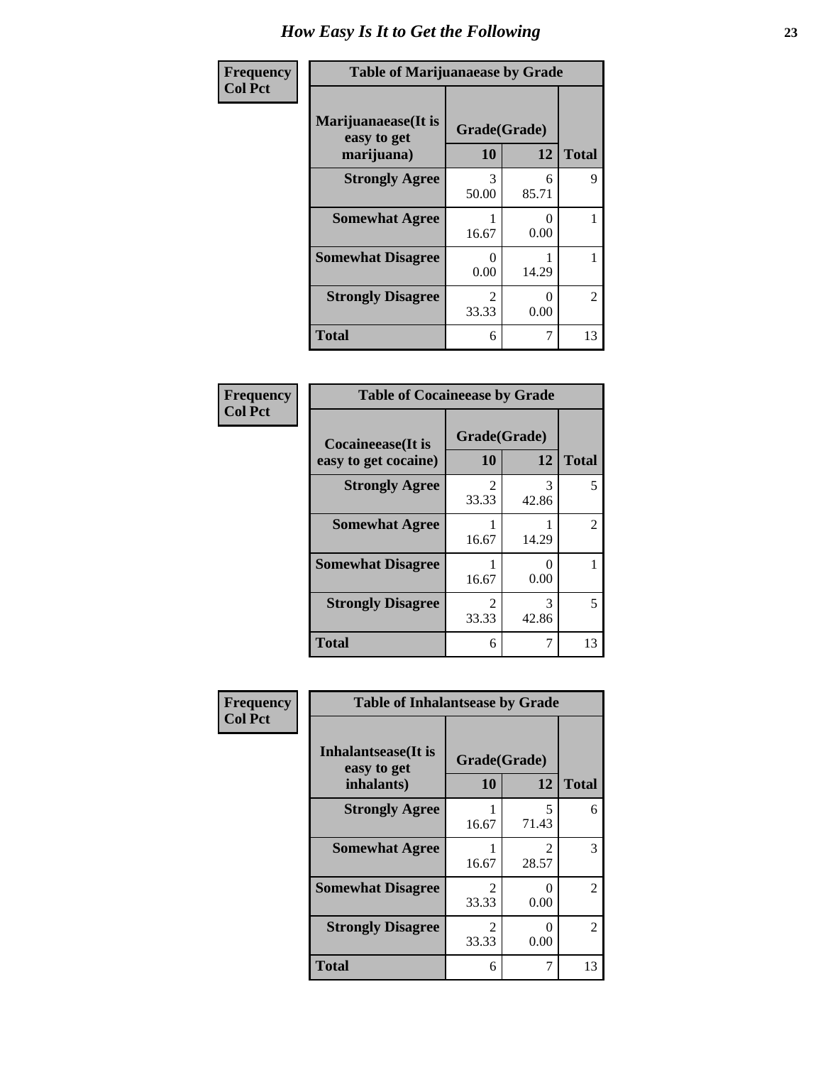# How Easy Is It to Get the Following

**Frequency**
**Col Pct**

| Table of Marijuanaease by Grade | | | |
|---|---|---|---|
| **Marijuanaease(It is easy to get marijuana)** | **Grade(Grade)** | | |
| | **10** | **12** | **Total** |
| **Strongly Agree** | 3<br>50.00 | 6<br>85.71 | 9 |
| **Somewhat Agree** | 1<br>16.67 | 0<br>0.00 | 1 |
| **Somewhat Disagree** | 0<br>0.00 | 1<br>14.29 | 1 |
| **Strongly Disagree** | 2<br>33.33 | 0<br>0.00 | 2 |
| **Total** | 6 | 7 | 13 |

**Frequency**
**Col Pct**

| Table of Cocaineease by Grade | | | |
|---|---|---|---|
| **Cocaineease(It is easy to get cocaine)** | **Grade(Grade)** | | |
| | **10** | **12** | **Total** |
| **Strongly Agree** | 2<br>33.33 | 3<br>42.86 | 5 |
| **Somewhat Agree** | 1<br>16.67 | 1<br>14.29 | 2 |
| **Somewhat Disagree** | 1<br>16.67 | 0<br>0.00 | 1 |
| **Strongly Disagree** | 2<br>33.33 | 3<br>42.86 | 5 |
| **Total** | 6 | 7 | 13 |

**Frequency**
**Col Pct**

| Table of Inhalantsease by Grade | | | |
|---|---|---|---|
| **Inhalantsease(It is easy to get inhalants)** | **Grade(Grade)** | | |
| | **10** | **12** | **Total** |
| **Strongly Agree** | 1<br>16.67 | 5<br>71.43 | 6 |
| **Somewhat Agree** | 1<br>16.67 | 2<br>28.57 | 3 |
| **Somewhat Disagree** | 2<br>33.33 | 0<br>0.00 | 2 |
| **Strongly Disagree** | 2<br>33.33 | 0<br>0.00 | 2 |
| **Total** | 6 | 7 | 13 |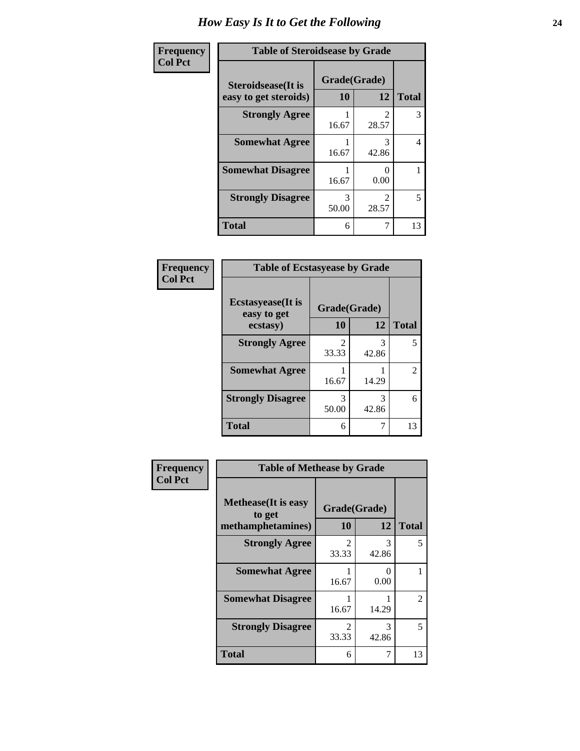# How Easy Is It to Get the Following

**Frequency**
**Col Pct**

**Table of Steroidsease by Grade**

| Steroidsease(It is easy to get steroids) | Grade(Grade) 10 | 12 | Total |
|---|---|---|---|
| **Strongly Agree** | 1<br>16.67 | 2<br>28.57 | 3 |
| **Somewhat Agree** | 1<br>16.67 | 3<br>42.86 | 4 |
| **Somewhat Disagree** | 1<br>16.67 | 0<br>0.00 | 1 |
| **Strongly Disagree** | 3<br>50.00 | 2<br>28.57 | 5 |
| **Total** | 6 | 7 | 13 |

**Frequency**
**Col Pct**

**Table of Ecstasyease by Grade**

| Ecstasyease(It is easy to get ecstasy) | Grade(Grade) 10 | 12 | Total |
|---|---|---|---|
| **Strongly Agree** | 2<br>33.33 | 3<br>42.86 | 5 |
| **Somewhat Agree** | 1<br>16.67 | 1<br>14.29 | 2 |
| **Strongly Disagree** | 3<br>50.00 | 3<br>42.86 | 6 |
| **Total** | 6 | 7 | 13 |

**Frequency**
**Col Pct**

**Table of Methease by Grade**

| Methease(It is easy to get methamphetamines) | Grade(Grade) 10 | 12 | Total |
|---|---|---|---|
| **Strongly Agree** | 2<br>33.33 | 3<br>42.86 | 5 |
| **Somewhat Agree** | 1<br>16.67 | 0<br>0.00 | 1 |
| **Somewhat Disagree** | 1<br>16.67 | 1<br>14.29 | 2 |
| **Strongly Disagree** | 2<br>33.33 | 3<br>42.86 | 5 |
| **Total** | 6 | 7 | 13 |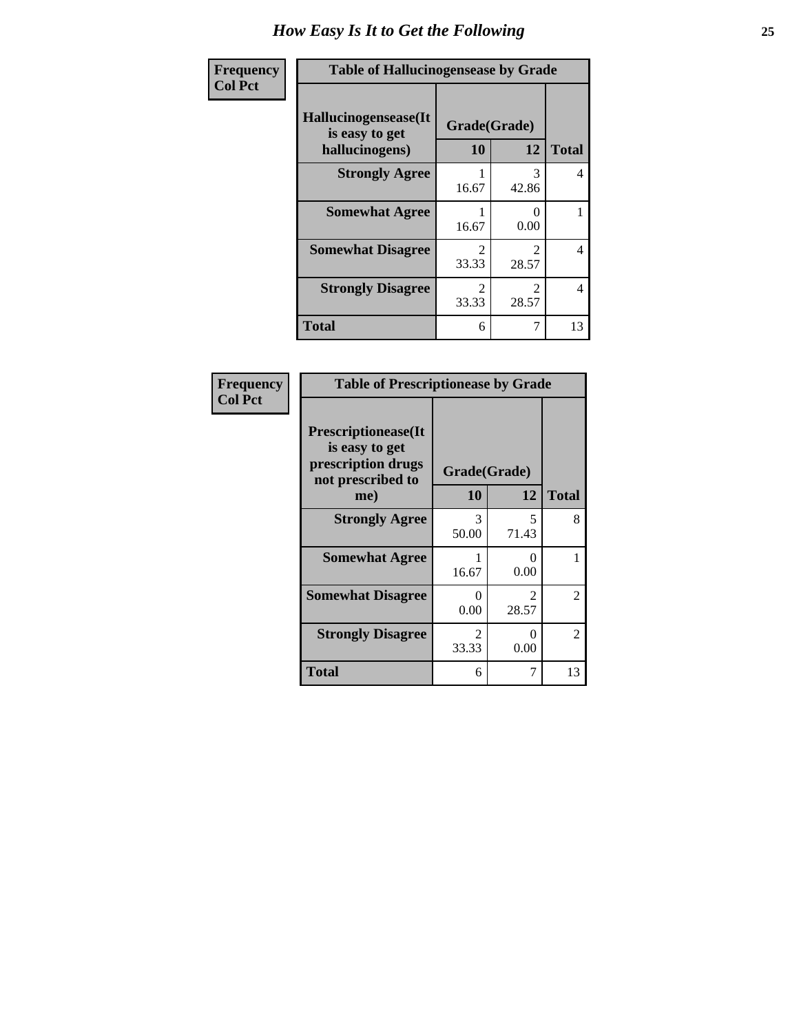# How Easy Is It to Get the Following

**Frequency**
**Col Pct**

**Table of Hallucinogensease by Grade**

| Hallucinogensease(It is easy to get hallucinogens) | Grade(Grade) | | Total |
|---|---|---|---|
| | 10 | 12 | |
| **Strongly Agree** | 1<br>16.67 | 3<br>42.86 | 4 |
| **Somewhat Agree** | 1<br>16.67 | 0<br>0.00 | 1 |
| **Somewhat Disagree** | 2<br>33.33 | 2<br>28.57 | 4 |
| **Strongly Disagree** | 2<br>33.33 | 2<br>28.57 | 4 |
| **Total** | 6 | 7 | 13 |

**Frequency**
**Col Pct**

**Table of Prescriptionease by Grade**

| Prescriptionease(It is easy to get prescription drugs not prescribed to me) | Grade(Grade) | | Total |
|---|---|---|---|
| | 10 | 12 | |
| **Strongly Agree** | 3<br>50.00 | 5<br>71.43 | 8 |
| **Somewhat Agree** | 1<br>16.67 | 0<br>0.00 | 1 |
| **Somewhat Disagree** | 0<br>0.00 | 2<br>28.57 | 2 |
| **Strongly Disagree** | 2<br>33.33 | 0<br>0.00 | 2 |
| **Total** | 6 | 7 | 13 |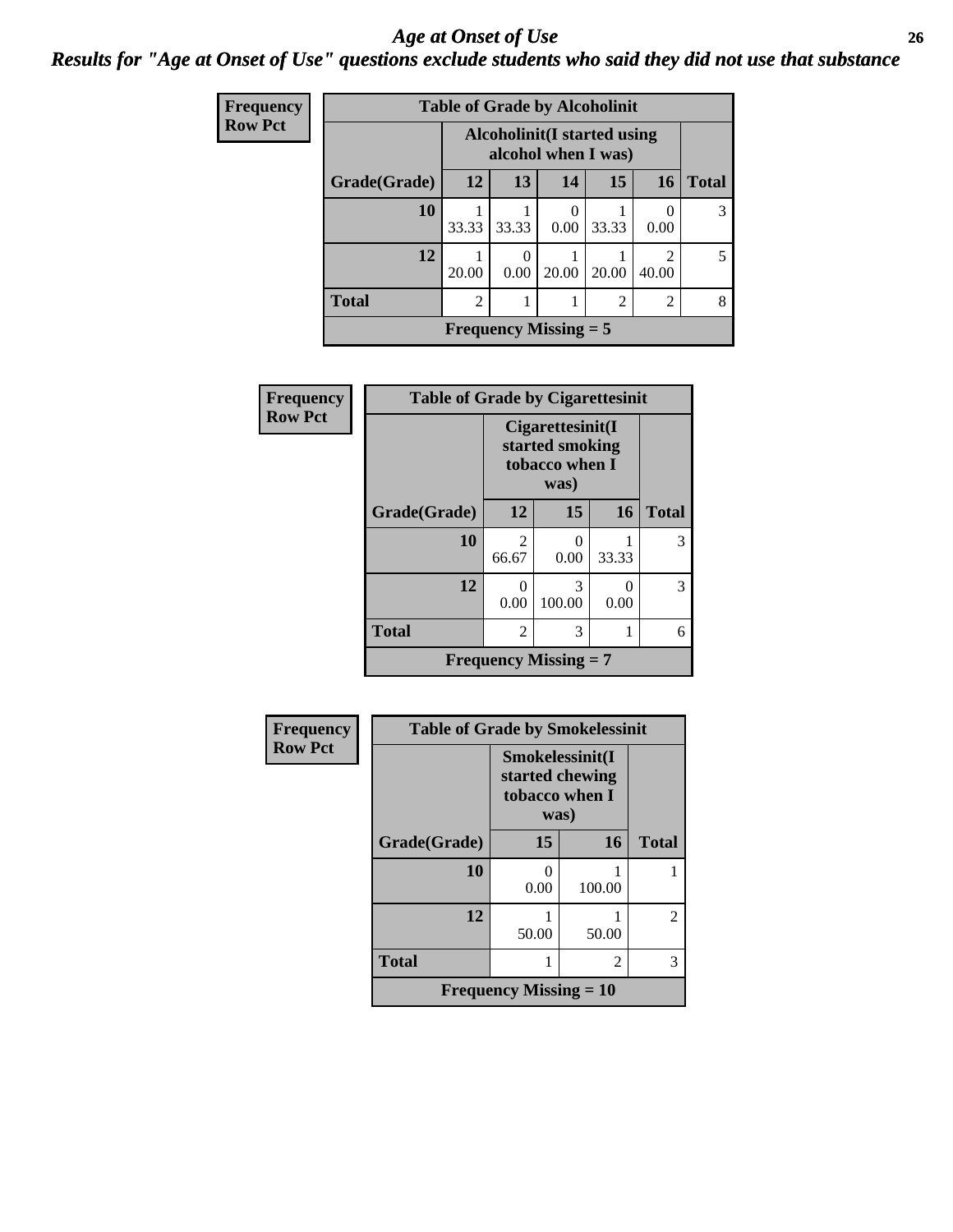# *Age at Onset of Use*

## *Results for "Age at Onset of Use" questions exclude students who said they did not use that substance*

**Frequency**
**Row Pct**

**Table of Grade by Alcoholinit**

| Grade(Grade) | Alcoholinit(I started using alcohol when I was) | | | | | Total |
|---|---|---|---|---|---|---|
| | 12 | 13 | 14 | 15 | 16 | |
| 10 | 1<br>33.33 | 1<br>33.33 | 0<br>0.00 | 1<br>33.33 | 0<br>0.00 | 3 |
| 12 | 1<br>20.00 | 0<br>0.00 | 1<br>20.00 | 1<br>20.00 | 2<br>40.00 | 5 |
| Total | 2 | 1 | 1 | 2 | 2 | 8 |

**Frequency Missing = 5**

**Frequency**
**Row Pct**

**Table of Grade by Cigarettesinit**

| Grade(Grade) | Cigarettesinit(I started smoking tobacco when I was) | | | Total |
|---|---|---|---|---|
| | 12 | 15 | 16 | |
| 10 | 2<br>66.67 | 0<br>0.00 | 1<br>33.33 | 3 |
| 12 | 0<br>0.00 | 3<br>100.00 | 0<br>0.00 | 3 |
| Total | 2 | 3 | 1 | 6 |

**Frequency Missing = 7**

**Frequency**
**Row Pct**

**Table of Grade by Smokelessinit**

| Grade(Grade) | Smokelessinit(I started chewing tobacco when I was) | | Total |
|---|---|---|---|
| | 15 | 16 | |
| 10 | 0<br>0.00 | 1<br>100.00 | 1 |
| 12 | 1<br>50.00 | 1<br>50.00 | 2 |
| Total | 1 | 2 | 3 |

**Frequency Missing = 10**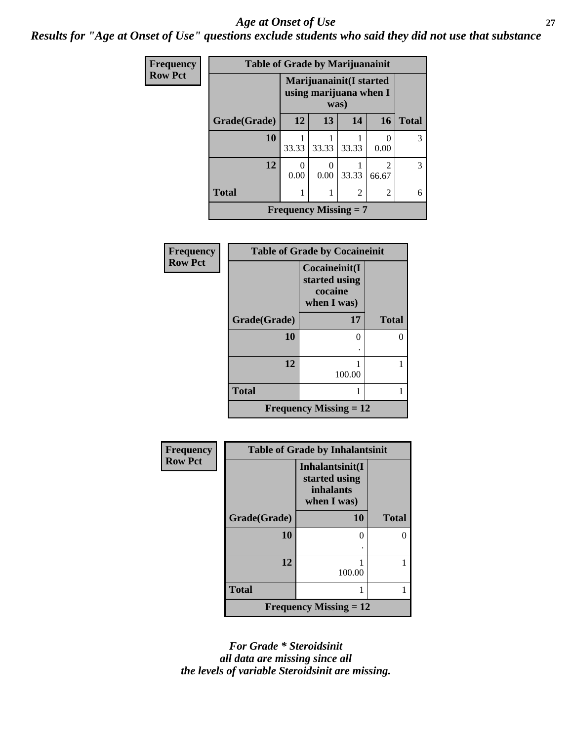# Age at Onset of Use

***Results for "Age at Onset of Use" questions exclude students who said they did not use that substance***

**Table of Grade by Marijuanainit**

| Frequency<br>Row Pct | Marijuanainit(I started using marijuana when I was) | | | | |
|---|---|---|---|---|---|
| Grade(Grade) | 12 | 13 | 14 | 16 | Total |
| 10 | 1<br>33.33 | 1<br>33.33 | 1<br>33.33 | 0<br>0.00 | 3 |
| 12 | 0<br>0.00 | 0<br>0.00 | 1<br>33.33 | 2<br>66.67 | 3 |
| Total | 1 | 1 | 2 | 2 | 6 |

Frequency Missing = 7

**Table of Grade by Cocaineinit**

| Frequency<br>Row Pct | Cocaineinit(I started using cocaine when I was) | |
|---|---|---|
| Grade(Grade) | 17 | Total |
| 10 | 0<br>. | 0 |
| 12 | 1<br>100.00 | 1 |
| Total | 1 | 1 |

Frequency Missing = 12

**Table of Grade by Inhalantsinit**

| Frequency<br>Row Pct | Inhalantsinit(I started using inhalants when I was) | |
|---|---|---|
| Grade(Grade) | 10 | Total |
| 10 | 0<br>. | 0 |
| 12 | 1<br>100.00 | 1 |
| Total | 1 | 1 |

Frequency Missing = 12

*For Grade * Steroidsinit all data are missing since all the levels of variable Steroidsinit are missing.*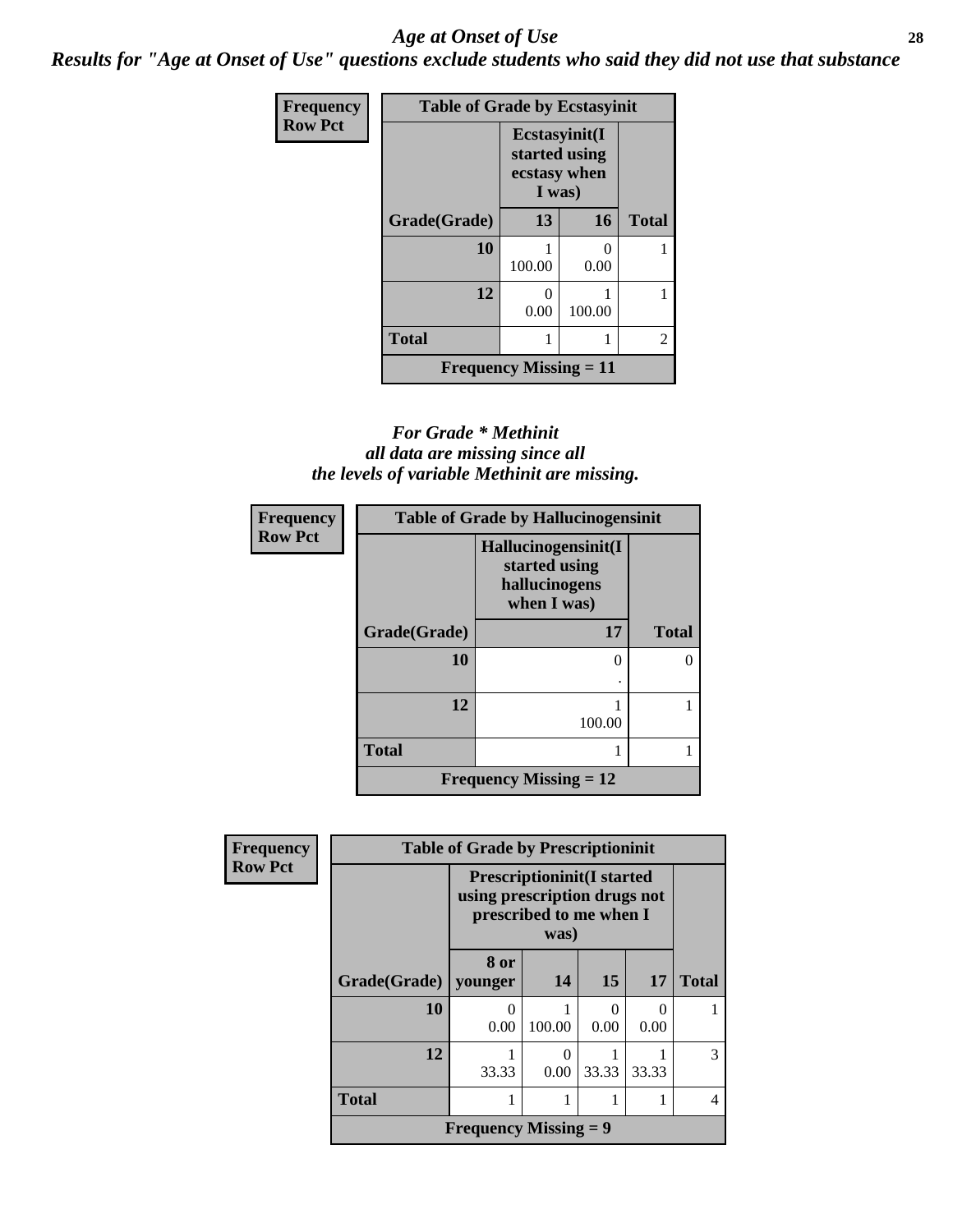# Age at Onset of Use

***Results for "Age at Onset of Use" questions exclude students who said they did not use that substance***

**Frequency**
**Row Pct**

**Table of Grade by Ecstasyinit**

| Grade(Grade) | Ecstasyinit(I started using ecstasy when I was) 13 | 16 | Total |
|---|---|---|---|
| 10 | 1<br>100.00 | 0<br>0.00 | 1 |
| 12 | 0<br>0.00 | 1<br>100.00 | 1 |
| Total | 1 | 1 | 2 |

**Frequency Missing = 11**

*For Grade * Methinit all data are missing since all the levels of variable Methinit are missing.*

**Frequency**
**Row Pct**

**Table of Grade by Hallucinogensinit**

| Grade(Grade) | Hallucinogensinit(I started using hallucinogens when I was) 17 | Total |
|---|---|---|
| 10 | 0<br>. | 0 |
| 12 | 1<br>100.00 | 1 |
| Total | 1 | 1 |

**Frequency Missing = 12**

**Frequency**
**Row Pct**

**Table of Grade by Prescriptioninit**

| Grade(Grade) | Prescriptioninit(I started using prescription drugs not prescribed to me when I was) 8 or younger | 14 | 15 | 17 | Total |
|---|---|---|---|---|---|
| 10 | 0<br>0.00 | 1<br>100.00 | 0<br>0.00 | 0<br>0.00 | 1 |
| 12 | 1<br>33.33 | 0<br>0.00 | 1<br>33.33 | 1<br>33.33 | 3 |
| Total | 1 | 1 | 1 | 1 | 4 |

**Frequency Missing = 9**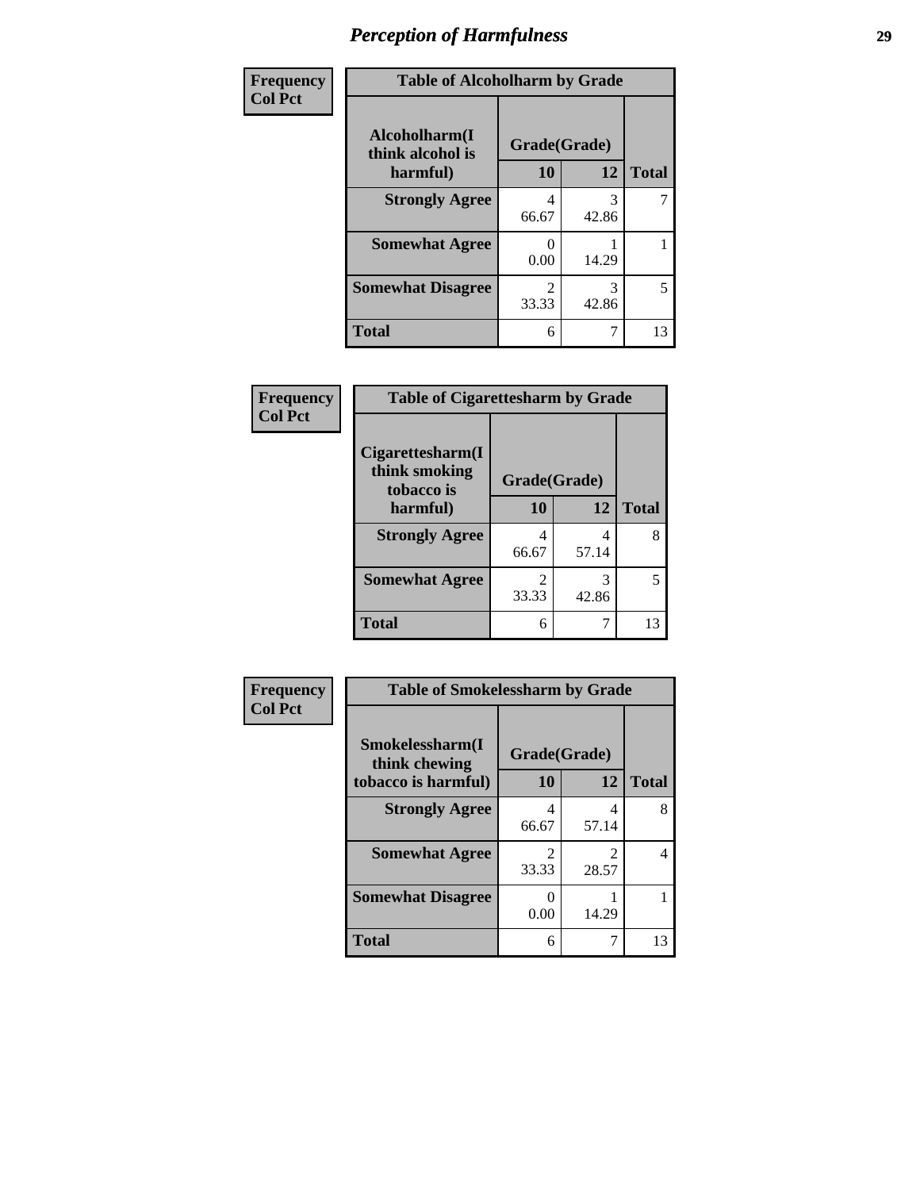## Perception of Harmfulness

**Frequency**
**Col Pct**

**Table of Alcoholharm by Grade**

| Alcoholharm(I think alcohol is harmful) | Grade(Grade) 10 | 12 | Total |
|---|---|---|---|
| **Strongly Agree** | 4<br>66.67 | 3<br>42.86 | 7 |
| **Somewhat Agree** | 0<br>0.00 | 1<br>14.29 | 1 |
| **Somewhat Disagree** | 2<br>33.33 | 3<br>42.86 | 5 |
| **Total** | 6 | 7 | 13 |

**Frequency**
**Col Pct**

**Table of Cigarettesharm by Grade**

| Cigarettesharm(I think smoking tobacco is harmful) | Grade(Grade) 10 | 12 | Total |
|---|---|---|---|
| **Strongly Agree** | 4<br>66.67 | 4<br>57.14 | 8 |
| **Somewhat Agree** | 2<br>33.33 | 3<br>42.86 | 5 |
| **Total** | 6 | 7 | 13 |

**Frequency**
**Col Pct**

**Table of Smokelessharm by Grade**

| Smokelessharm(I think chewing tobacco is harmful) | Grade(Grade) 10 | 12 | Total |
|---|---|---|---|
| **Strongly Agree** | 4<br>66.67 | 4<br>57.14 | 8 |
| **Somewhat Agree** | 2<br>33.33 | 2<br>28.57 | 4 |
| **Somewhat Disagree** | 0<br>0.00 | 1<br>14.29 | 1 |
| **Total** | 6 | 7 | 13 |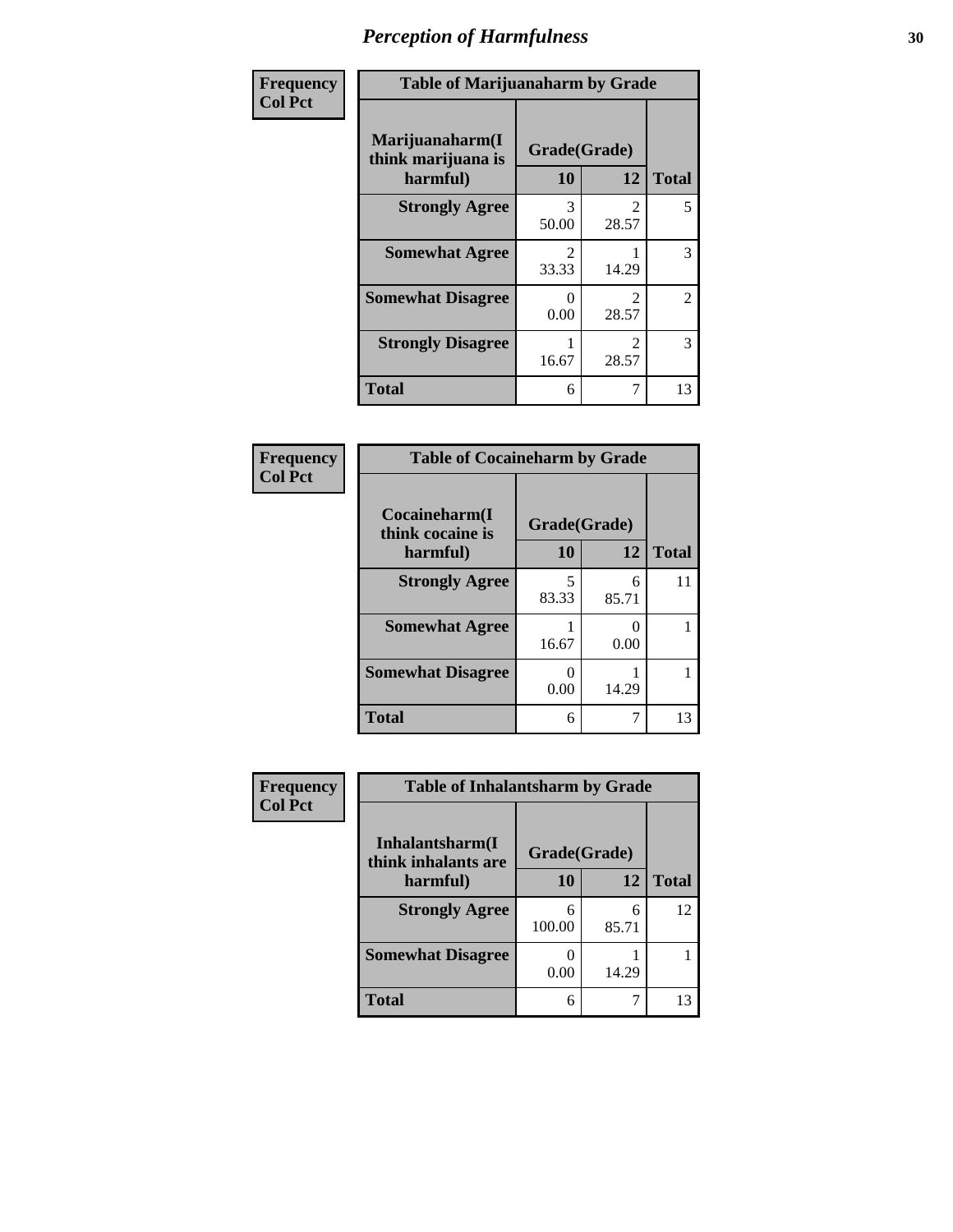# *Perception of Harmfulness*

**Frequency**
**Col Pct**

**Table of Marijuanaharm by Grade**

| Marijuanaharm(I think marijuana is harmful) | Grade(Grade) 10 | 12 | Total |
|---|---|---|---|
| **Strongly Agree** | 3<br>50.00 | 2<br>28.57 | 5 |
| **Somewhat Agree** | 2<br>33.33 | 1<br>14.29 | 3 |
| **Somewhat Disagree** | 0<br>0.00 | 2<br>28.57 | 2 |
| **Strongly Disagree** | 1<br>16.67 | 2<br>28.57 | 3 |
| **Total** | 6 | 7 | 13 |

**Frequency**
**Col Pct**

**Table of Cocaineharm by Grade**

| Cocaineharm(I think cocaine is harmful) | Grade(Grade) 10 | 12 | Total |
|---|---|---|---|
| **Strongly Agree** | 5<br>83.33 | 6<br>85.71 | 11 |
| **Somewhat Agree** | 1<br>16.67 | 0<br>0.00 | 1 |
| **Somewhat Disagree** | 0<br>0.00 | 1<br>14.29 | 1 |
| **Total** | 6 | 7 | 13 |

**Frequency**
**Col Pct**

**Table of Inhalantsharm by Grade**

| Inhalantsharm(I think inhalants are harmful) | Grade(Grade) 10 | 12 | Total |
|---|---|---|---|
| **Strongly Agree** | 6<br>100.00 | 6<br>85.71 | 12 |
| **Somewhat Disagree** | 0<br>0.00 | 1<br>14.29 | 1 |
| **Total** | 6 | 7 | 13 |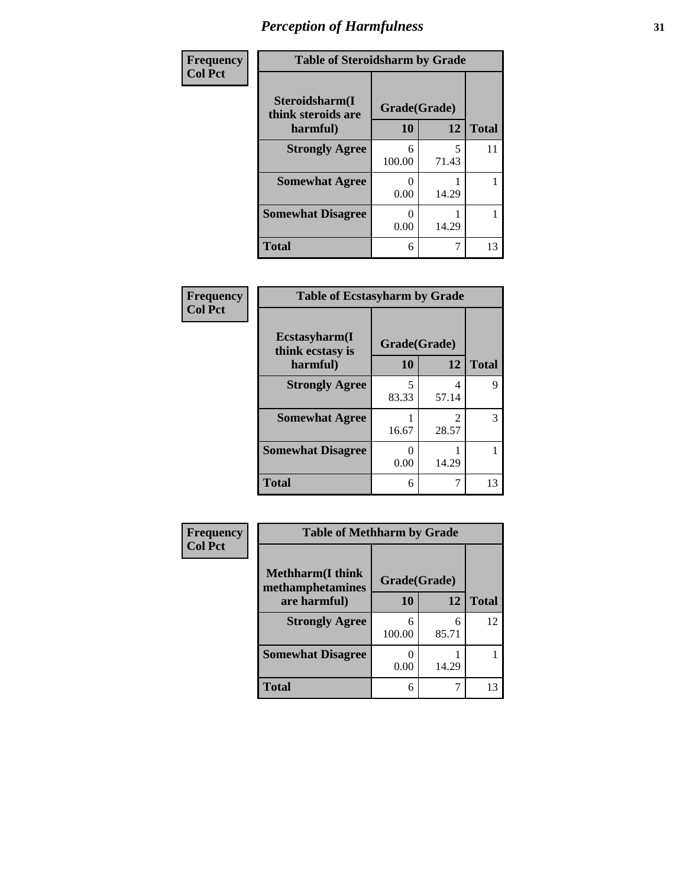# *Perception of Harmfulness*

**Frequency**
**Col Pct**

| Table of Steroidsharm by Grade | | | |
|---|---|---|---|
| **Steroidsharm(I think steroids are harmful)** | **Grade(Grade)** | | **Total** |
| | **10** | **12** | |
| **Strongly Agree** | 6<br>100.00 | 5<br>71.43 | 11 |
| **Somewhat Agree** | 0<br>0.00 | 1<br>14.29 | 1 |
| **Somewhat Disagree** | 0<br>0.00 | 1<br>14.29 | 1 |
| **Total** | 6 | 7 | 13 |

**Frequency**
**Col Pct**

| Table of Ecstasyharm by Grade | | | |
|---|---|---|---|
| **Ecstasyharm(I think ecstasy is harmful)** | **Grade(Grade)** | | **Total** |
| | **10** | **12** | |
| **Strongly Agree** | 5<br>83.33 | 4<br>57.14 | 9 |
| **Somewhat Agree** | 1<br>16.67 | 2<br>28.57 | 3 |
| **Somewhat Disagree** | 0<br>0.00 | 1<br>14.29 | 1 |
| **Total** | 6 | 7 | 13 |

**Frequency**
**Col Pct**

| Table of Methharm by Grade | | | |
|---|---|---|---|
| **Methharm(I think methamphetamines are harmful)** | **Grade(Grade)** | | **Total** |
| | **10** | **12** | |
| **Strongly Agree** | 6<br>100.00 | 6<br>85.71 | 12 |
| **Somewhat Disagree** | 0<br>0.00 | 1<br>14.29 | 1 |
| **Total** | 6 | 7 | 13 |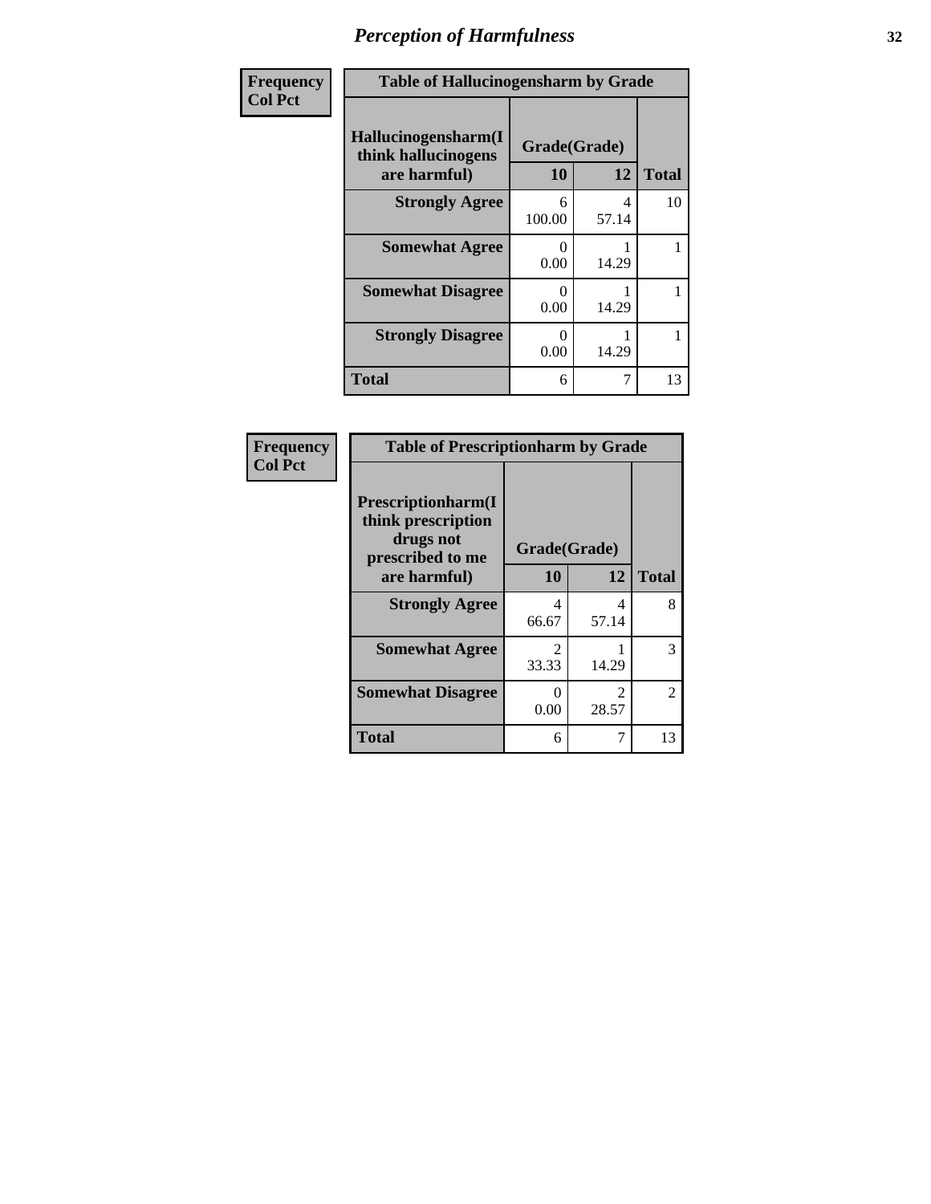# *Perception of Harmfulness*

| Frequency<br>Col Pct | Table of Hallucinogensharm by Grade | | |
|---|---|---|---|
| **Hallucinogensharm(I think hallucinogens are harmful)** | **Grade(Grade)** | | **Total** |
| | **10** | **12** | |
| **Strongly Agree** | 6<br>100.00 | 4<br>57.14 | 10 |
| **Somewhat Agree** | 0<br>0.00 | 1<br>14.29 | 1 |
| **Somewhat Disagree** | 0<br>0.00 | 1<br>14.29 | 1 |
| **Strongly Disagree** | 0<br>0.00 | 1<br>14.29 | 1 |
| **Total** | 6 | 7 | 13 |

| Frequency<br>Col Pct | Table of Prescriptionharm by Grade | | |
|---|---|---|---|
| **Prescriptionharm(I think prescription drugs not prescribed to me are harmful)** | **Grade(Grade)** | | **Total** |
| | **10** | **12** | |
| **Strongly Agree** | 4<br>66.67 | 4<br>57.14 | 8 |
| **Somewhat Agree** | 2<br>33.33 | 1<br>14.29 | 3 |
| **Somewhat Disagree** | 0<br>0.00 | 2<br>28.57 | 2 |
| **Total** | 6 | 7 | 13 |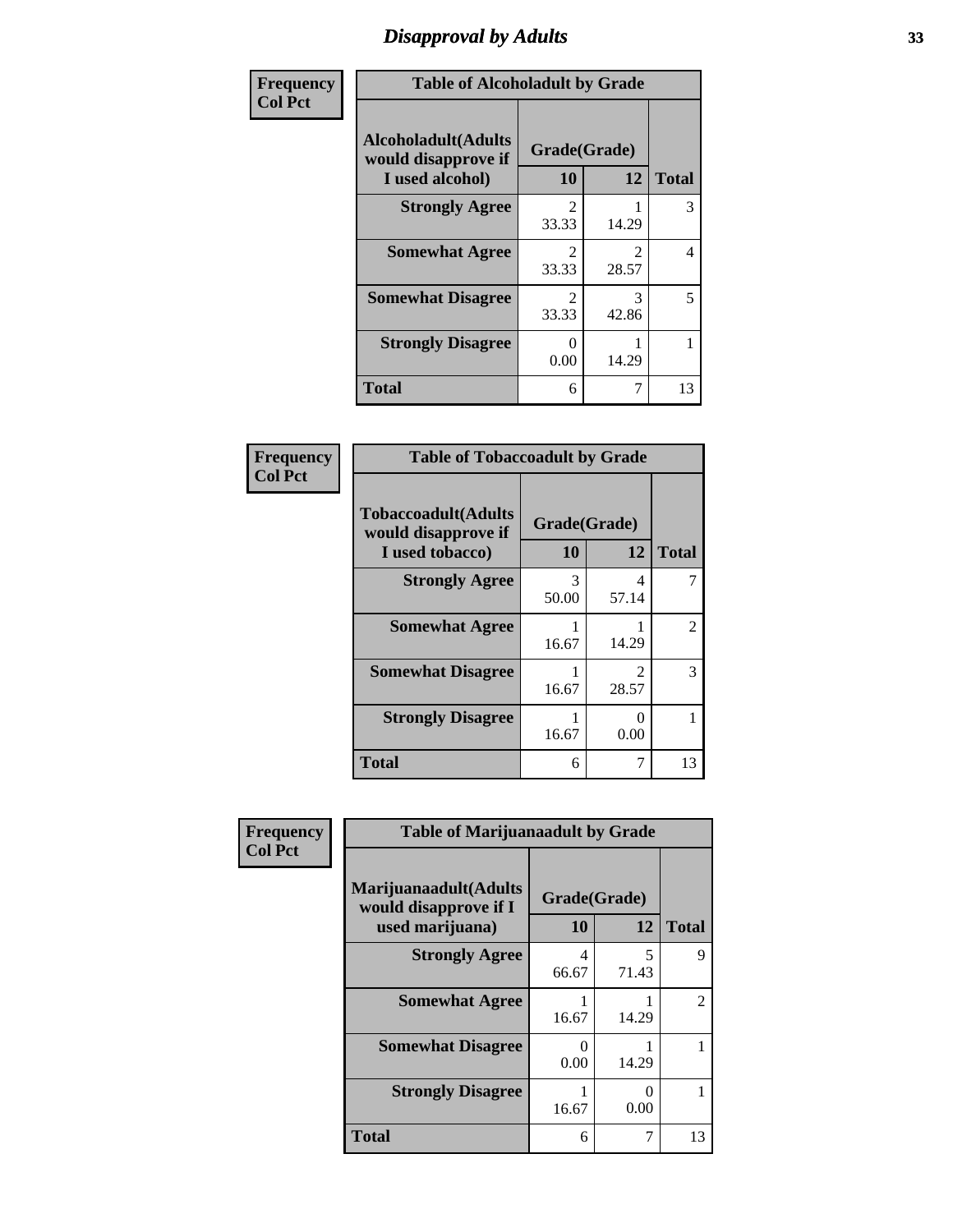# *Disapproval by Adults*

**Frequency**
**Col Pct**

| Table of Alcoholadult by Grade | | | |
|---|---|---|---|
| **Alcoholadult(Adults would disapprove if I used alcohol)** | **Grade(Grade)** | | **Total** |
| | **10** | **12** | |
| **Strongly Agree** | 2<br>33.33 | 1<br>14.29 | 3 |
| **Somewhat Agree** | 2<br>33.33 | 2<br>28.57 | 4 |
| **Somewhat Disagree** | 2<br>33.33 | 3<br>42.86 | 5 |
| **Strongly Disagree** | 0<br>0.00 | 1<br>14.29 | 1 |
| **Total** | 6 | 7 | 13 |

**Frequency**
**Col Pct**

| Table of Tobaccoadult by Grade | | | |
|---|---|---|---|
| **Tobaccoadult(Adults would disapprove if I used tobacco)** | **Grade(Grade)** | | **Total** |
| | **10** | **12** | |
| **Strongly Agree** | 3<br>50.00 | 4<br>57.14 | 7 |
| **Somewhat Agree** | 1<br>16.67 | 1<br>14.29 | 2 |
| **Somewhat Disagree** | 1<br>16.67 | 2<br>28.57 | 3 |
| **Strongly Disagree** | 1<br>16.67 | 0<br>0.00 | 1 |
| **Total** | 6 | 7 | 13 |

**Frequency**
**Col Pct**

| Table of Marijuanaadult by Grade | | | |
|---|---|---|---|
| **Marijuanaadult(Adults would disapprove if I used marijuana)** | **Grade(Grade)** | | **Total** |
| | **10** | **12** | |
| **Strongly Agree** | 4<br>66.67 | 5<br>71.43 | 9 |
| **Somewhat Agree** | 1<br>16.67 | 1<br>14.29 | 2 |
| **Somewhat Disagree** | 0<br>0.00 | 1<br>14.29 | 1 |
| **Strongly Disagree** | 1<br>16.67 | 0<br>0.00 | 1 |
| **Total** | 6 | 7 | 13 |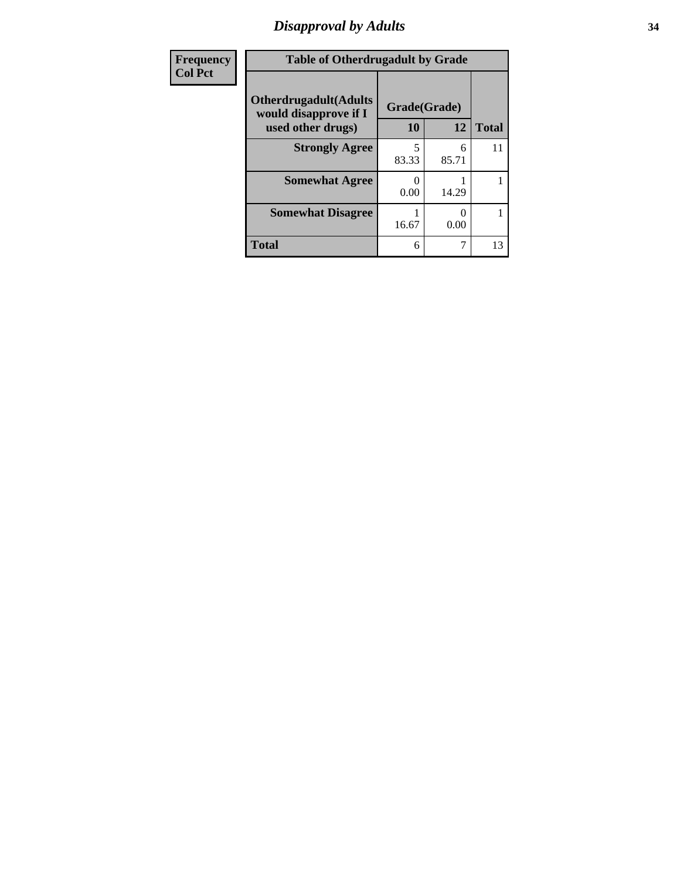## Disapproval by Adults

| Frequency<br>Col Pct | Table of Otherdrugadult by Grade | | |
|---|---|---|---|
| Otherdrugadult(Adults would disapprove if I used other drugs) | Grade(Grade) | | |
| | 10 | 12 | Total |
| Strongly Agree | 5<br>83.33 | 6<br>85.71 | 11 |
| Somewhat Agree | 0<br>0.00 | 1<br>14.29 | 1 |
| Somewhat Disagree | 1<br>16.67 | 0<br>0.00 | 1 |
| Total | 6 | 7 | 13 |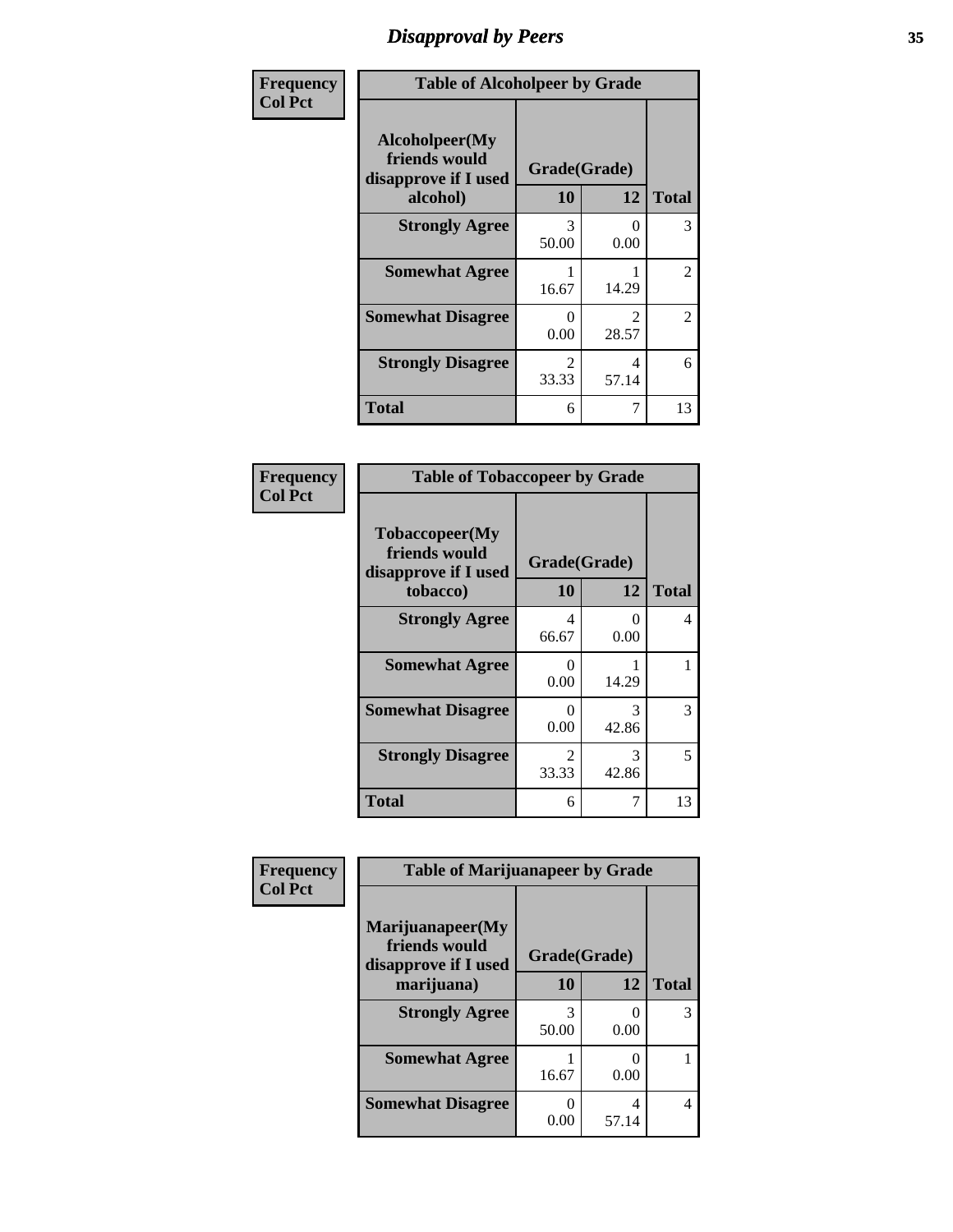## Disapproval by Peers

**Frequency / Col Pct**

| Table of Alcoholpeer by Grade | | | |
|---|---|---|---|
| Alcoholpeer(My friends would disapprove if I used alcohol) | Grade(Grade) | | |
| | 10 | 12 | Total |
| **Strongly Agree** | 3<br>50.00 | 0<br>0.00 | 3 |
| **Somewhat Agree** | 1<br>16.67 | 1<br>14.29 | 2 |
| **Somewhat Disagree** | 0<br>0.00 | 2<br>28.57 | 2 |
| **Strongly Disagree** | 2<br>33.33 | 4<br>57.14 | 6 |
| **Total** | 6 | 7 | 13 |

**Frequency / Col Pct**

| Table of Tobaccopeer by Grade | | | |
|---|---|---|---|
| Tobaccopeer(My friends would disapprove if I used tobacco) | Grade(Grade) | | |
| | 10 | 12 | Total |
| **Strongly Agree** | 4<br>66.67 | 0<br>0.00 | 4 |
| **Somewhat Agree** | 0<br>0.00 | 1<br>14.29 | 1 |
| **Somewhat Disagree** | 0<br>0.00 | 3<br>42.86 | 3 |
| **Strongly Disagree** | 2<br>33.33 | 3<br>42.86 | 5 |
| **Total** | 6 | 7 | 13 |

**Frequency / Col Pct**

| Table of Marijuanapeer by Grade | | | |
|---|---|---|---|
| Marijuanapeer(My friends would disapprove if I used marijuana) | Grade(Grade) | | |
| | 10 | 12 | Total |
| **Strongly Agree** | 3<br>50.00 | 0<br>0.00 | 3 |
| **Somewhat Agree** | 1<br>16.67 | 0<br>0.00 | 1 |
| **Somewhat Disagree** | 0<br>0.00 | 4<br>57.14 | 4 |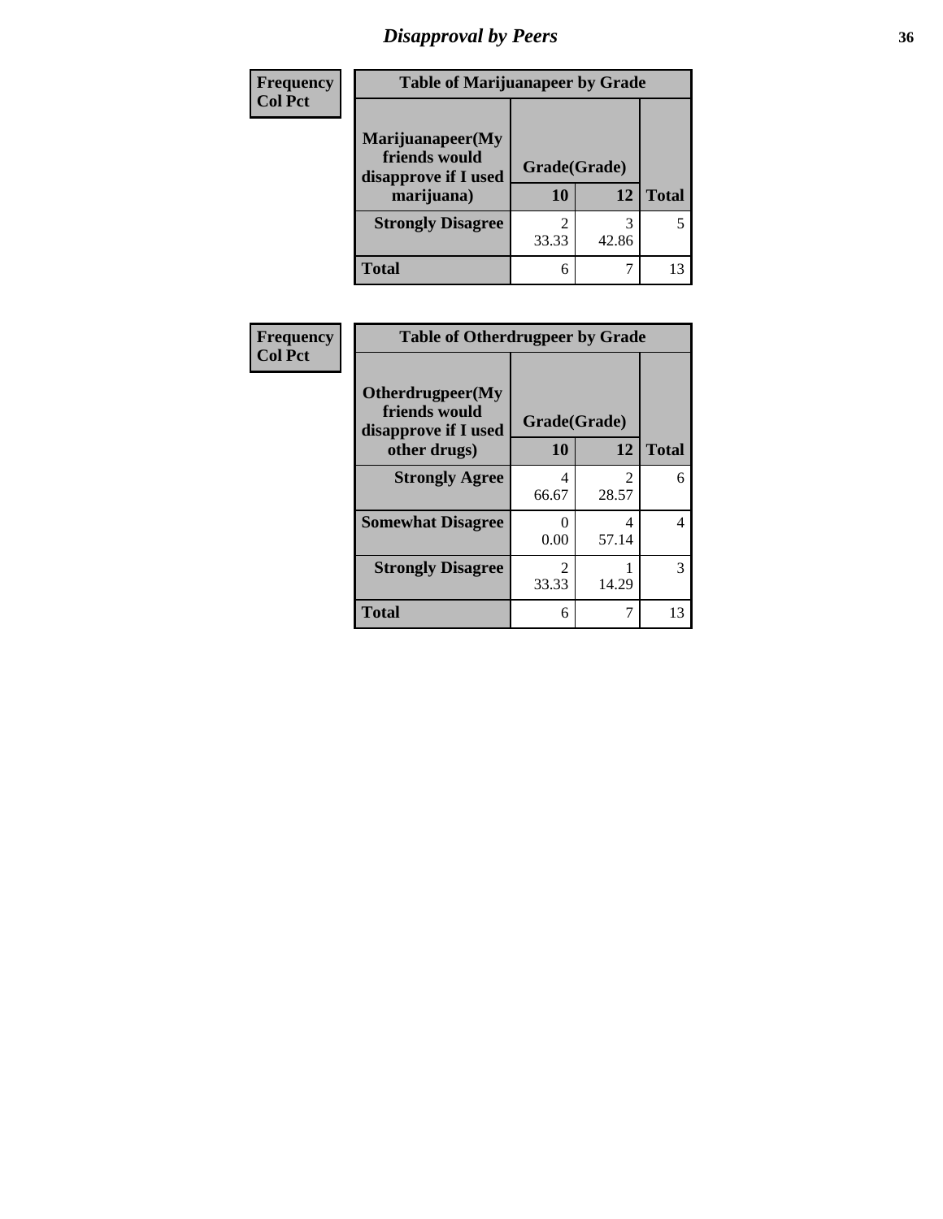# Disapproval by Peers

| Frequency<br>Col Pct | | | |
|---|---|---|---|
| **Table of Marijuanapeer by Grade** | | | |
| **Marijuanapeer(My friends would disapprove if I used marijuana)** | **Grade(Grade)** | | |
| | **10** | **12** | **Total** |
| **Strongly Disagree** | 2<br>33.33 | 3<br>42.86 | 5 |
| **Total** | 6 | 7 | 13 |

| Frequency<br>Col Pct | | | |
|---|---|---|---|
| **Table of Otherdrugpeer by Grade** | | | |
| **Otherdrugpeer(My friends would disapprove if I used other drugs)** | **Grade(Grade)** | | |
| | **10** | **12** | **Total** |
| **Strongly Agree** | 4<br>66.67 | 2<br>28.57 | 6 |
| **Somewhat Disagree** | 0<br>0.00 | 4<br>57.14 | 4 |
| **Strongly Disagree** | 2<br>33.33 | 1<br>14.29 | 3 |
| **Total** | 6 | 7 | 13 |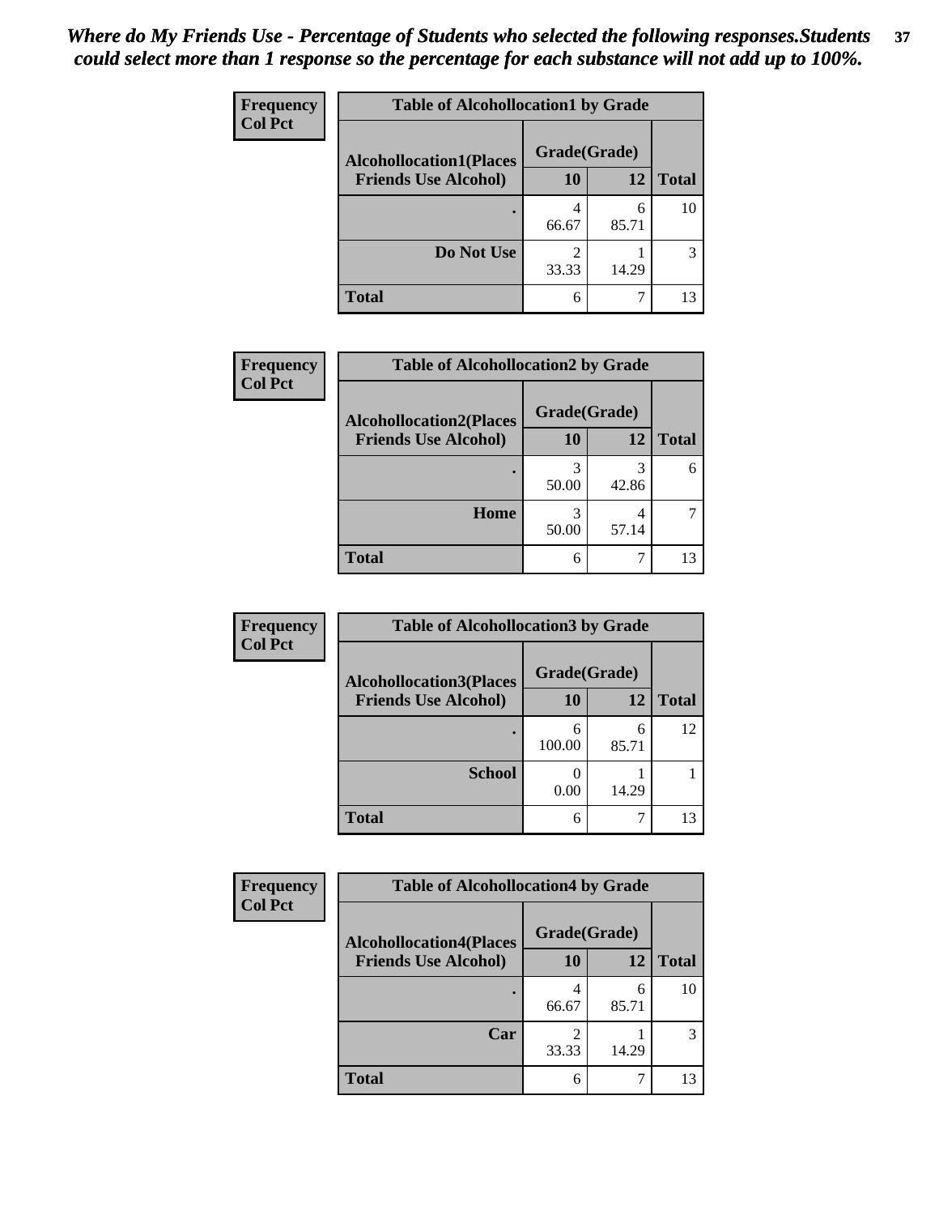*Where do My Friends Use - Percentage of Students who selected the following responses.Students could select more than 1 response so the percentage for each substance will not add up to 100%.*

**Frequency**
**Col Pct**

| Table of Alcohollocation1 by Grade | | | |
|---|---|---|---|
| Alcohollocation1(Places Friends Use Alcohol) | Grade(Grade) | | Total |
| | 10 | 12 | |
| . | 4<br>66.67 | 6<br>85.71 | 10 |
| Do Not Use | 2<br>33.33 | 1<br>14.29 | 3 |
| Total | 6 | 7 | 13 |

**Frequency**
**Col Pct**

| Table of Alcohollocation2 by Grade | | | |
|---|---|---|---|
| Alcohollocation2(Places Friends Use Alcohol) | Grade(Grade) | | Total |
| | 10 | 12 | |
| . | 3<br>50.00 | 3<br>42.86 | 6 |
| Home | 3<br>50.00 | 4<br>57.14 | 7 |
| Total | 6 | 7 | 13 |

**Frequency**
**Col Pct**

| Table of Alcohollocation3 by Grade | | | |
|---|---|---|---|
| Alcohollocation3(Places Friends Use Alcohol) | Grade(Grade) | | Total |
| | 10 | 12 | |
| . | 6<br>100.00 | 6<br>85.71 | 12 |
| School | 0<br>0.00 | 1<br>14.29 | 1 |
| Total | 6 | 7 | 13 |

**Frequency**
**Col Pct**

| Table of Alcohollocation4 by Grade | | | |
|---|---|---|---|
| Alcohollocation4(Places Friends Use Alcohol) | Grade(Grade) | | Total |
| | 10 | 12 | |
| . | 4<br>66.67 | 6<br>85.71 | 10 |
| Car | 2<br>33.33 | 1<br>14.29 | 3 |
| Total | 6 | 7 | 13 |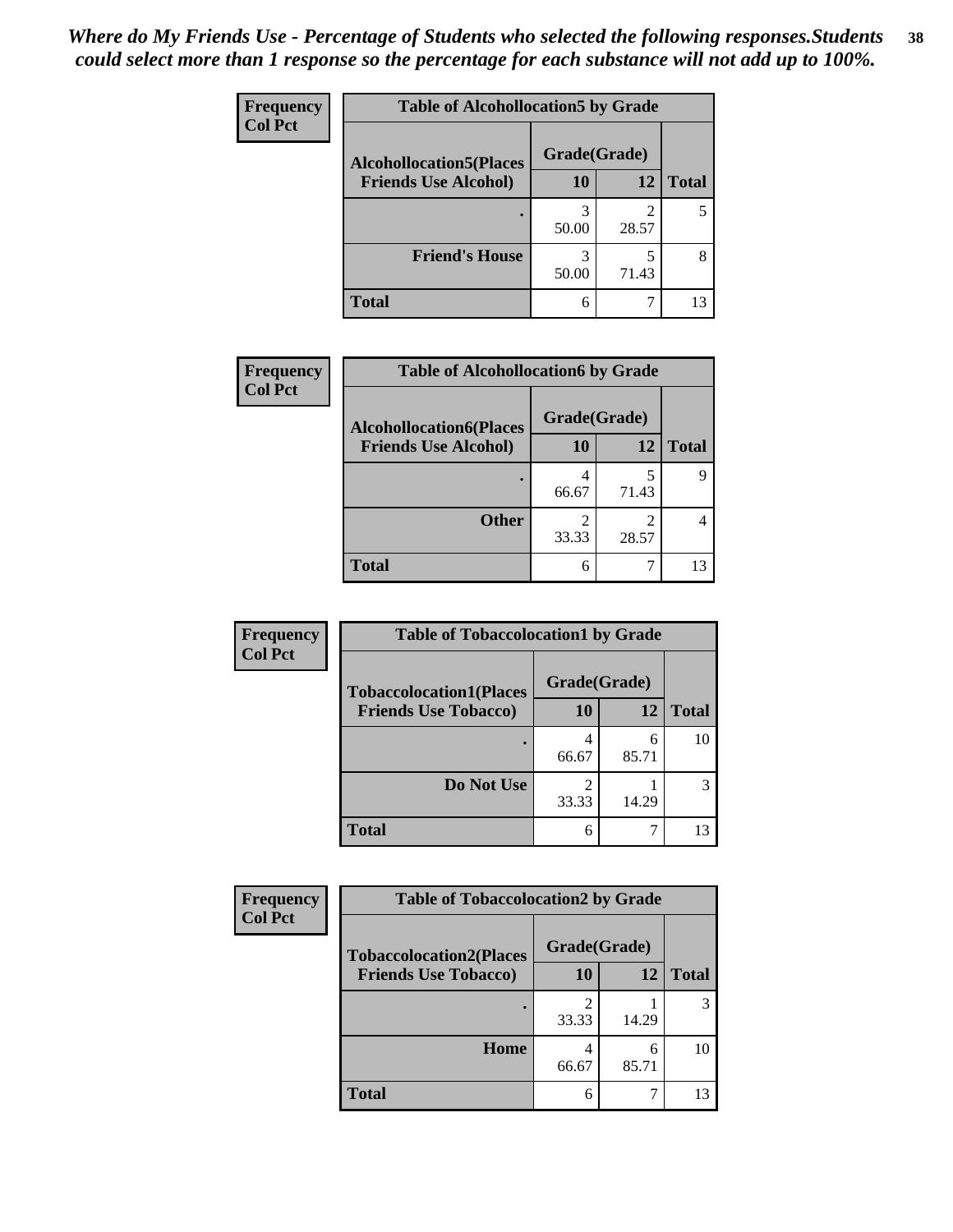*Where do My Friends Use - Percentage of Students who selected the following responses.Students could select more than 1 response so the percentage for each substance will not add up to 100%.*

**Table of Alcohollocation5 by Grade**

| Frequency / Col Pct | Grade(Grade) | | |
|---|---|---|---|
| Alcohollocation5(Places Friends Use Alcohol) | 10 | 12 | Total |
| . | 3<br>50.00 | 2<br>28.57 | 5 |
| Friend's House | 3<br>50.00 | 5<br>71.43 | 8 |
| Total | 6 | 7 | 13 |

**Table of Alcohollocation6 by Grade**

| Frequency / Col Pct | Grade(Grade) | | |
|---|---|---|---|
| Alcohollocation6(Places Friends Use Alcohol) | 10 | 12 | Total |
| . | 4<br>66.67 | 5<br>71.43 | 9 |
| Other | 2<br>33.33 | 2<br>28.57 | 4 |
| Total | 6 | 7 | 13 |

**Table of Tobaccolocation1 by Grade**

| Frequency / Col Pct | Grade(Grade) | | |
|---|---|---|---|
| Tobaccolocation1(Places Friends Use Tobacco) | 10 | 12 | Total |
| . | 4<br>66.67 | 6<br>85.71 | 10 |
| Do Not Use | 2<br>33.33 | 1<br>14.29 | 3 |
| Total | 6 | 7 | 13 |

**Table of Tobaccolocation2 by Grade**

| Frequency / Col Pct | Grade(Grade) | | |
|---|---|---|---|
| Tobaccolocation2(Places Friends Use Tobacco) | 10 | 12 | Total |
| . | 2<br>33.33 | 1<br>14.29 | 3 |
| Home | 4<br>66.67 | 6<br>85.71 | 10 |
| Total | 6 | 7 | 13 |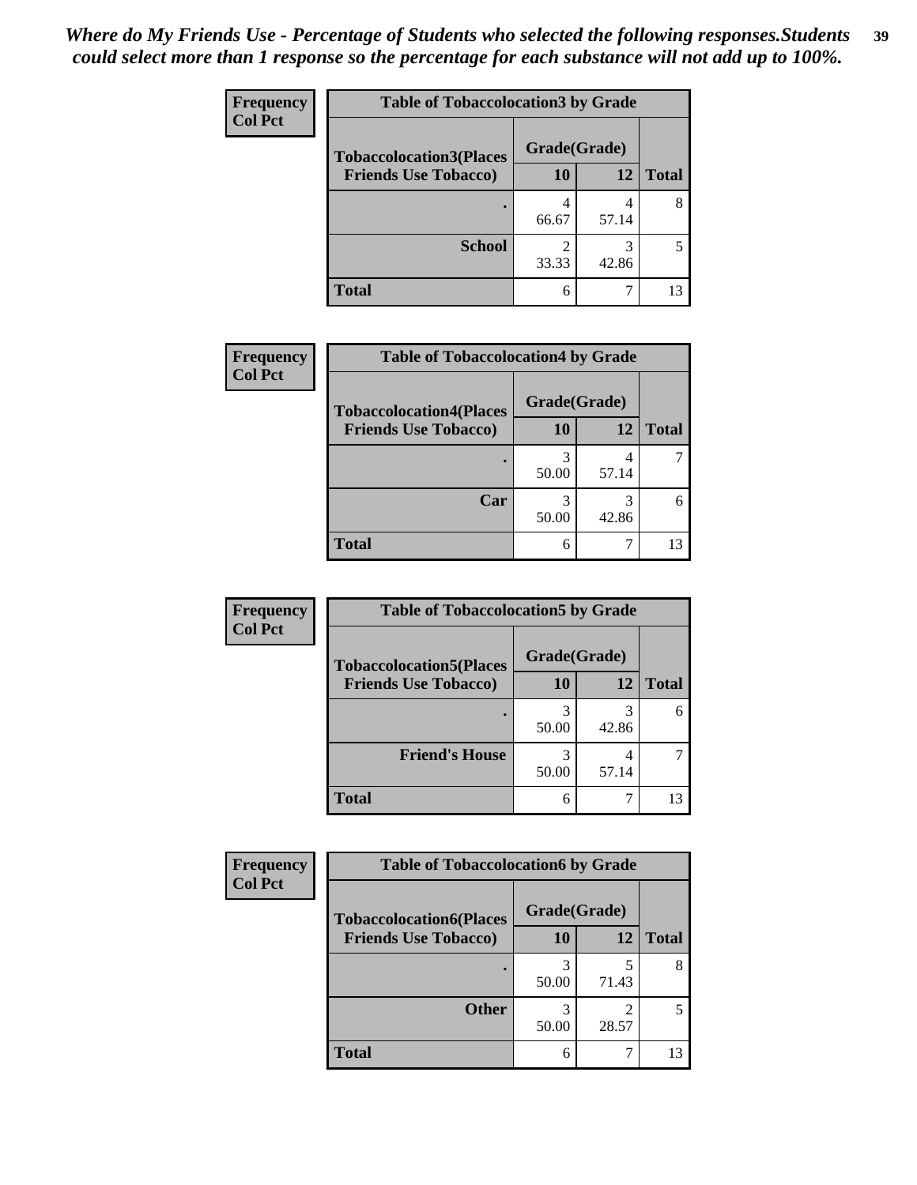*Where do My Friends Use - Percentage of Students who selected the following responses.Students could select more than 1 response so the percentage for each substance will not add up to 100%.*

**Frequency**
**Col Pct**

**Table of Tobaccolocation3 by Grade**

| Tobaccolocation3(Places Friends Use Tobacco) | Grade(Grade) 10 | 12 | Total |
|---|---|---|---|
| . | 4<br>66.67 | 4<br>57.14 | 8 |
| School | 2<br>33.33 | 3<br>42.86 | 5 |
| Total | 6 | 7 | 13 |

**Frequency**
**Col Pct**

**Table of Tobaccolocation4 by Grade**

| Tobaccolocation4(Places Friends Use Tobacco) | Grade(Grade) 10 | 12 | Total |
|---|---|---|---|
| . | 3<br>50.00 | 4<br>57.14 | 7 |
| Car | 3<br>50.00 | 3<br>42.86 | 6 |
| Total | 6 | 7 | 13 |

**Frequency**
**Col Pct**

**Table of Tobaccolocation5 by Grade**

| Tobaccolocation5(Places Friends Use Tobacco) | Grade(Grade) 10 | 12 | Total |
|---|---|---|---|
| . | 3<br>50.00 | 3<br>42.86 | 6 |
| Friend's House | 3<br>50.00 | 4<br>57.14 | 7 |
| Total | 6 | 7 | 13 |

**Frequency**
**Col Pct**

**Table of Tobaccolocation6 by Grade**

| Tobaccolocation6(Places Friends Use Tobacco) | Grade(Grade) 10 | 12 | Total |
|---|---|---|---|
| . | 3<br>50.00 | 5<br>71.43 | 8 |
| Other | 3<br>50.00 | 2<br>28.57 | 5 |
| Total | 6 | 7 | 13 |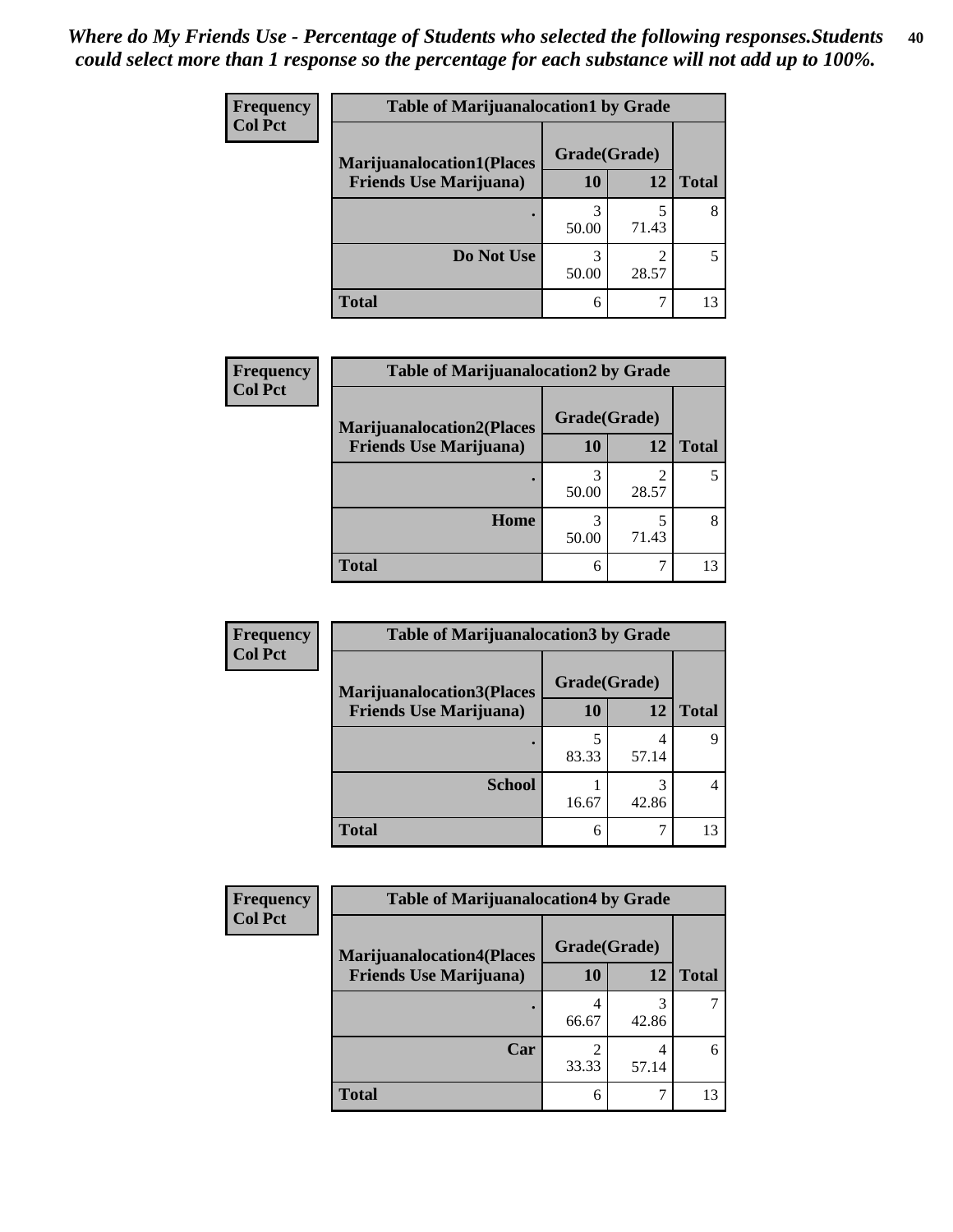*Where do My Friends Use - Percentage of Students who selected the following responses.Students could select more than 1 response so the percentage for each substance will not add up to 100%.*

**Frequency**
**Col Pct**

| Table of Marijuanalocation1 by Grade | | | |
|---|---|---|---|
| **Marijuanalocation1(Places Friends Use Marijuana)** | **Grade(Grade)** | | **Total** |
| | **10** | **12** | |
| **.** | 3<br>50.00 | 5<br>71.43 | 8 |
| **Do Not Use** | 3<br>50.00 | 2<br>28.57 | 5 |
| **Total** | 6 | 7 | 13 |

**Frequency**
**Col Pct**

| Table of Marijuanalocation2 by Grade | | | |
|---|---|---|---|
| **Marijuanalocation2(Places Friends Use Marijuana)** | **Grade(Grade)** | | **Total** |
| | **10** | **12** | |
| **.** | 3<br>50.00 | 2<br>28.57 | 5 |
| **Home** | 3<br>50.00 | 5<br>71.43 | 8 |
| **Total** | 6 | 7 | 13 |

**Frequency**
**Col Pct**

| Table of Marijuanalocation3 by Grade | | | |
|---|---|---|---|
| **Marijuanalocation3(Places Friends Use Marijuana)** | **Grade(Grade)** | | **Total** |
| | **10** | **12** | |
| **.** | 5<br>83.33 | 4<br>57.14 | 9 |
| **School** | 1<br>16.67 | 3<br>42.86 | 4 |
| **Total** | 6 | 7 | 13 |

**Frequency**
**Col Pct**

| Table of Marijuanalocation4 by Grade | | | |
|---|---|---|---|
| **Marijuanalocation4(Places Friends Use Marijuana)** | **Grade(Grade)** | | **Total** |
| | **10** | **12** | |
| **.** | 4<br>66.67 | 3<br>42.86 | 7 |
| **Car** | 2<br>33.33 | 4<br>57.14 | 6 |
| **Total** | 6 | 7 | 13 |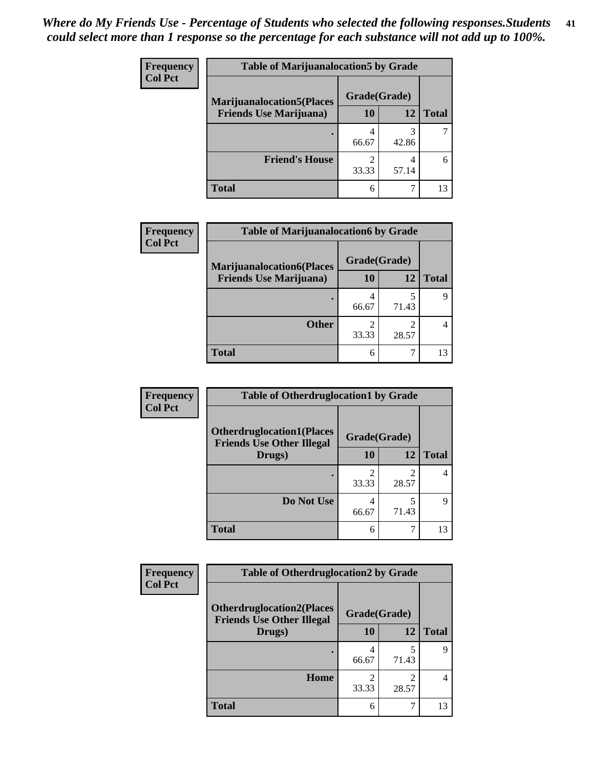*Where do My Friends Use - Percentage of Students who selected the following responses.Students could select more than 1 response so the percentage for each substance will not add up to 100%.*

**Frequency**
**Col Pct**

**Table of Marijuanalocation5 by Grade**

| Marijuanalocation5(Places Friends Use Marijuana) | Grade(Grade) 10 | 12 | Total |
|---|---|---|---|
| . | 4<br>66.67 | 3<br>42.86 | 7 |
| Friend's House | 2<br>33.33 | 4<br>57.14 | 6 |
| Total | 6 | 7 | 13 |

**Frequency**
**Col Pct**

**Table of Marijuanalocation6 by Grade**

| Marijuanalocation6(Places Friends Use Marijuana) | Grade(Grade) 10 | 12 | Total |
|---|---|---|---|
| . | 4<br>66.67 | 5<br>71.43 | 9 |
| Other | 2<br>33.33 | 2<br>28.57 | 4 |
| Total | 6 | 7 | 13 |

**Frequency**
**Col Pct**

**Table of Otherdruglocation1 by Grade**

| Otherdruglocation1(Places Friends Use Other Illegal Drugs) | Grade(Grade) 10 | 12 | Total |
|---|---|---|---|
| . | 2<br>33.33 | 2<br>28.57 | 4 |
| Do Not Use | 4<br>66.67 | 5<br>71.43 | 9 |
| Total | 6 | 7 | 13 |

**Frequency**
**Col Pct**

**Table of Otherdruglocation2 by Grade**

| Otherdruglocation2(Places Friends Use Other Illegal Drugs) | Grade(Grade) 10 | 12 | Total |
|---|---|---|---|
| . | 4<br>66.67 | 5<br>71.43 | 9 |
| Home | 2<br>33.33 | 2<br>28.57 | 4 |
| Total | 6 | 7 | 13 |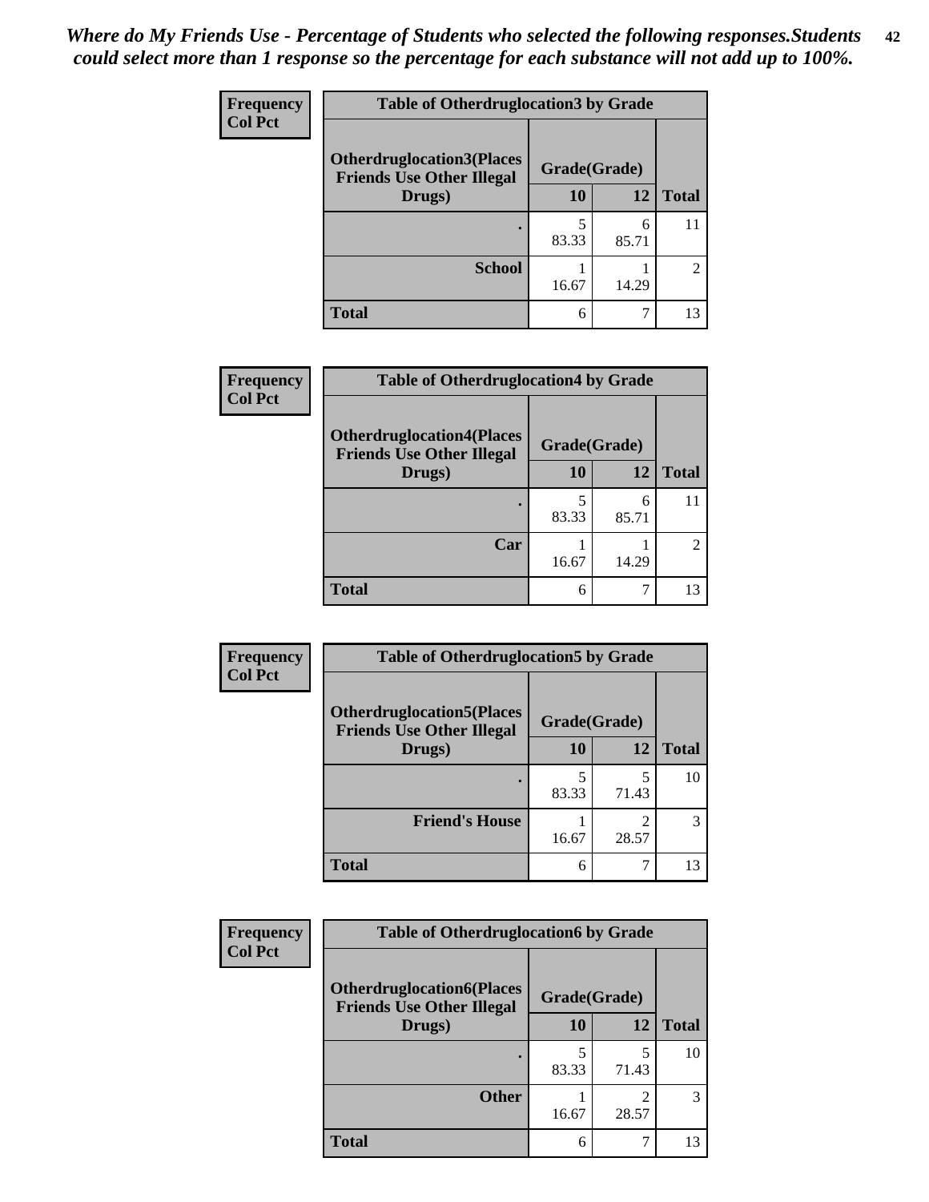*Where do My Friends Use - Percentage of Students who selected the following responses.Students could select more than 1 response so the percentage for each substance will not add up to 100%.*

| Frequency<br>Col Pct | Table of Otherdruglocation3 by Grade | | |
|---|---|---|---|
| Otherdruglocation3(Places Friends Use Other Illegal Drugs) | Grade(Grade) | | |
| | 10 | 12 | Total |
| . | 5<br>83.33 | 6<br>85.71 | 11 |
| School | 1<br>16.67 | 1<br>14.29 | 2 |
| Total | 6 | 7 | 13 |

| Frequency<br>Col Pct | Table of Otherdruglocation4 by Grade | | |
|---|---|---|---|
| Otherdruglocation4(Places Friends Use Other Illegal Drugs) | Grade(Grade) | | |
| | 10 | 12 | Total |
| . | 5<br>83.33 | 6<br>85.71 | 11 |
| Car | 1<br>16.67 | 1<br>14.29 | 2 |
| Total | 6 | 7 | 13 |

| Frequency<br>Col Pct | Table of Otherdruglocation5 by Grade | | |
|---|---|---|---|
| Otherdruglocation5(Places Friends Use Other Illegal Drugs) | Grade(Grade) | | |
| | 10 | 12 | Total |
| . | 5<br>83.33 | 5<br>71.43 | 10 |
| Friend's House | 1<br>16.67 | 2<br>28.57 | 3 |
| Total | 6 | 7 | 13 |

| Frequency<br>Col Pct | Table of Otherdruglocation6 by Grade | | |
|---|---|---|---|
| Otherdruglocation6(Places Friends Use Other Illegal Drugs) | Grade(Grade) | | |
| | 10 | 12 | Total |
| . | 5<br>83.33 | 5<br>71.43 | 10 |
| Other | 1<br>16.67 | 2<br>28.57 | 3 |
| Total | 6 | 7 | 13 |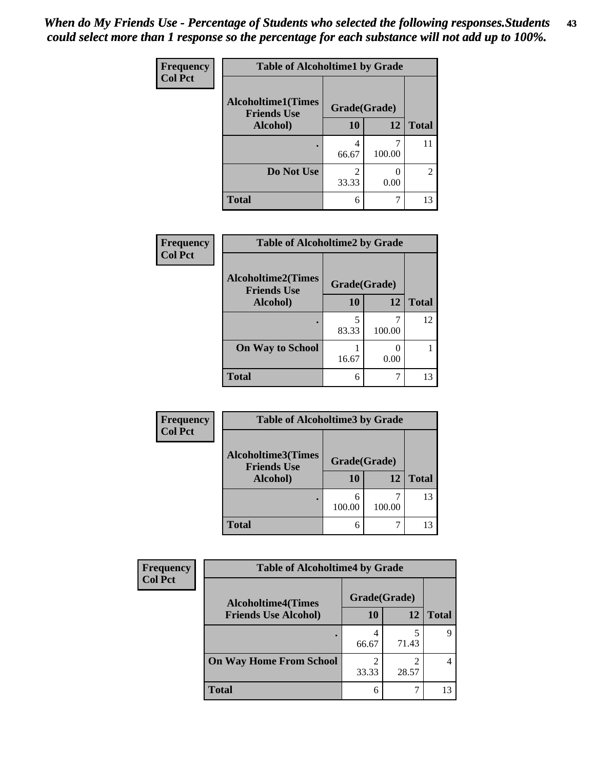*When do My Friends Use - Percentage of Students who selected the following responses.Students could select more than 1 response so the percentage for each substance will not add up to 100%.*

**Frequency**
**Col Pct**

| Table of Alcoholtime1 by Grade | | | |
|---|---|---|---|
| Alcoholtime1(Times Friends Use Alcohol) | Grade(Grade) | | |
| | 10 | 12 | Total |
| . | 4<br>66.67 | 7<br>100.00 | 11 |
| Do Not Use | 2<br>33.33 | 0<br>0.00 | 2 |
| Total | 6 | 7 | 13 |

**Frequency**
**Col Pct**

| Table of Alcoholtime2 by Grade | | | |
|---|---|---|---|
| Alcoholtime2(Times Friends Use Alcohol) | Grade(Grade) | | |
| | 10 | 12 | Total |
| . | 5<br>83.33 | 7<br>100.00 | 12 |
| On Way to School | 1<br>16.67 | 0<br>0.00 | 1 |
| Total | 6 | 7 | 13 |

**Frequency**
**Col Pct**

| Table of Alcoholtime3 by Grade | | | |
|---|---|---|---|
| Alcoholtime3(Times Friends Use Alcohol) | Grade(Grade) | | |
| | 10 | 12 | Total |
| . | 6<br>100.00 | 7<br>100.00 | 13 |
| Total | 6 | 7 | 13 |

**Frequency**
**Col Pct**

| Table of Alcoholtime4 by Grade | | | |
|---|---|---|---|
| Alcoholtime4(Times Friends Use Alcohol) | Grade(Grade) | | |
| | 10 | 12 | Total |
| . | 4<br>66.67 | 5<br>71.43 | 9 |
| On Way Home From School | 2<br>33.33 | 2<br>28.57 | 4 |
| Total | 6 | 7 | 13 |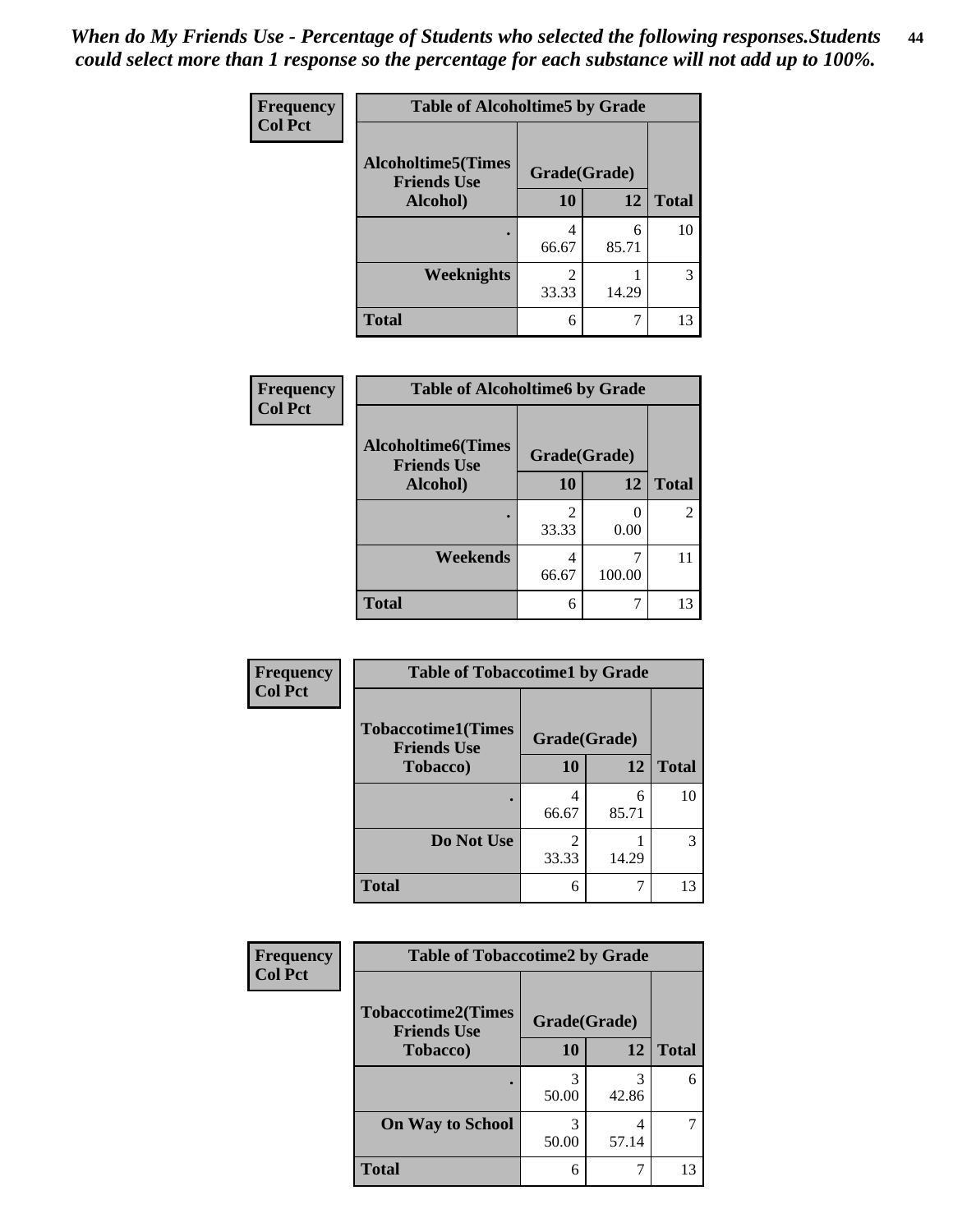*When do My Friends Use - Percentage of Students who selected the following responses.Students could select more than 1 response so the percentage for each substance will not add up to 100%.*

**Frequency**
**Col Pct**

| Table of Alcoholtime5 by Grade | | | |
|---|---|---|---|
| Alcoholtime5(Times Friends Use Alcohol) | Grade(Grade) | | |
| | 10 | 12 | Total |
| . | 4<br>66.67 | 6<br>85.71 | 10 |
| Weeknights | 2<br>33.33 | 1<br>14.29 | 3 |
| Total | 6 | 7 | 13 |

**Frequency**
**Col Pct**

| Table of Alcoholtime6 by Grade | | | |
|---|---|---|---|
| Alcoholtime6(Times Friends Use Alcohol) | Grade(Grade) | | |
| | 10 | 12 | Total |
| . | 2<br>33.33 | 0<br>0.00 | 2 |
| Weekends | 4<br>66.67 | 7<br>100.00 | 11 |
| Total | 6 | 7 | 13 |

**Frequency**
**Col Pct**

| Table of Tobaccotime1 by Grade | | | |
|---|---|---|---|
| Tobaccotime1(Times Friends Use Tobacco) | Grade(Grade) | | |
| | 10 | 12 | Total |
| . | 4<br>66.67 | 6<br>85.71 | 10 |
| Do Not Use | 2<br>33.33 | 1<br>14.29 | 3 |
| Total | 6 | 7 | 13 |

**Frequency**
**Col Pct**

| Table of Tobaccotime2 by Grade | | | |
|---|---|---|---|
| Tobaccotime2(Times Friends Use Tobacco) | Grade(Grade) | | |
| | 10 | 12 | Total |
| . | 3<br>50.00 | 3<br>42.86 | 6 |
| On Way to School | 3<br>50.00 | 4<br>57.14 | 7 |
| Total | 6 | 7 | 13 |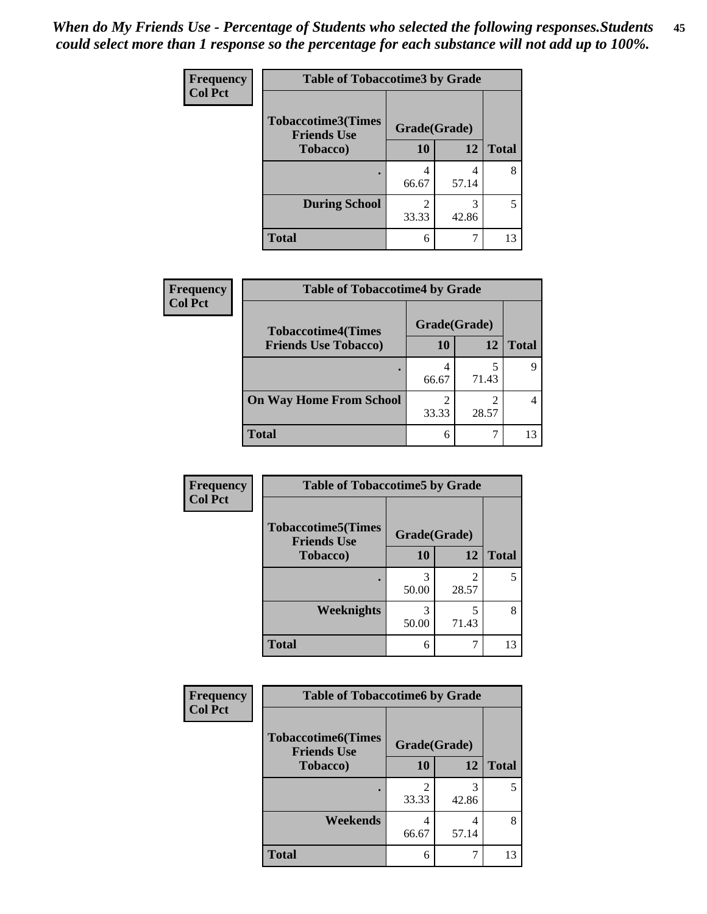*When do My Friends Use - Percentage of Students who selected the following responses.Students could select more than 1 response so the percentage for each substance will not add up to 100%.*

**Frequency**
**Col Pct**

| Table of Tobaccotime3 by Grade | | | |
|---|---|---|---|
| Tobaccotime3(Times Friends Use Tobacco) | Grade(Grade) | | Total |
| | 10 | 12 | |
| . | 4<br>66.67 | 4<br>57.14 | 8 |
| During School | 2<br>33.33 | 3<br>42.86 | 5 |
| Total | 6 | 7 | 13 |

**Frequency**
**Col Pct**

| Table of Tobaccotime4 by Grade | | | |
|---|---|---|---|
| Tobaccotime4(Times Friends Use Tobacco) | Grade(Grade) | | Total |
| | 10 | 12 | |
| . | 4<br>66.67 | 5<br>71.43 | 9 |
| On Way Home From School | 2<br>33.33 | 2<br>28.57 | 4 |
| Total | 6 | 7 | 13 |

**Frequency**
**Col Pct**

| Table of Tobaccotime5 by Grade | | | |
|---|---|---|---|
| Tobaccotime5(Times Friends Use Tobacco) | Grade(Grade) | | Total |
| | 10 | 12 | |
| . | 3<br>50.00 | 2<br>28.57 | 5 |
| Weeknights | 3<br>50.00 | 5<br>71.43 | 8 |
| Total | 6 | 7 | 13 |

**Frequency**
**Col Pct**

| Table of Tobaccotime6 by Grade | | | |
|---|---|---|---|
| Tobaccotime6(Times Friends Use Tobacco) | Grade(Grade) | | Total |
| | 10 | 12 | |
| . | 2<br>33.33 | 3<br>42.86 | 5 |
| Weekends | 4<br>66.67 | 4<br>57.14 | 8 |
| Total | 6 | 7 | 13 |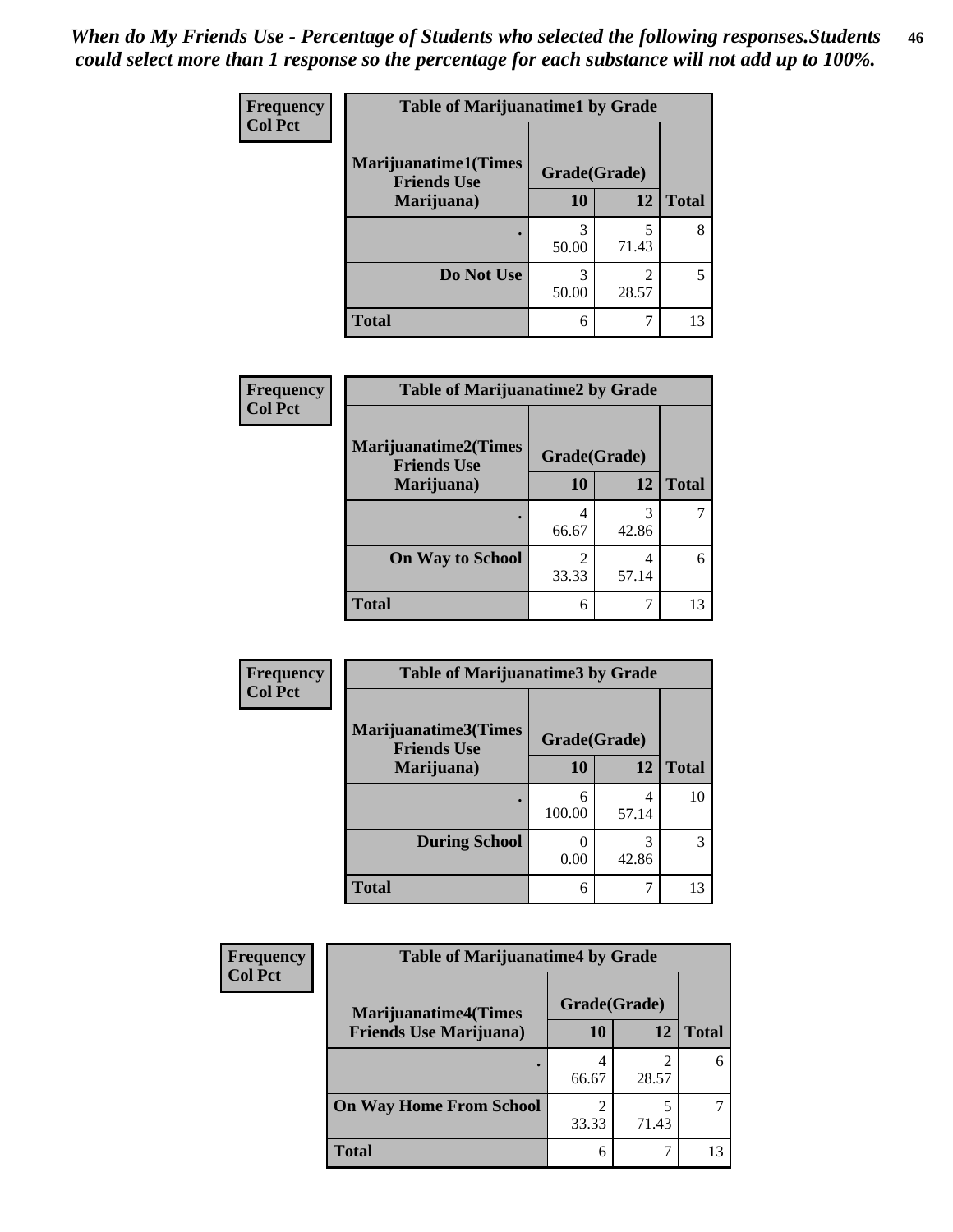*When do My Friends Use - Percentage of Students who selected the following responses.Students could select more than 1 response so the percentage for each substance will not add up to 100%.*

**Frequency**
**Col Pct**

| Table of Marijuanatime1 by Grade | | | |
|---|---|---|---|
| **Marijuanatime1(Times Friends Use Marijuana)** | **Grade(Grade)** | | **Total** |
| | **10** | **12** | |
| **.** | 3<br>50.00 | 5<br>71.43 | 8 |
| **Do Not Use** | 3<br>50.00 | 2<br>28.57 | 5 |
| **Total** | 6 | 7 | 13 |

**Frequency**
**Col Pct**

| Table of Marijuanatime2 by Grade | | | |
|---|---|---|---|
| **Marijuanatime2(Times Friends Use Marijuana)** | **Grade(Grade)** | | **Total** |
| | **10** | **12** | |
| **.** | 4<br>66.67 | 3<br>42.86 | 7 |
| **On Way to School** | 2<br>33.33 | 4<br>57.14 | 6 |
| **Total** | 6 | 7 | 13 |

**Frequency**
**Col Pct**

| Table of Marijuanatime3 by Grade | | | |
|---|---|---|---|
| **Marijuanatime3(Times Friends Use Marijuana)** | **Grade(Grade)** | | **Total** |
| | **10** | **12** | |
| **.** | 6<br>100.00 | 4<br>57.14 | 10 |
| **During School** | 0<br>0.00 | 3<br>42.86 | 3 |
| **Total** | 6 | 7 | 13 |

**Frequency**
**Col Pct**

| Table of Marijuanatime4 by Grade | | | |
|---|---|---|---|
| **Marijuanatime4(Times Friends Use Marijuana)** | **Grade(Grade)** | | **Total** |
| | **10** | **12** | |
| **.** | 4<br>66.67 | 2<br>28.57 | 6 |
| **On Way Home From School** | 2<br>33.33 | 5<br>71.43 | 7 |
| **Total** | 6 | 7 | 13 |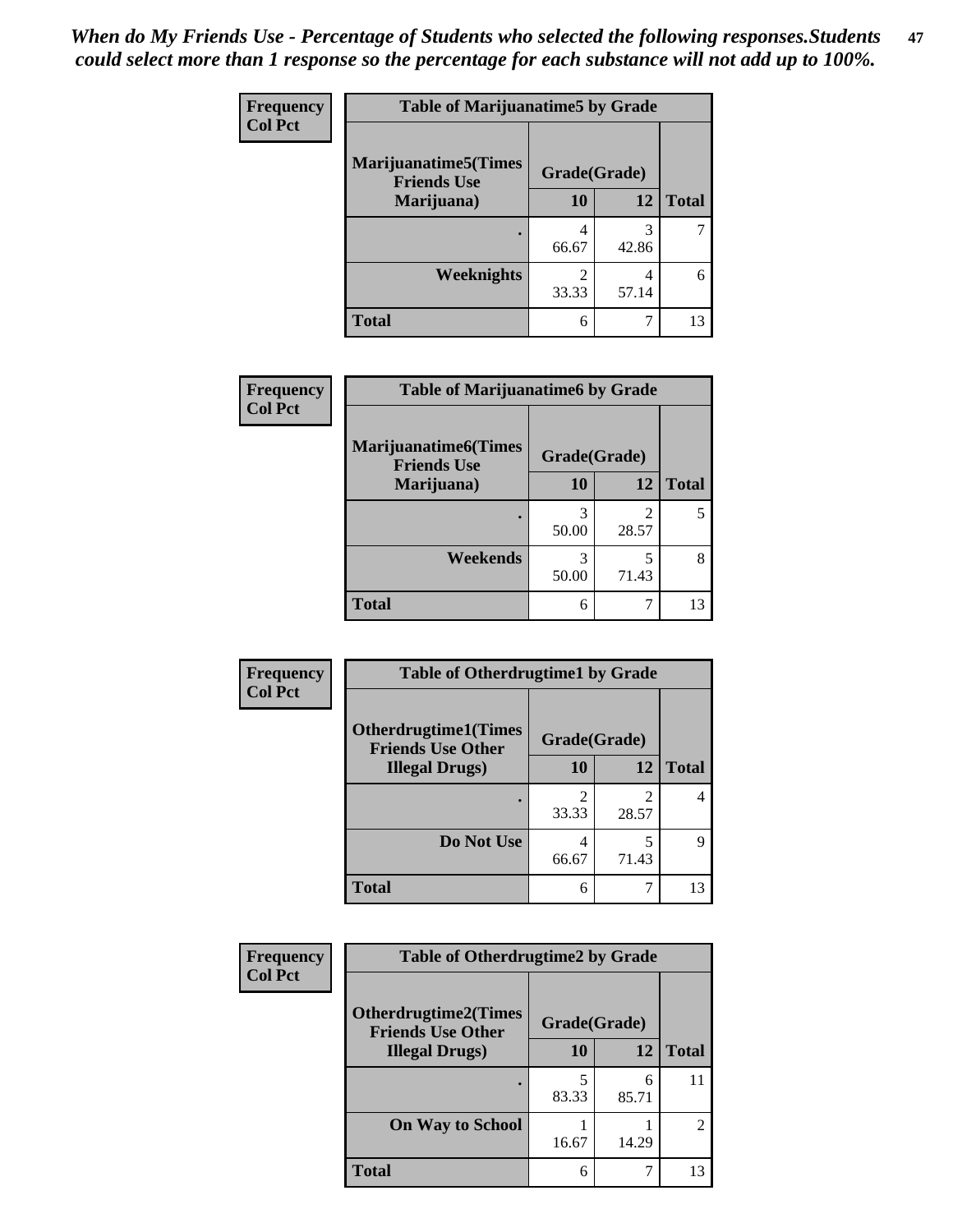*When do My Friends Use - Percentage of Students who selected the following responses.Students could select more than 1 response so the percentage for each substance will not add up to 100%.*

**Frequency**
**Col Pct**

| Table of Marijuanatime5 by Grade | | | |
|---|---|---|---|
| **Marijuanatime5(Times Friends Use Marijuana)** | **Grade(Grade)** | | |
| | **10** | **12** | **Total** |
| **.** | 4<br>66.67 | 3<br>42.86 | 7 |
| **Weeknights** | 2<br>33.33 | 4<br>57.14 | 6 |
| **Total** | 6 | 7 | 13 |

**Frequency**
**Col Pct**

| Table of Marijuanatime6 by Grade | | | |
|---|---|---|---|
| **Marijuanatime6(Times Friends Use Marijuana)** | **Grade(Grade)** | | |
| | **10** | **12** | **Total** |
| **.** | 3<br>50.00 | 2<br>28.57 | 5 |
| **Weekends** | 3<br>50.00 | 5<br>71.43 | 8 |
| **Total** | 6 | 7 | 13 |

**Frequency**
**Col Pct**

| Table of Otherdrugtime1 by Grade | | | |
|---|---|---|---|
| **Otherdrugtime1(Times Friends Use Other Illegal Drugs)** | **Grade(Grade)** | | |
| | **10** | **12** | **Total** |
| **.** | 2<br>33.33 | 2<br>28.57 | 4 |
| **Do Not Use** | 4<br>66.67 | 5<br>71.43 | 9 |
| **Total** | 6 | 7 | 13 |

**Frequency**
**Col Pct**

| Table of Otherdrugtime2 by Grade | | | |
|---|---|---|---|
| **Otherdrugtime2(Times Friends Use Other Illegal Drugs)** | **Grade(Grade)** | | |
| | **10** | **12** | **Total** |
| **.** | 5<br>83.33 | 6<br>85.71 | 11 |
| **On Way to School** | 1<br>16.67 | 1<br>14.29 | 2 |
| **Total** | 6 | 7 | 13 |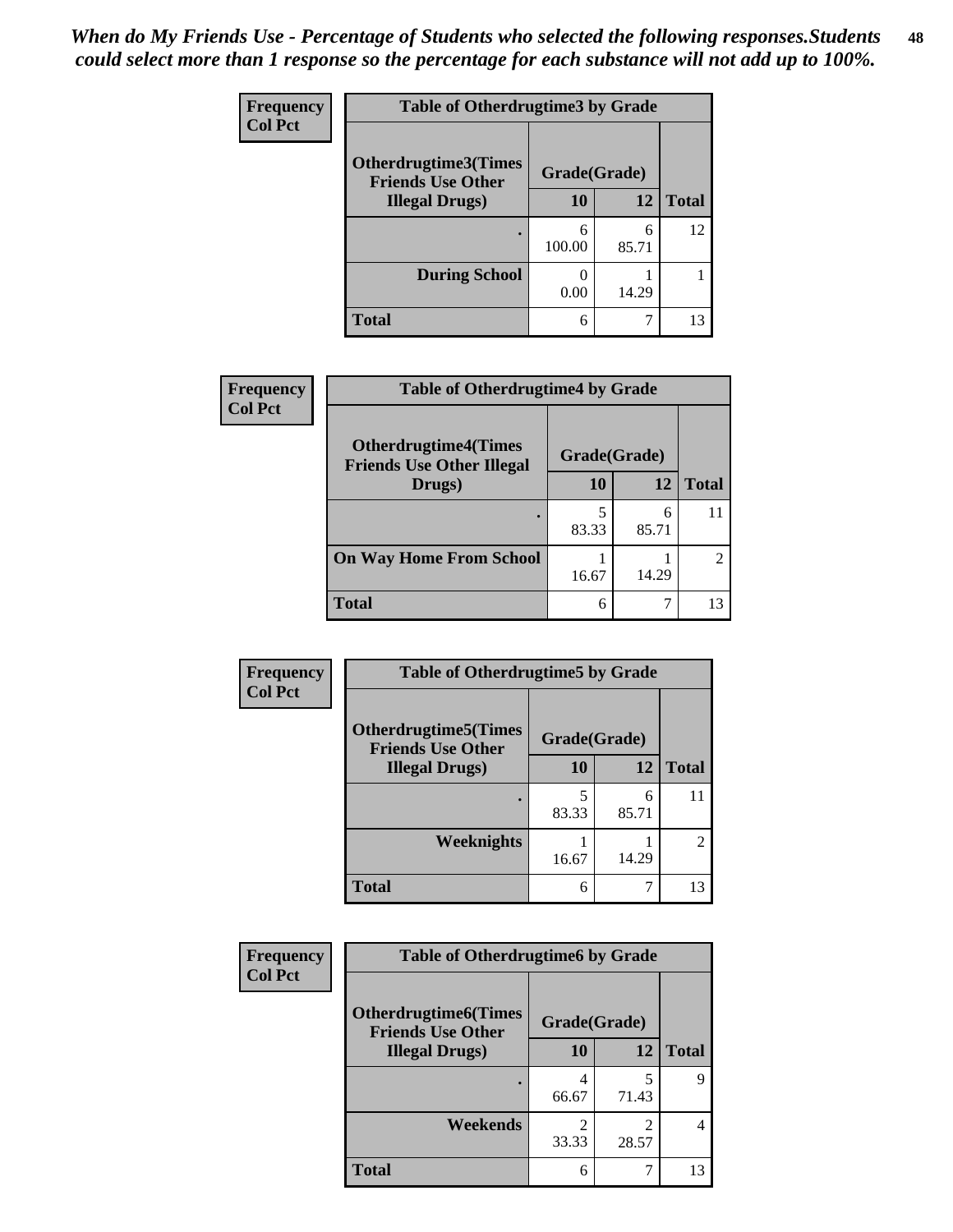*When do My Friends Use - Percentage of Students who selected the following responses.Students could select more than 1 response so the percentage for each substance will not add up to 100%.*

**Frequency**
**Col Pct**

| Table of Otherdrugtime3 by Grade | | | |
|---|---|---|---|
| **Otherdrugtime3(Times Friends Use Other Illegal Drugs)** | **Grade(Grade)** | | |
| | **10** | **12** | **Total** |
| **.** | 6<br>100.00 | 6<br>85.71 | 12 |
| **During School** | 0<br>0.00 | 1<br>14.29 | 1 |
| **Total** | 6 | 7 | 13 |

**Frequency**
**Col Pct**

| Table of Otherdrugtime4 by Grade | | | |
|---|---|---|---|
| **Otherdrugtime4(Times Friends Use Other Illegal Drugs)** | **Grade(Grade)** | | |
| | **10** | **12** | **Total** |
| **.** | 5<br>83.33 | 6<br>85.71 | 11 |
| **On Way Home From School** | 1<br>16.67 | 1<br>14.29 | 2 |
| **Total** | 6 | 7 | 13 |

**Frequency**
**Col Pct**

| Table of Otherdrugtime5 by Grade | | | |
|---|---|---|---|
| **Otherdrugtime5(Times Friends Use Other Illegal Drugs)** | **Grade(Grade)** | | |
| | **10** | **12** | **Total** |
| **.** | 5<br>83.33 | 6<br>85.71 | 11 |
| **Weeknights** | 1<br>16.67 | 1<br>14.29 | 2 |
| **Total** | 6 | 7 | 13 |

**Frequency**
**Col Pct**

| Table of Otherdrugtime6 by Grade | | | |
|---|---|---|---|
| **Otherdrugtime6(Times Friends Use Other Illegal Drugs)** | **Grade(Grade)** | | |
| | **10** | **12** | **Total** |
| **.** | 4<br>66.67 | 5<br>71.43 | 9 |
| **Weekends** | 2<br>33.33 | 2<br>28.57 | 4 |
| **Total** | 6 | 7 | 13 |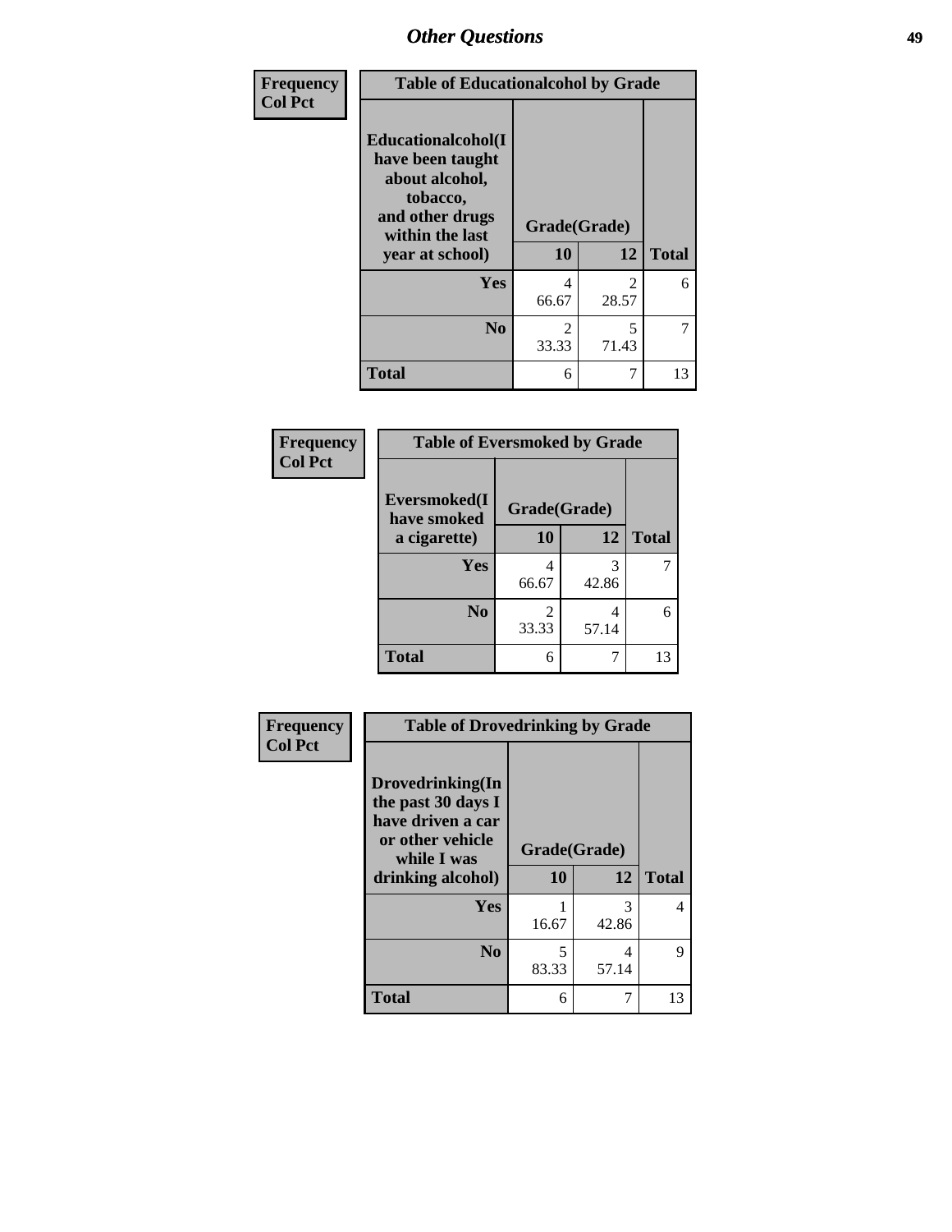# Other Questions

| Frequency<br>Col Pct | Table of Educationalcohol by Grade | | |
|---|---|---|---|
| **Educationalcohol(I have been taught about alcohol, tobacco, and other drugs within the last year at school)** | **Grade(Grade)** | | |
| | **10** | **12** | **Total** |
| **Yes** | 4<br>66.67 | 2<br>28.57 | 6 |
| **No** | 2<br>33.33 | 5<br>71.43 | 7 |
| **Total** | 6 | 7 | 13 |

| Frequency<br>Col Pct | Table of Eversmoked by Grade | | |
|---|---|---|---|
| **Eversmoked(I have smoked a cigarette)** | **Grade(Grade)** | | |
| | **10** | **12** | **Total** |
| **Yes** | 4<br>66.67 | 3<br>42.86 | 7 |
| **No** | 2<br>33.33 | 4<br>57.14 | 6 |
| **Total** | 6 | 7 | 13 |

| Frequency<br>Col Pct | Table of Drovedrinking by Grade | | |
|---|---|---|---|
| **Drovedrinking(In the past 30 days I have driven a car or other vehicle while I was drinking alcohol)** | **Grade(Grade)** | | |
| | **10** | **12** | **Total** |
| **Yes** | 1<br>16.67 | 3<br>42.86 | 4 |
| **No** | 5<br>83.33 | 4<br>57.14 | 9 |
| **Total** | 6 | 7 | 13 |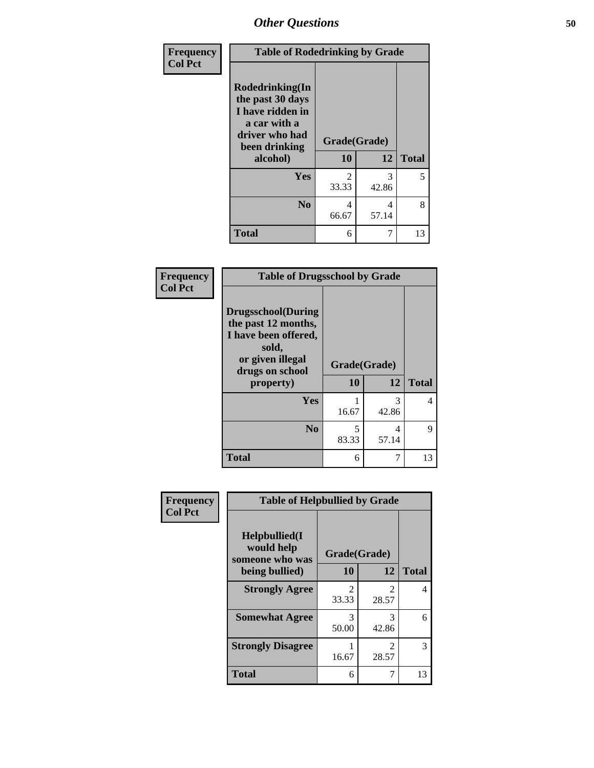## Other Questions

**Frequency**
**Col Pct**

| Table of Rodedrinking by Grade | | | |
|---|---|---|---|
| **Rodedrinking(In the past 30 days I have ridden in a car with a driver who had been drinking alcohol)** | **Grade(Grade)** | | |
| | **10** | **12** | **Total** |
| **Yes** | 2<br>33.33 | 3<br>42.86 | 5 |
| **No** | 4<br>66.67 | 4<br>57.14 | 8 |
| **Total** | 6 | 7 | 13 |

**Frequency**
**Col Pct**

| Table of Drugsschool by Grade | | | |
|---|---|---|---|
| **Drugsschool(During the past 12 months, I have been offered, sold, or given illegal drugs on school property)** | **Grade(Grade)** | | |
| | **10** | **12** | **Total** |
| **Yes** | 1<br>16.67 | 3<br>42.86 | 4 |
| **No** | 5<br>83.33 | 4<br>57.14 | 9 |
| **Total** | 6 | 7 | 13 |

**Frequency**
**Col Pct**

| Table of Helpbullied by Grade | | | |
|---|---|---|---|
| **Helpbullied(I would help someone who was being bullied)** | **Grade(Grade)** | | |
| | **10** | **12** | **Total** |
| **Strongly Agree** | 2<br>33.33 | 2<br>28.57 | 4 |
| **Somewhat Agree** | 3<br>50.00 | 3<br>42.86 | 6 |
| **Strongly Disagree** | 1<br>16.67 | 2<br>28.57 | 3 |
| **Total** | 6 | 7 | 13 |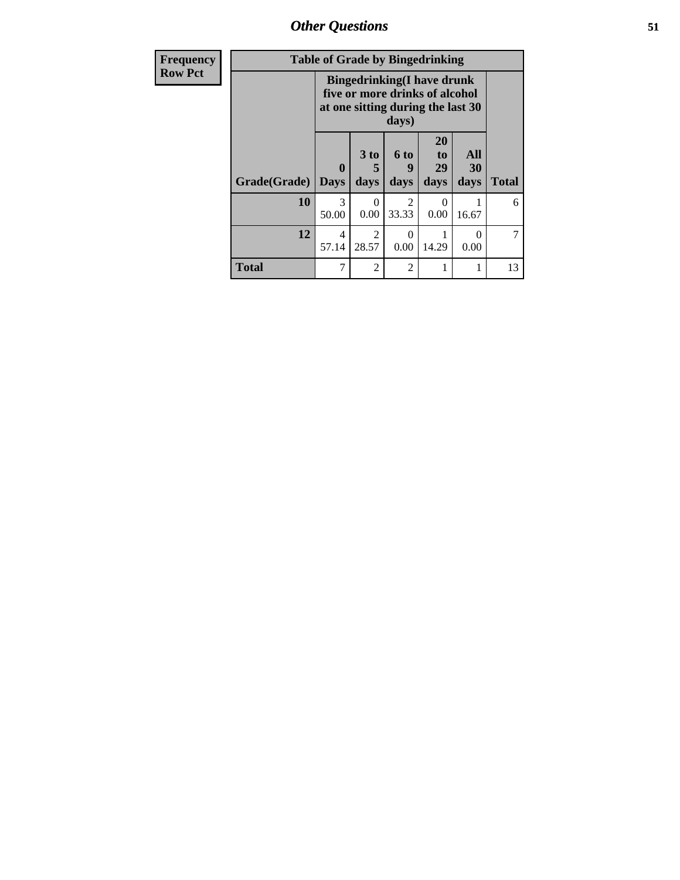| Frequency Row Pct | Table of Grade by Bingedrinking | | | | | |
|---|---|---|---|---|---|---|
| | Bingedrinking(I have drunk five or more drinks of alcohol at one sitting during the last 30 days) | | | | | |
| Grade(Grade) | 0 Days | 3 to 5 days | 6 to 9 days | 20 to 29 days | All 30 days | Total |
| 10 | 3 50.00 | 0 0.00 | 2 33.33 | 0 0.00 | 1 16.67 | 6 |
| 12 | 4 57.14 | 2 28.57 | 0 0.00 | 1 14.29 | 0 0.00 | 7 |
| Total | 7 | 2 | 2 | 1 | 1 | 13 |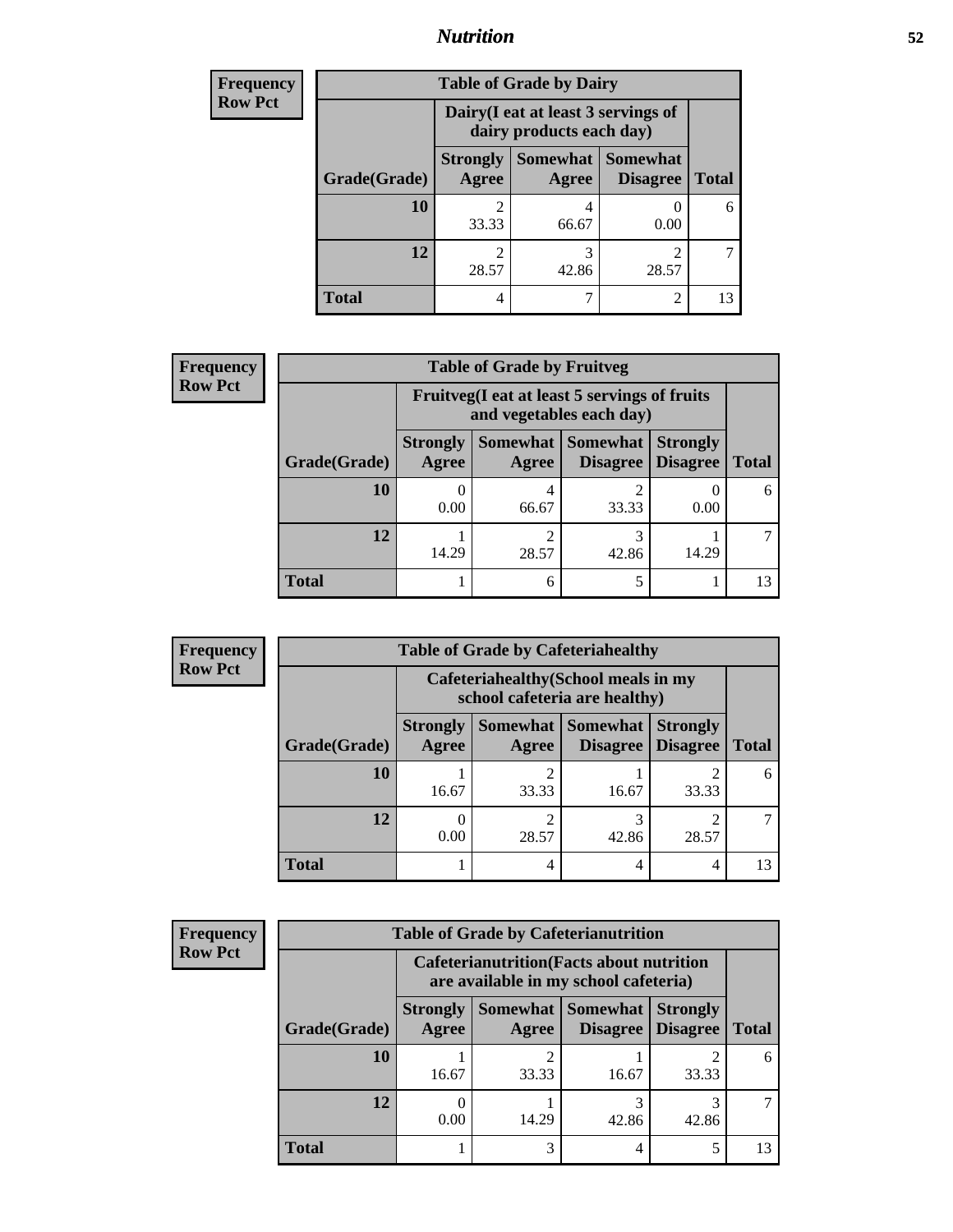## Nutrition

**Frequency**
**Row Pct**

| Table of Grade by Dairy | | | | |
|---|---|---|---|---|
| | Dairy(I eat at least 3 servings of dairy products each day) | | | |
| Grade(Grade) | Strongly Agree | Somewhat Agree | Somewhat Disagree | Total |
| **10** | 2<br>33.33 | 4<br>66.67 | 0<br>0.00 | 6 |
| **12** | 2<br>28.57 | 3<br>42.86 | 2<br>28.57 | 7 |
| **Total** | 4 | 7 | 2 | 13 |

**Frequency**
**Row Pct**

| Table of Grade by Fruitveg | | | | | |
|---|---|---|---|---|---|
| | Fruitveg(I eat at least 5 servings of fruits and vegetables each day) | | | | |
| Grade(Grade) | Strongly Agree | Somewhat Agree | Somewhat Disagree | Strongly Disagree | Total |
| **10** | 0<br>0.00 | 4<br>66.67 | 2<br>33.33 | 0<br>0.00 | 6 |
| **12** | 1<br>14.29 | 2<br>28.57 | 3<br>42.86 | 1<br>14.29 | 7 |
| **Total** | 1 | 6 | 5 | 1 | 13 |

**Frequency**
**Row Pct**

| Table of Grade by Cafeteriahealthy | | | | | |
|---|---|---|---|---|---|
| | Cafeteriahealthy(School meals in my school cafeteria are healthy) | | | | |
| Grade(Grade) | Strongly Agree | Somewhat Agree | Somewhat Disagree | Strongly Disagree | Total |
| **10** | 1<br>16.67 | 2<br>33.33 | 1<br>16.67 | 2<br>33.33 | 6 |
| **12** | 0<br>0.00 | 2<br>28.57 | 3<br>42.86 | 2<br>28.57 | 7 |
| **Total** | 1 | 4 | 4 | 4 | 13 |

**Frequency**
**Row Pct**

| Table of Grade by Cafeterianutrition | | | | | |
|---|---|---|---|---|---|
| | Cafeterianutrition(Facts about nutrition are available in my school cafeteria) | | | | |
| Grade(Grade) | Strongly Agree | Somewhat Agree | Somewhat Disagree | Strongly Disagree | Total |
| **10** | 1<br>16.67 | 2<br>33.33 | 1<br>16.67 | 2<br>33.33 | 6 |
| **12** | 0<br>0.00 | 1<br>14.29 | 3<br>42.86 | 3<br>42.86 | 7 |
| **Total** | 1 | 3 | 4 | 5 | 13 |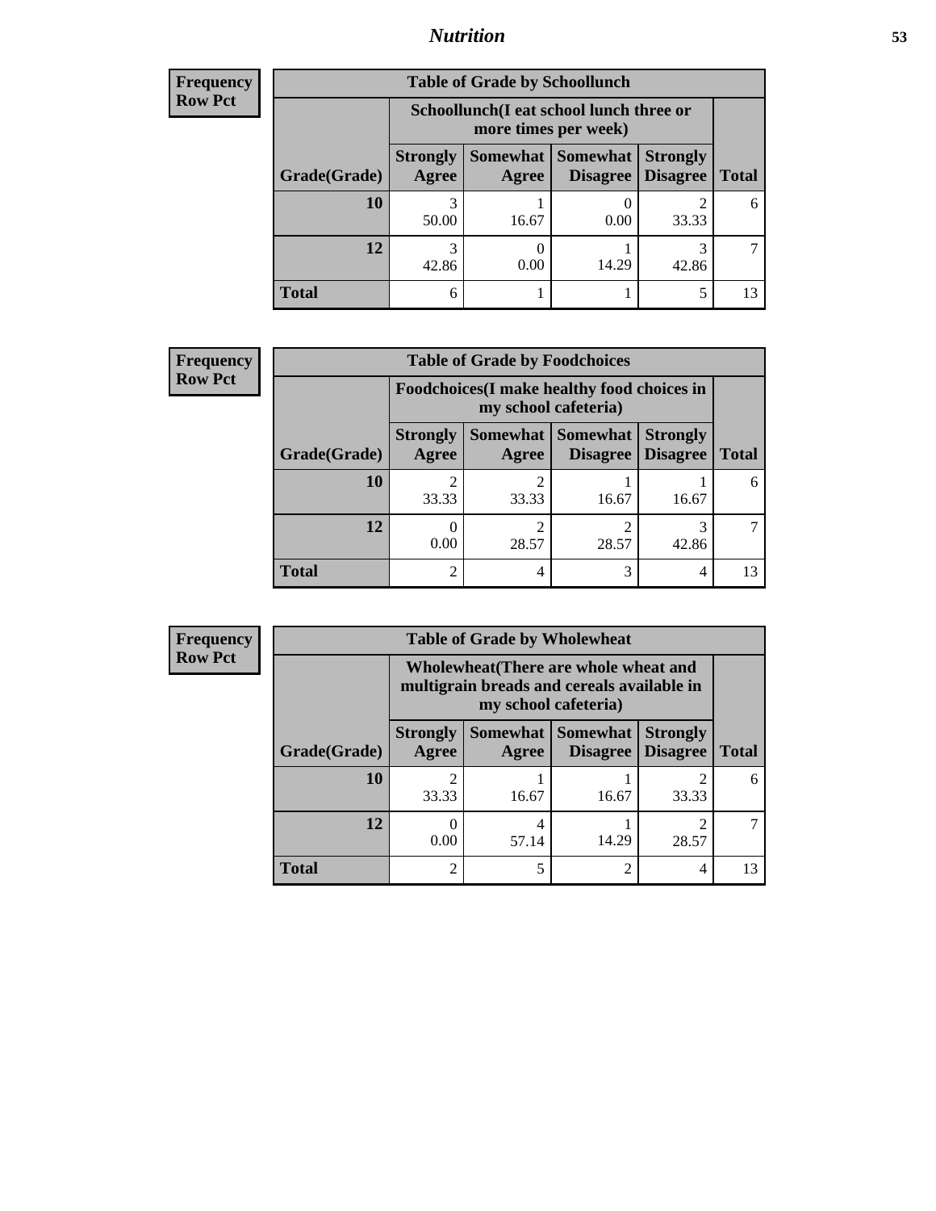| Frequency |
|---|
| Row Pct |

| Table of Grade by Schoollunch | | | | | |
|---|---|---|---|---|---|
| | Schoollunch(I eat school lunch three or more times per week) | | | | |
| Grade(Grade) | Strongly Agree | Somewhat Agree | Somewhat Disagree | Strongly Disagree | Total |
| 10 | 3<br>50.00 | 1<br>16.67 | 0<br>0.00 | 2<br>33.33 | 6 |
| 12 | 3<br>42.86 | 0<br>0.00 | 1<br>14.29 | 3<br>42.86 | 7 |
| Total | 6 | 1 | 1 | 5 | 13 |

| Frequency |
|---|
| Row Pct |

| Table of Grade by Foodchoices | | | | | |
|---|---|---|---|---|---|
| | Foodchoices(I make healthy food choices in my school cafeteria) | | | | |
| Grade(Grade) | Strongly Agree | Somewhat Agree | Somewhat Disagree | Strongly Disagree | Total |
| 10 | 2<br>33.33 | 2<br>33.33 | 1<br>16.67 | 1<br>16.67 | 6 |
| 12 | 0<br>0.00 | 2<br>28.57 | 2<br>28.57 | 3<br>42.86 | 7 |
| Total | 2 | 4 | 3 | 4 | 13 |

| Frequency |
|---|
| Row Pct |

| Table of Grade by Wholewheat | | | | | |
|---|---|---|---|---|---|
| | Wholewheat(There are whole wheat and multigrain breads and cereals available in my school cafeteria) | | | | |
| Grade(Grade) | Strongly Agree | Somewhat Agree | Somewhat Disagree | Strongly Disagree | Total |
| 10 | 2<br>33.33 | 1<br>16.67 | 1<br>16.67 | 2<br>33.33 | 6 |
| 12 | 0<br>0.00 | 4<br>57.14 | 1<br>14.29 | 2<br>28.57 | 7 |
| Total | 2 | 5 | 2 | 4 | 13 |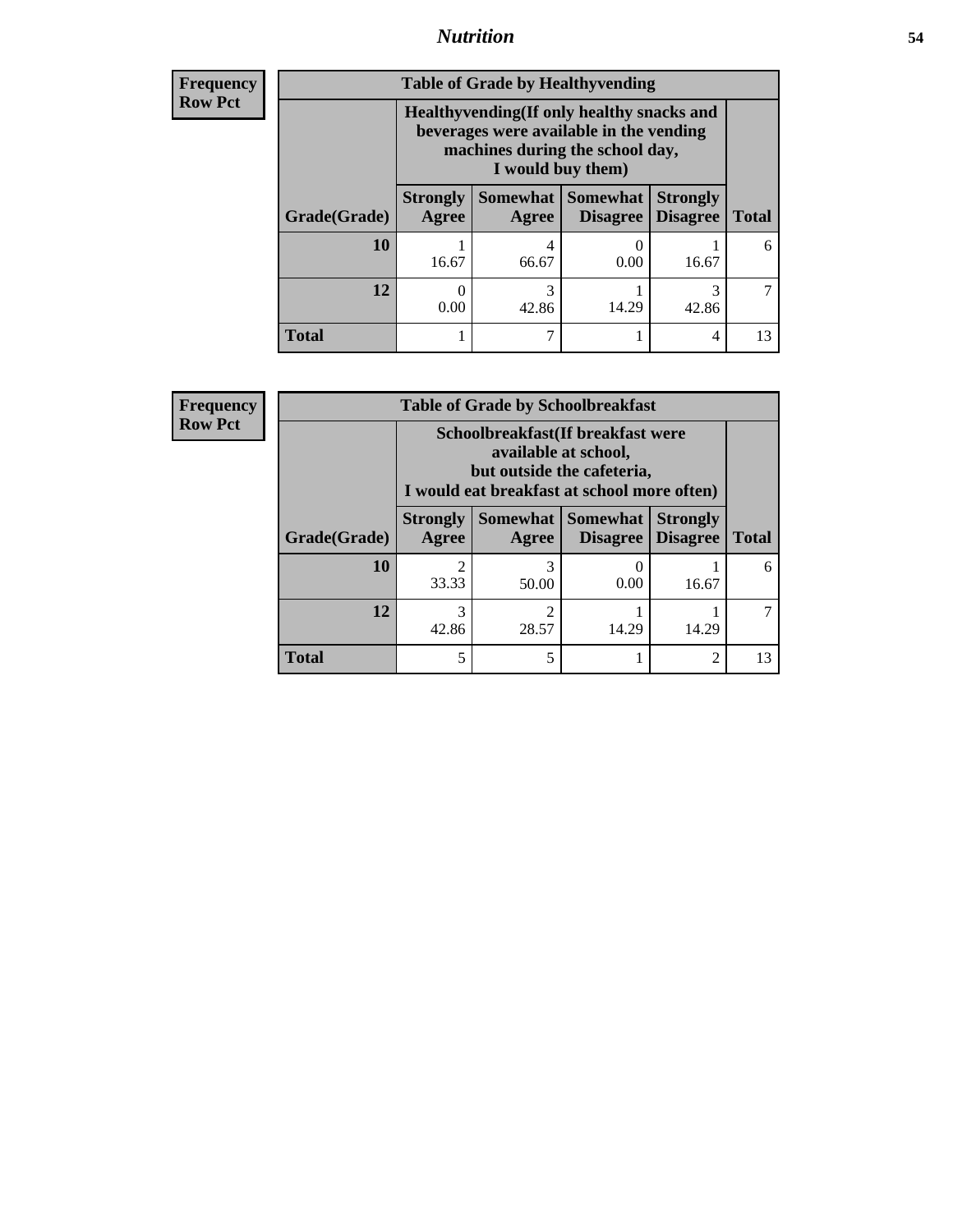## Nutrition

**Frequency**
**Row Pct**

| Table of Grade by Healthyvending | | | | | |
|---|---|---|---|---|---|
| | Healthyvending(If only healthy snacks and beverages were available in the vending machines during the school day, I would buy them) | | | | |
| Grade(Grade) | Strongly Agree | Somewhat Agree | Somewhat Disagree | Strongly Disagree | Total |
| **10** | 1<br>16.67 | 4<br>66.67 | 0<br>0.00 | 1<br>16.67 | 6 |
| **12** | 0<br>0.00 | 3<br>42.86 | 1<br>14.29 | 3<br>42.86 | 7 |
| **Total** | 1 | 7 | 1 | 4 | 13 |

**Frequency**
**Row Pct**

| Table of Grade by Schoolbreakfast | | | | | |
|---|---|---|---|---|---|
| | Schoolbreakfast(If breakfast were available at school, but outside the cafeteria, I would eat breakfast at school more often) | | | | |
| Grade(Grade) | Strongly Agree | Somewhat Agree | Somewhat Disagree | Strongly Disagree | Total |
| **10** | 2<br>33.33 | 3<br>50.00 | 0<br>0.00 | 1<br>16.67 | 6 |
| **12** | 3<br>42.86 | 2<br>28.57 | 1<br>14.29 | 1<br>14.29 | 7 |
| **Total** | 5 | 5 | 1 | 2 | 13 |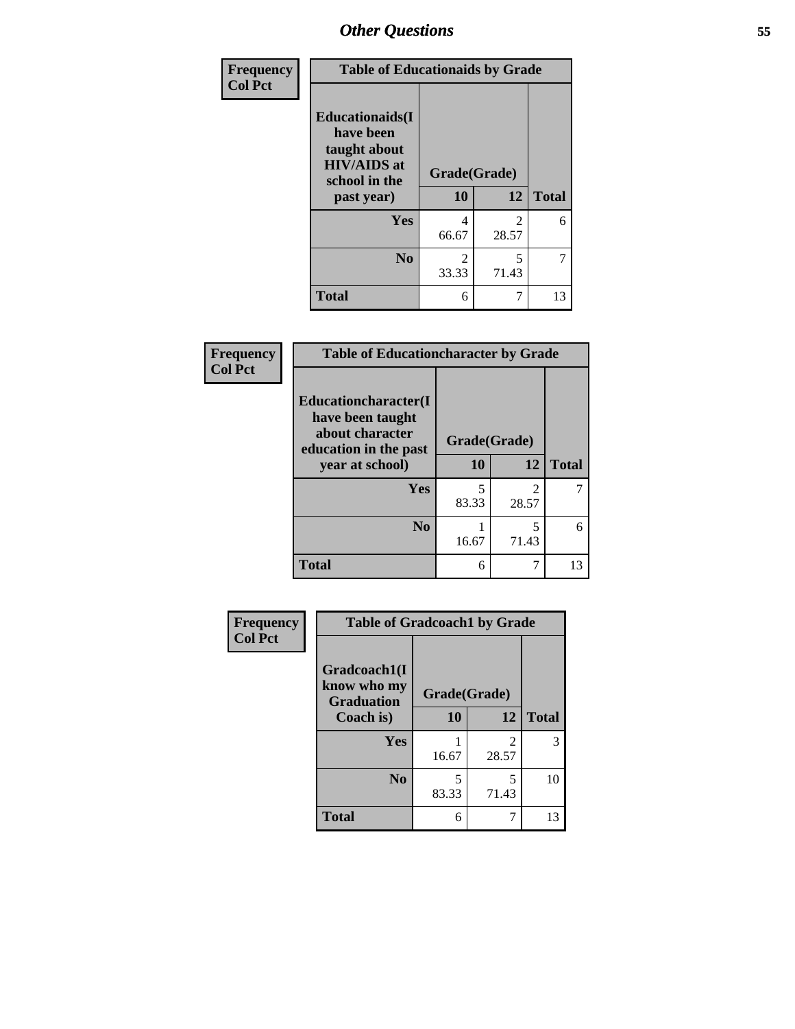# Other Questions

| Frequency Col Pct | Table of Educationaids by Grade | | |
|---|---|---|---|
| Educationaids(I have been taught about HIV/AIDS at school in the past year) | Grade(Grade) | | |
| | 10 | 12 | Total |
| Yes | 4<br>66.67 | 2<br>28.57 | 6 |
| No | 2<br>33.33 | 5<br>71.43 | 7 |
| Total | 6 | 7 | 13 |

| Frequency Col Pct | Table of Educationcharacter by Grade | | |
|---|---|---|---|
| Educationcharacter(I have been taught about character education in the past year at school) | Grade(Grade) | | |
| | 10 | 12 | Total |
| Yes | 5<br>83.33 | 2<br>28.57 | 7 |
| No | 1<br>16.67 | 5<br>71.43 | 6 |
| Total | 6 | 7 | 13 |

| Frequency Col Pct | Table of Gradcoach1 by Grade | | |
|---|---|---|---|
| Gradcoach1(I know who my Graduation Coach is) | Grade(Grade) | | |
| | 10 | 12 | Total |
| Yes | 1<br>16.67 | 2<br>28.57 | 3 |
| No | 5<br>83.33 | 5<br>71.43 | 10 |
| Total | 6 | 7 | 13 |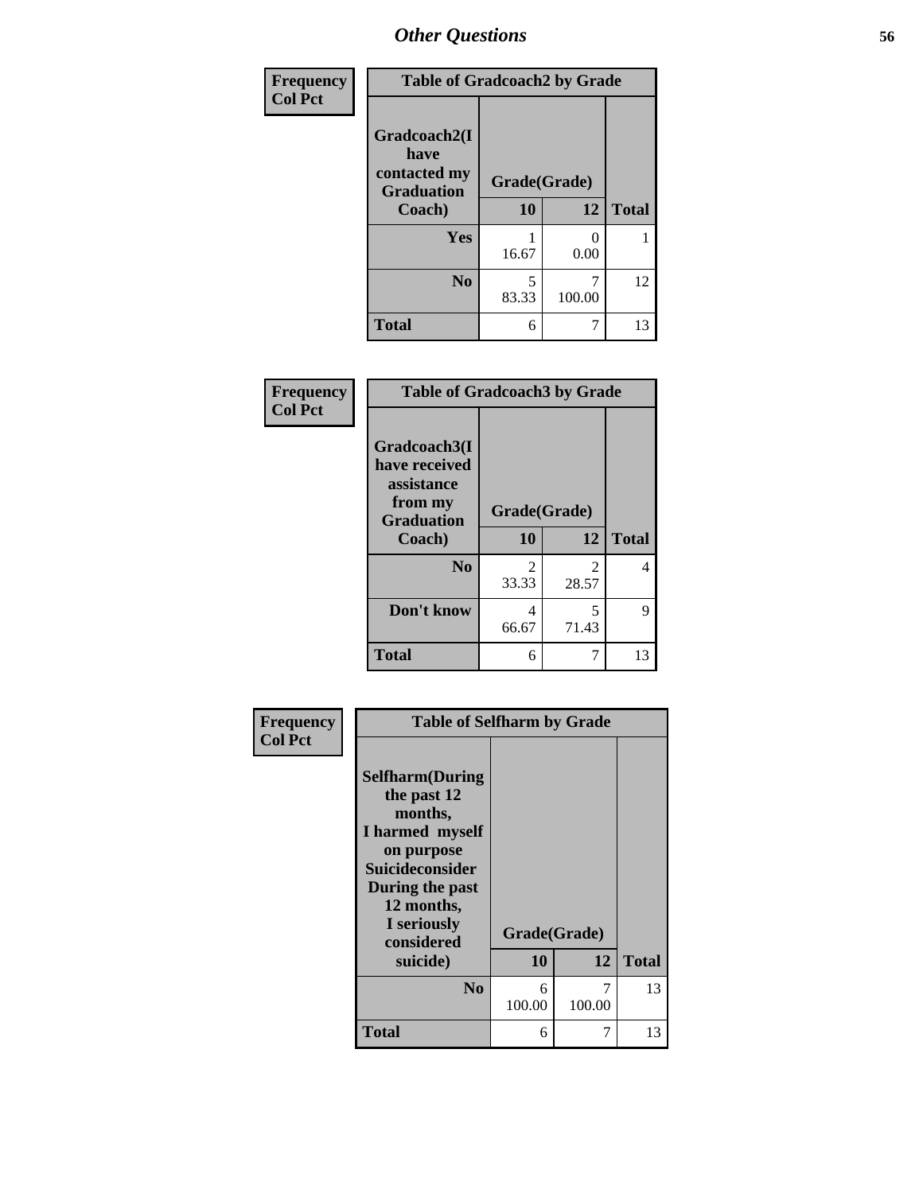## Other Questions

| Frequency<br>Col Pct |
|---|

**Table of Gradcoach2 by Grade**

| Gradcoach2(I have contacted my Graduation Coach) | Grade(Grade) 10 | 12 | Total |
|---|---|---|---|
| Yes | 1<br>16.67 | 0<br>0.00 | 1 |
| No | 5<br>83.33 | 7<br>100.00 | 12 |
| Total | 6 | 7 | 13 |

| Frequency<br>Col Pct |
|---|

**Table of Gradcoach3 by Grade**

| Gradcoach3(I have received assistance from my Graduation Coach) | Grade(Grade) 10 | 12 | Total |
|---|---|---|---|
| No | 2<br>33.33 | 2<br>28.57 | 4 |
| Don't know | 4<br>66.67 | 5<br>71.43 | 9 |
| Total | 6 | 7 | 13 |

| Frequency<br>Col Pct |
|---|

**Table of Selfharm by Grade**

| Selfharm(During the past 12 months, I harmed myself on purpose Suicideconsider During the past 12 months, I seriously considered suicide) | Grade(Grade) 10 | 12 | Total |
|---|---|---|---|
| No | 6<br>100.00 | 7<br>100.00 | 13 |
| Total | 6 | 7 | 13 |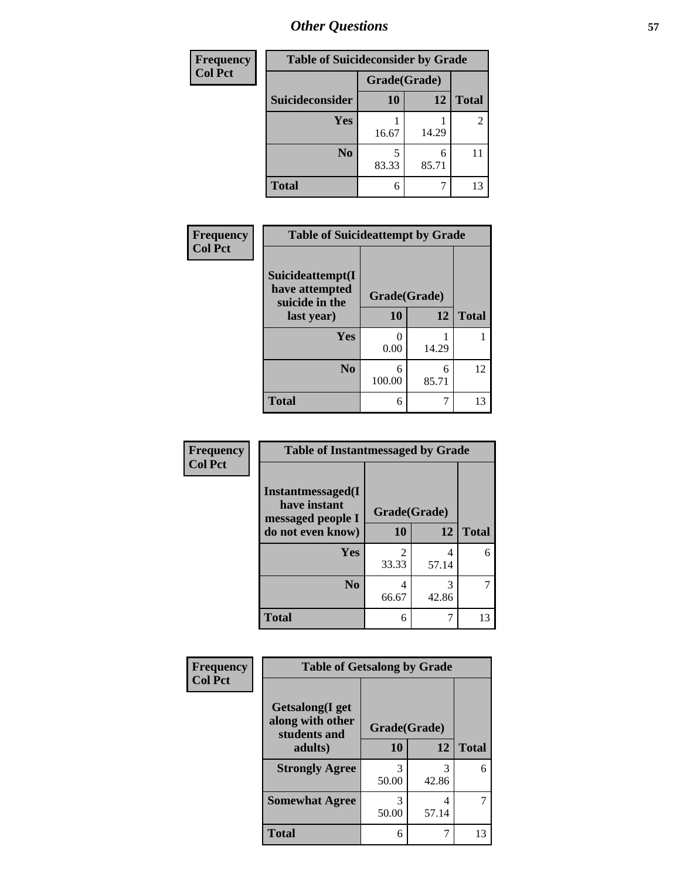## Other Questions

| Frequency<br>Col Pct | Table of Suicideconsider by Grade | | |
|---|---|---|---|
| | Grade(Grade) | | |
| Suicideconsider | 10 | 12 | Total |
| Yes | 1<br>16.67 | 1<br>14.29 | 2 |
| No | 5<br>83.33 | 6<br>85.71 | 11 |
| Total | 6 | 7 | 13 |

| Frequency<br>Col Pct | Table of Suicideattempt by Grade | | |
|---|---|---|---|
| Suicideattempt(I have attempted suicide in the last year) | Grade(Grade) | | |
| | 10 | 12 | Total |
| Yes | 0<br>0.00 | 1<br>14.29 | 1 |
| No | 6<br>100.00 | 6<br>85.71 | 12 |
| Total | 6 | 7 | 13 |

| Frequency<br>Col Pct | Table of Instantmessaged by Grade | | |
|---|---|---|---|
| Instantmessaged(I have instant messaged people I do not even know) | Grade(Grade) | | |
| | 10 | 12 | Total |
| Yes | 2<br>33.33 | 4<br>57.14 | 6 |
| No | 4<br>66.67 | 3<br>42.86 | 7 |
| Total | 6 | 7 | 13 |

| Frequency<br>Col Pct | Table of Getsalong by Grade | | |
|---|---|---|---|
| Getsalong(I get along with other students and adults) | Grade(Grade) | | |
| | 10 | 12 | Total |
| Strongly Agree | 3<br>50.00 | 3<br>42.86 | 6 |
| Somewhat Agree | 3<br>50.00 | 4<br>57.14 | 7 |
| Total | 6 | 7 | 13 |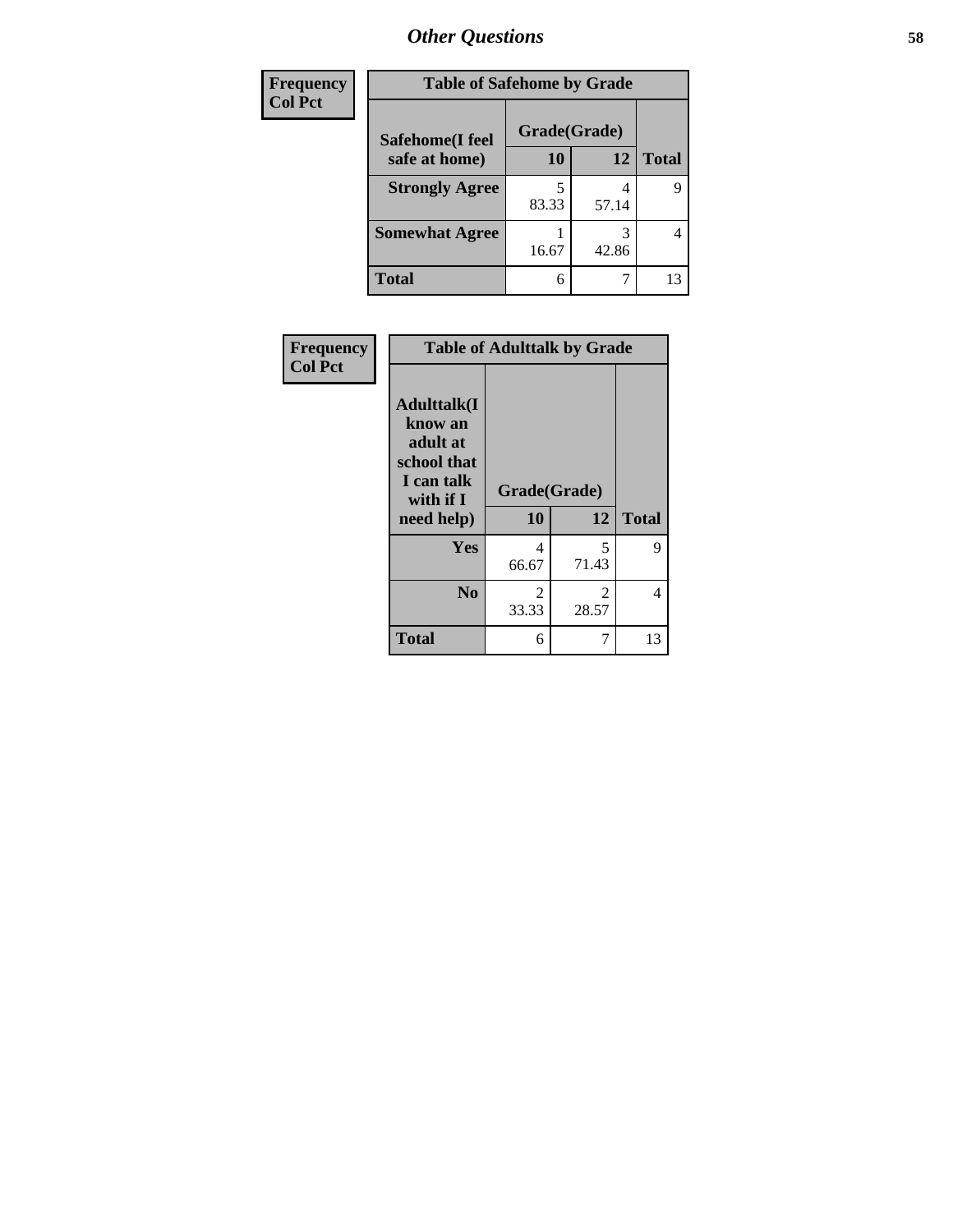## Other Questions

Frequency
Col Pct

**Table of Safehome by Grade**

| Safehome(I feel safe at home) | Grade(Grade) | | Total |
|---|---|---|---|
| | 10 | 12 | |
| **Strongly Agree** | 5<br>83.33 | 4<br>57.14 | 9 |
| **Somewhat Agree** | 1<br>16.67 | 3<br>42.86 | 4 |
| **Total** | 6 | 7 | 13 |

Frequency
Col Pct

**Table of Adulttalk by Grade**

| Adulttalk(I know an adult at school that I can talk with if I need help) | Grade(Grade) | | Total |
|---|---|---|---|
| | 10 | 12 | |
| **Yes** | 4<br>66.67 | 5<br>71.43 | 9 |
| **No** | 2<br>33.33 | 2<br>28.57 | 4 |
| **Total** | 6 | 7 | 13 |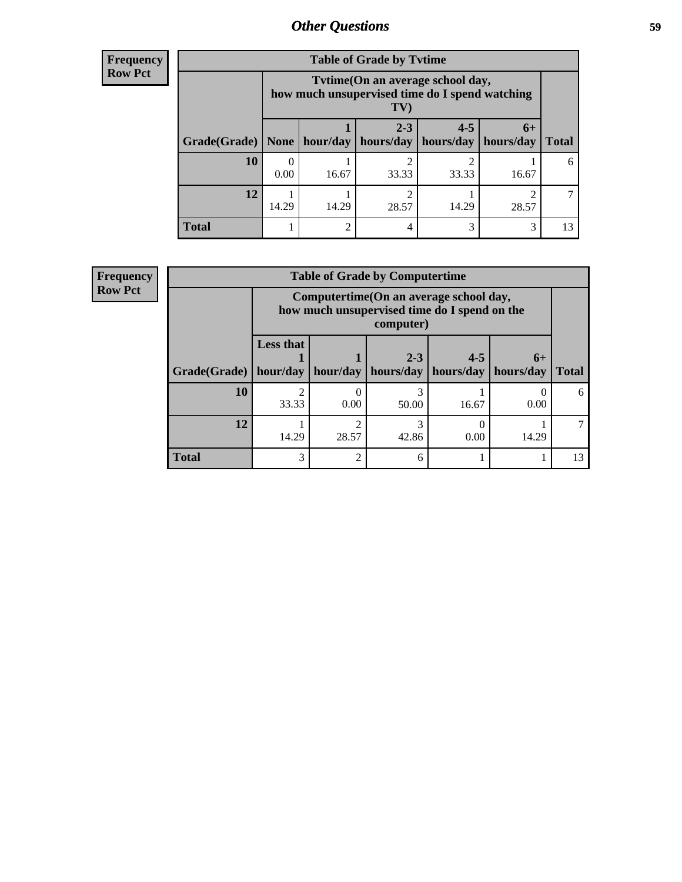## Other Questions

**Frequency**
**Row Pct**

**Table of Grade by Tvtime**

| Grade(Grade) | Tvtime(On an average school day, how much unsupervised time do I spend watching TV) None | 1 hour/day | 2-3 hours/day | 4-5 hours/day | 6+ hours/day | Total |
|---|---|---|---|---|---|---|
| **10** | 0<br>0.00 | 1<br>16.67 | 2<br>33.33 | 2<br>33.33 | 1<br>16.67 | 6 |
| **12** | 1<br>14.29 | 1<br>14.29 | 2<br>28.57 | 1<br>14.29 | 2<br>28.57 | 7 |
| **Total** | 1 | 2 | 4 | 3 | 3 | 13 |

**Frequency**
**Row Pct**

**Table of Grade by Computertime**

| Grade(Grade) | Computertime(On an average school day, how much unsupervised time do I spend on the computer) Less that 1 hour/day | 1 hour/day | 2-3 hours/day | 4-5 hours/day | 6+ hours/day | Total |
|---|---|---|---|---|---|---|
| **10** | 2<br>33.33 | 0<br>0.00 | 3<br>50.00 | 1<br>16.67 | 0<br>0.00 | 6 |
| **12** | 1<br>14.29 | 2<br>28.57 | 3<br>42.86 | 0<br>0.00 | 1<br>14.29 | 7 |
| **Total** | 3 | 2 | 6 | 1 | 1 | 13 |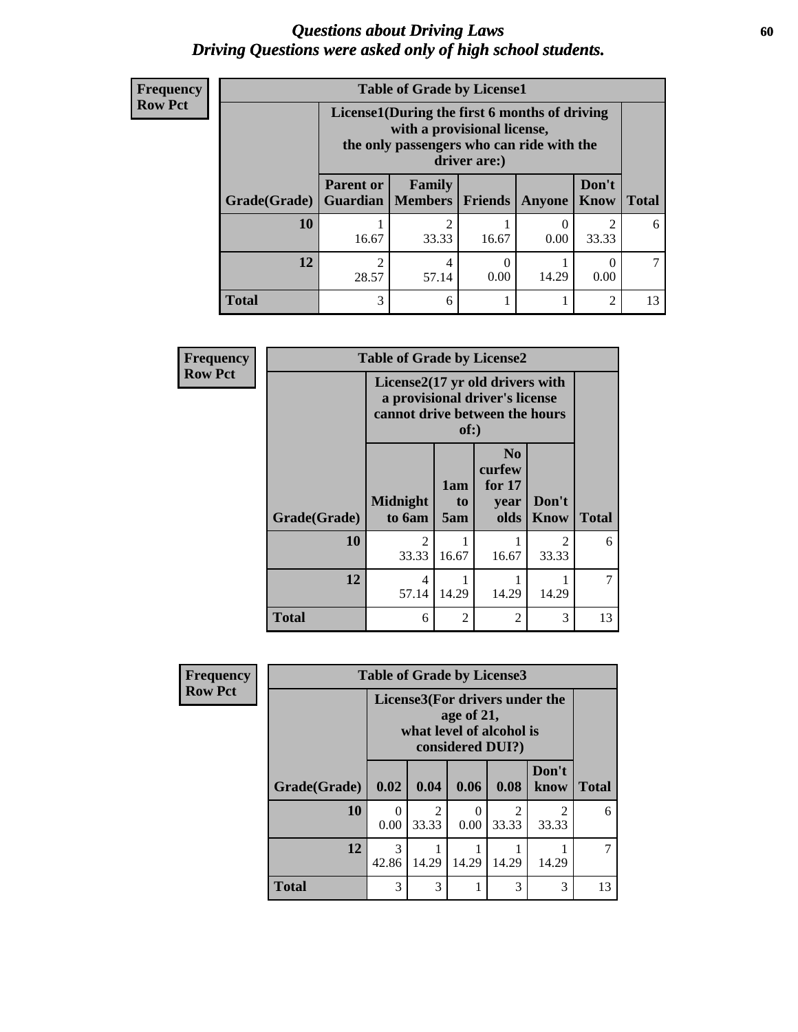# *Questions about Driving Laws*
# *Driving Questions were asked only of high school students.*

**Frequency**
**Row Pct**

| Table of Grade by License1 | | | | | | |
|---|---|---|---|---|---|---|
| | License1(During the first 6 months of driving with a provisional license, the only passengers who can ride with the driver are:) | | | | | |
| Grade(Grade) | Parent or Guardian | Family Members | Friends | Anyone | Don't Know | Total |
| 10 | 1<br>16.67 | 2<br>33.33 | 1<br>16.67 | 0<br>0.00 | 2<br>33.33 | 6 |
| 12 | 2<br>28.57 | 4<br>57.14 | 0<br>0.00 | 1<br>14.29 | 0<br>0.00 | 7 |
| Total | 3 | 6 | 1 | 1 | 2 | 13 |

**Frequency**
**Row Pct**

| Table of Grade by License2 | | | | | |
|---|---|---|---|---|---|
| | License2(17 yr old drivers with a provisional driver's license cannot drive between the hours of:) | | | | |
| Grade(Grade) | Midnight to 6am | 1am to 5am | No curfew for 17 year olds | Don't Know | Total |
| 10 | 2<br>33.33 | 1<br>16.67 | 1<br>16.67 | 2<br>33.33 | 6 |
| 12 | 4<br>57.14 | 1<br>14.29 | 1<br>14.29 | 1<br>14.29 | 7 |
| Total | 6 | 2 | 2 | 3 | 13 |

**Frequency**
**Row Pct**

| Table of Grade by License3 | | | | | | |
|---|---|---|---|---|---|---|
| | License3(For drivers under the age of 21, what level of alcohol is considered DUI?) | | | | | |
| Grade(Grade) | 0.02 | 0.04 | 0.06 | 0.08 | Don't know | Total |
| 10 | 0<br>0.00 | 2<br>33.33 | 0<br>0.00 | 2<br>33.33 | 2<br>33.33 | 6 |
| 12 | 3<br>42.86 | 1<br>14.29 | 1<br>14.29 | 1<br>14.29 | 1<br>14.29 | 7 |
| Total | 3 | 3 | 1 | 3 | 3 | 13 |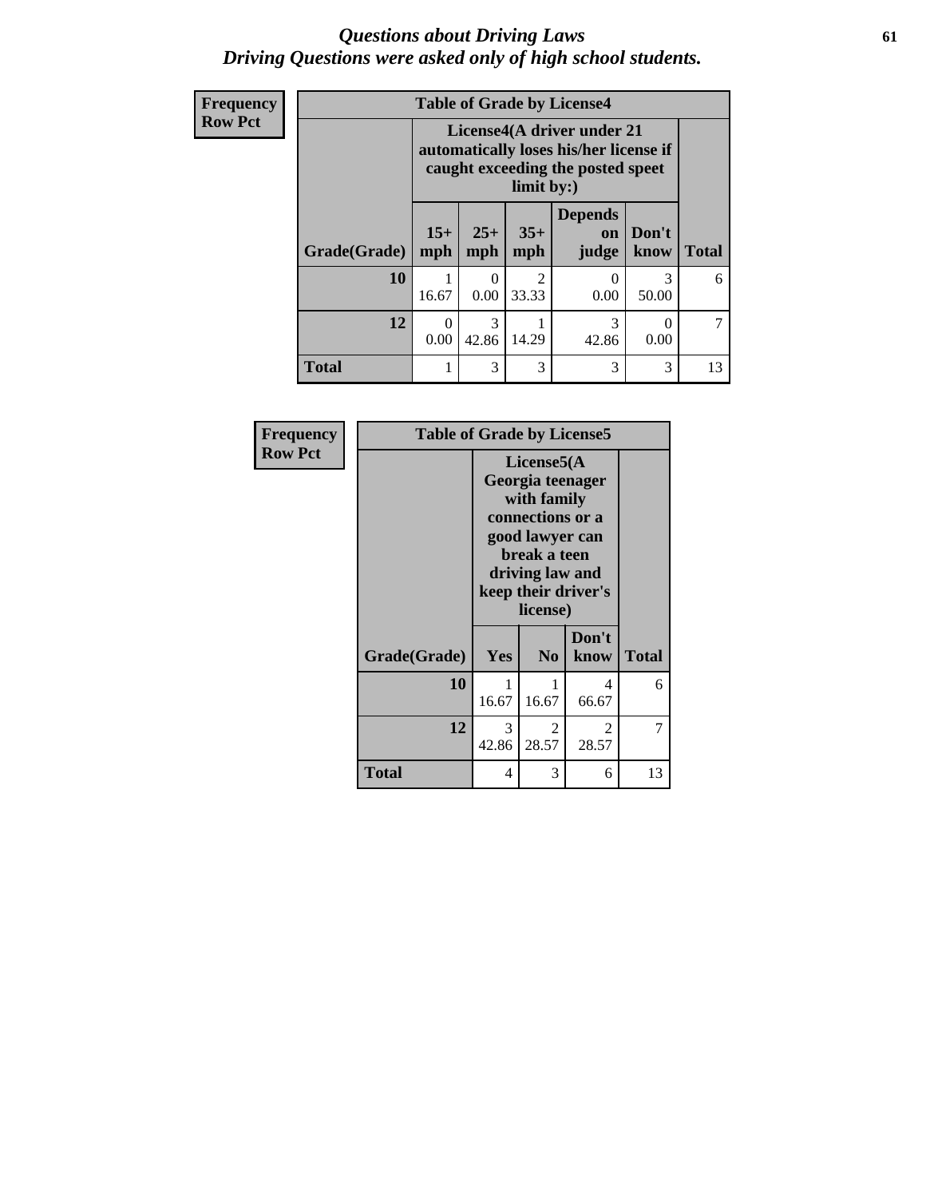*Questions about Driving Laws*
*Driving Questions were asked only of high school students.*

**Frequency**
**Row Pct**

**Table of Grade by License4**

| Grade(Grade) | License4(A driver under 21 automatically loses his/her license if caught exceeding the posted speet limit by:) 15+ mph | 25+ mph | 35+ mph | Depends on judge | Don't know | Total |
|---|---|---|---|---|---|---|
| 10 | 1<br>16.67 | 0<br>0.00 | 2<br>33.33 | 0<br>0.00 | 3<br>50.00 | 6 |
| 12 | 0<br>0.00 | 3<br>42.86 | 1<br>14.29 | 3<br>42.86 | 0<br>0.00 | 7 |
| Total | 1 | 3 | 3 | 3 | 3 | 13 |

**Frequency**
**Row Pct**

**Table of Grade by License5**

| Grade(Grade) | License5(A Georgia teenager with family connections or a good lawyer can break a teen driving law and keep their driver's license) Yes | No | Don't know | Total |
|---|---|---|---|---|
| 10 | 1<br>16.67 | 1<br>16.67 | 4<br>66.67 | 6 |
| 12 | 3<br>42.86 | 2<br>28.57 | 2<br>28.57 | 7 |
| Total | 4 | 3 | 6 | 13 |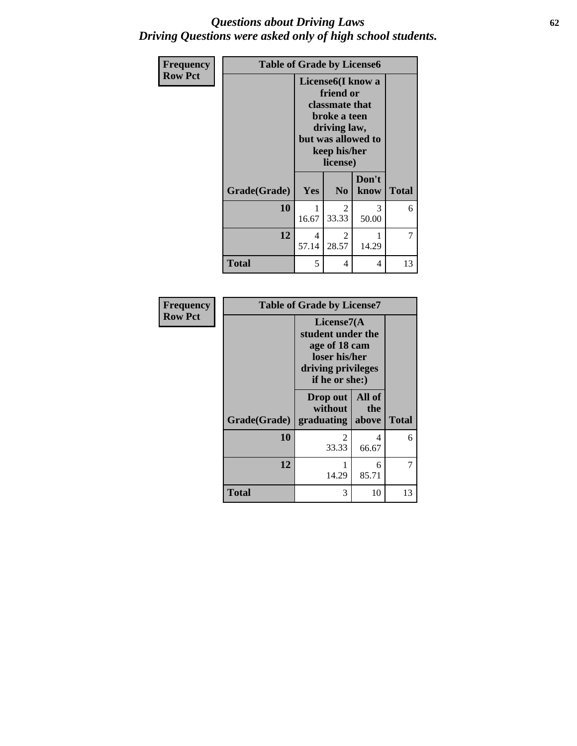# Questions about Driving Laws
## Driving Questions were asked only of high school students.

**Frequency**
**Row Pct**

| Table of Grade by License6 | | | | |
|---|---|---|---|---|
| | License6(I know a friend or classmate that broke a teen driving law, but was allowed to keep his/her license) | | | |
| Grade(Grade) | Yes | No | Don't know | Total |
| 10 | 1<br>16.67 | 2<br>33.33 | 3<br>50.00 | 6 |
| 12 | 4<br>57.14 | 2<br>28.57 | 1<br>14.29 | 7 |
| Total | 5 | 4 | 4 | 13 |

**Frequency**
**Row Pct**

| Table of Grade by License7 | | | |
|---|---|---|---|
| | License7(A student under the age of 18 cam loser his/her driving privileges if he or she:) | | |
| Grade(Grade) | Drop out without graduating | All of the above | Total |
| 10 | 2<br>33.33 | 4<br>66.67 | 6 |
| 12 | 1<br>14.29 | 6<br>85.71 | 7 |
| Total | 3 | 10 | 13 |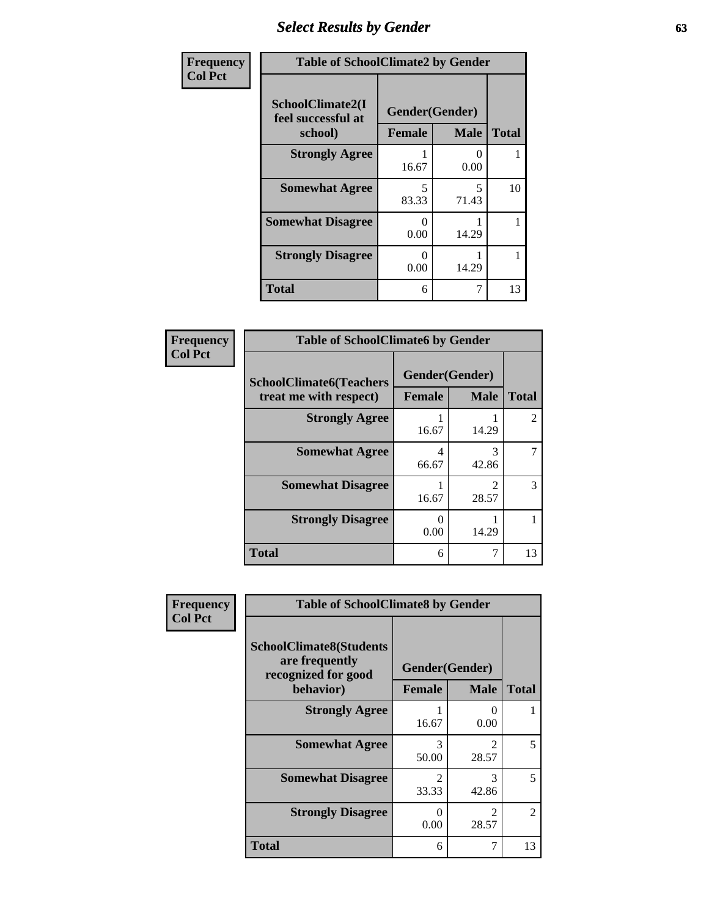# Select Results by Gender

**Frequency**
**Col Pct**

| Table of SchoolClimate2 by Gender | | | |
|---|---|---|---|
| SchoolClimate2(I feel successful at school) | Gender(Gender) | | Total |
| | Female | Male | |
| Strongly Agree | 1<br>16.67 | 0<br>0.00 | 1 |
| Somewhat Agree | 5<br>83.33 | 5<br>71.43 | 10 |
| Somewhat Disagree | 0<br>0.00 | 1<br>14.29 | 1 |
| Strongly Disagree | 0<br>0.00 | 1<br>14.29 | 1 |
| Total | 6 | 7 | 13 |

**Frequency**
**Col Pct**

| Table of SchoolClimate6 by Gender | | | |
|---|---|---|---|
| SchoolClimate6(Teachers treat me with respect) | Gender(Gender) | | Total |
| | Female | Male | |
| Strongly Agree | 1<br>16.67 | 1<br>14.29 | 2 |
| Somewhat Agree | 4<br>66.67 | 3<br>42.86 | 7 |
| Somewhat Disagree | 1<br>16.67 | 2<br>28.57 | 3 |
| Strongly Disagree | 0<br>0.00 | 1<br>14.29 | 1 |
| Total | 6 | 7 | 13 |

**Frequency**
**Col Pct**

| Table of SchoolClimate8 by Gender | | | |
|---|---|---|---|
| SchoolClimate8(Students are frequently recognized for good behavior) | Gender(Gender) | | Total |
| | Female | Male | |
| Strongly Agree | 1<br>16.67 | 0<br>0.00 | 1 |
| Somewhat Agree | 3<br>50.00 | 2<br>28.57 | 5 |
| Somewhat Disagree | 2<br>33.33 | 3<br>42.86 | 5 |
| Strongly Disagree | 0<br>0.00 | 2<br>28.57 | 2 |
| Total | 6 | 7 | 13 |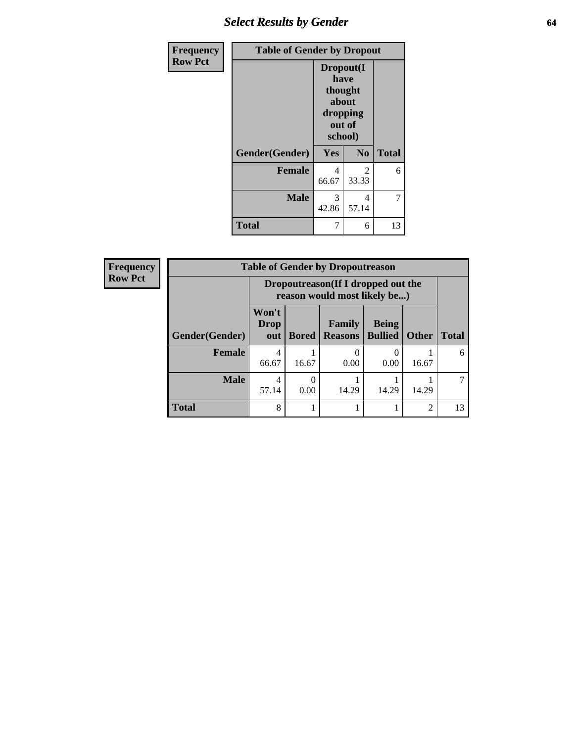| Frequency<br>Row Pct | Table of Gender by Dropout | | |
|---|---|---|---|
| | Dropout(I have thought about dropping out of school) | | |
| Gender(Gender) | Yes | No | Total |
| **Female** | 4<br>66.67 | 2<br>33.33 | 6 |
| **Male** | 3<br>42.86 | 4<br>57.14 | 7 |
| **Total** | 7 | 6 | 13 |

| Frequency<br>Row Pct | Table of Gender by Dropoutreason | | | | | |
|---|---|---|---|---|---|---|
| | Dropoutreason(If I dropped out the reason would most likely be...) | | | | | |
| Gender(Gender) | Won't Drop out | Bored | Family Reasons | Being Bullied | Other | Total |
| **Female** | 4<br>66.67 | 1<br>16.67 | 0<br>0.00 | 0<br>0.00 | 1<br>16.67 | 6 |
| **Male** | 4<br>57.14 | 0<br>0.00 | 1<br>14.29 | 1<br>14.29 | 1<br>14.29 | 7 |
| **Total** | 8 | 1 | 1 | 1 | 2 | 13 |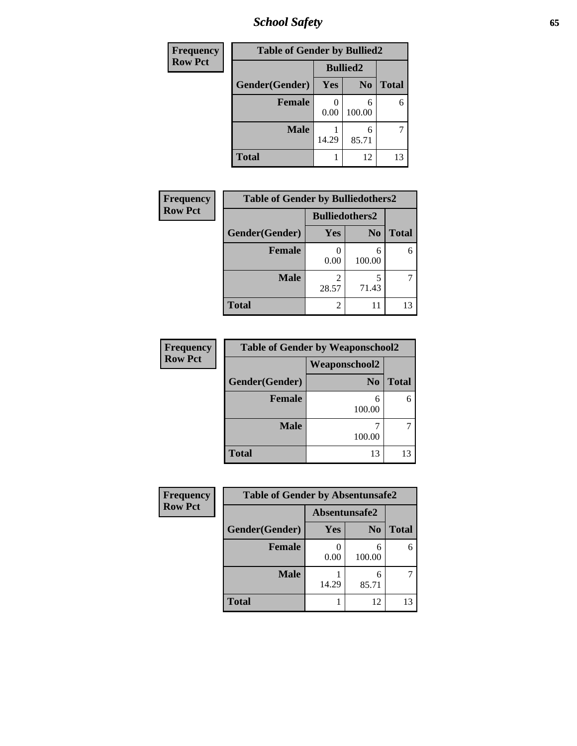| Frequency<br>Row Pct |
|---|

| Table of Gender by Bullied2 | | | |
|---|---|---|---|
| | Bullied2 | | |
| Gender(Gender) | Yes | No | Total |
| Female | 0<br>0.00 | 6<br>100.00 | 6 |
| Male | 1<br>14.29 | 6<br>85.71 | 7 |
| Total | 1 | 12 | 13 |

| Frequency<br>Row Pct |
|---|

| Table of Gender by Bulliedothers2 | | | |
|---|---|---|---|
| | Bulliedothers2 | | |
| Gender(Gender) | Yes | No | Total |
| Female | 0<br>0.00 | 6<br>100.00 | 6 |
| Male | 2<br>28.57 | 5<br>71.43 | 7 |
| Total | 2 | 11 | 13 |

| Frequency<br>Row Pct |
|---|

| Table of Gender by Weaponschool2 | | |
|---|---|---|
| | Weaponschool2 | |
| Gender(Gender) | No | Total |
| Female | 6<br>100.00 | 6 |
| Male | 7<br>100.00 | 7 |
| Total | 13 | 13 |

| Frequency<br>Row Pct |
|---|

| Table of Gender by Absentunsafe2 | | | |
|---|---|---|---|
| | Absentunsafe2 | | |
| Gender(Gender) | Yes | No | Total |
| Female | 0<br>0.00 | 6<br>100.00 | 6 |
| Male | 1<br>14.29 | 6<br>85.71 | 7 |
| Total | 1 | 12 | 13 |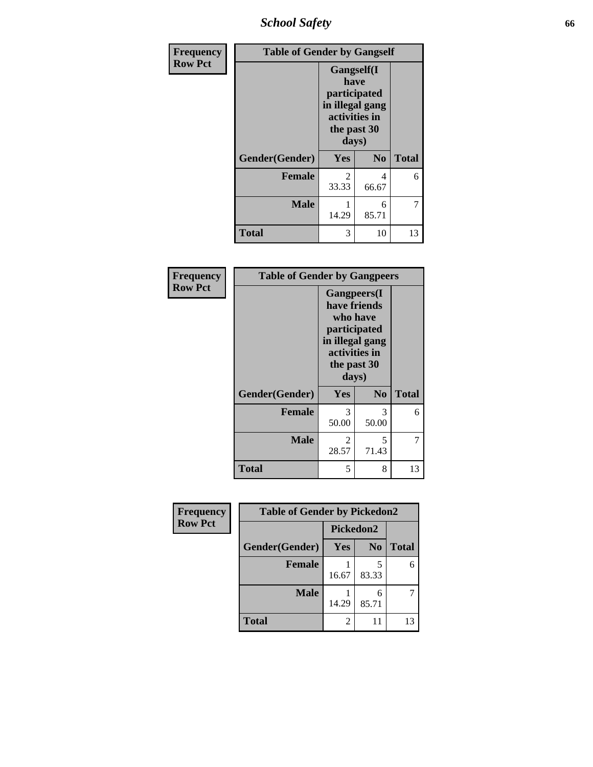## School Safety

| Frequency<br>Row Pct | Table of Gender by Gangself | | |
|---|---|---|---|
| | Gangself(I have participated in illegal gang activities in the past 30 days) | | |
| Gender(Gender) | Yes | No | Total |
| Female | 2<br>33.33 | 4<br>66.67 | 6 |
| Male | 1<br>14.29 | 6<br>85.71 | 7 |
| Total | 3 | 10 | 13 |

| Frequency<br>Row Pct | Table of Gender by Gangpeers | | |
|---|---|---|---|
| | Gangpeers(I have friends who have participated in illegal gang activities in the past 30 days) | | |
| Gender(Gender) | Yes | No | Total |
| Female | 3<br>50.00 | 3<br>50.00 | 6 |
| Male | 2<br>28.57 | 5<br>71.43 | 7 |
| Total | 5 | 8 | 13 |

| Frequency<br>Row Pct | Table of Gender by Pickedon2 | | |
|---|---|---|---|
| | Pickedon2 | | |
| Gender(Gender) | Yes | No | Total |
| Female | 1<br>16.67 | 5<br>83.33 | 6 |
| Male | 1<br>14.29 | 6<br>85.71 | 7 |
| Total | 2 | 11 | 13 |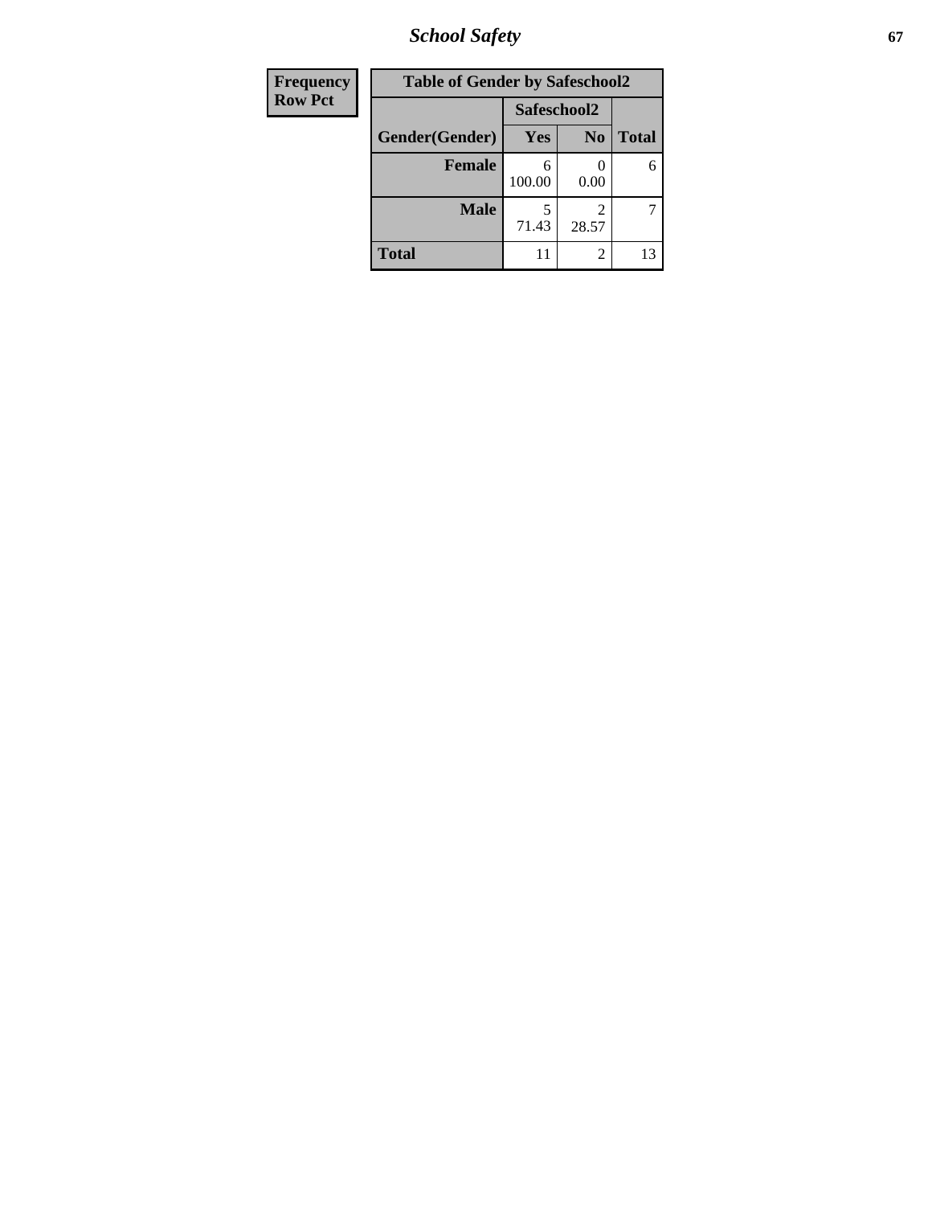| Frequency |
|---|
| Row Pct |

**Table of Gender by Safeschool2**

| Gender(Gender) | Safeschool2 | | Total |
|---|---|---|---|
| | Yes | No | |
| **Female** | 6<br>100.00 | 0<br>0.00 | 6 |
| **Male** | 5<br>71.43 | 2<br>28.57 | 7 |
| **Total** | 11 | 2 | 13 |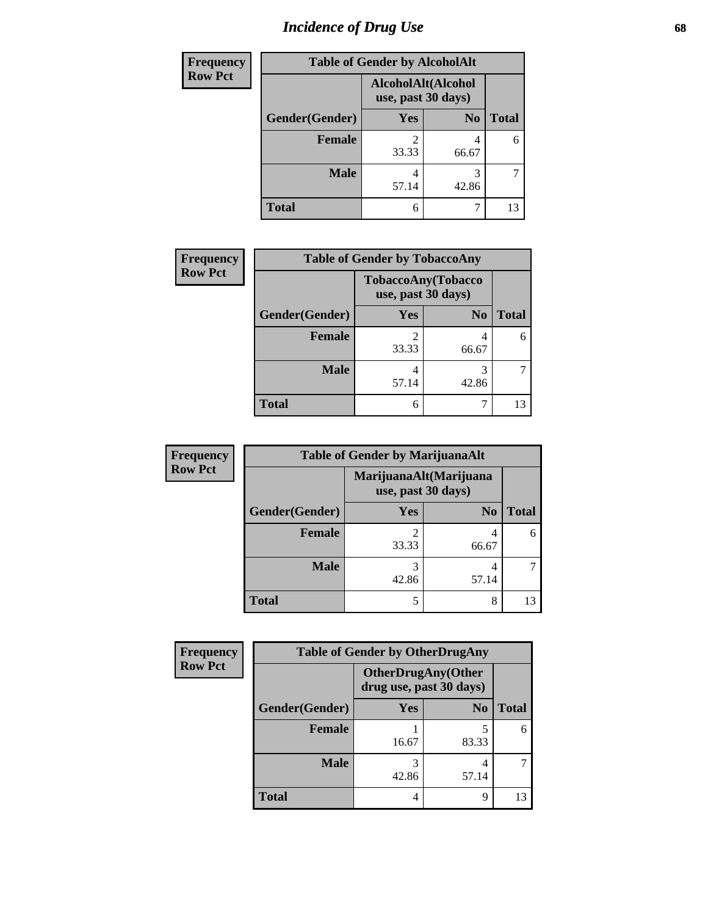# Incidence of Drug Use

| Frequency Row Pct | Table of Gender by AlcoholAlt | | |
|---|---|---|---|
| | AlcoholAlt(Alcohol use, past 30 days) | | |
| Gender(Gender) | Yes | No | Total |
| Female | 2<br>33.33 | 4<br>66.67 | 6 |
| Male | 4<br>57.14 | 3<br>42.86 | 7 |
| Total | 6 | 7 | 13 |

| Frequency Row Pct | Table of Gender by TobaccoAny | | |
|---|---|---|---|
| | TobaccoAny(Tobacco use, past 30 days) | | |
| Gender(Gender) | Yes | No | Total |
| Female | 2<br>33.33 | 4<br>66.67 | 6 |
| Male | 4<br>57.14 | 3<br>42.86 | 7 |
| Total | 6 | 7 | 13 |

| Frequency Row Pct | Table of Gender by MarijuanaAlt | | |
|---|---|---|---|
| | MarijuanaAlt(Marijuana use, past 30 days) | | |
| Gender(Gender) | Yes | No | Total |
| Female | 2<br>33.33 | 4<br>66.67 | 6 |
| Male | 3<br>42.86 | 4<br>57.14 | 7 |
| Total | 5 | 8 | 13 |

| Frequency Row Pct | Table of Gender by OtherDrugAny | | |
|---|---|---|---|
| | OtherDrugAny(Other drug use, past 30 days) | | |
| Gender(Gender) | Yes | No | Total |
| Female | 1<br>16.67 | 5<br>83.33 | 6 |
| Male | 3<br>42.86 | 4<br>57.14 | 7 |
| Total | 4 | 9 | 13 |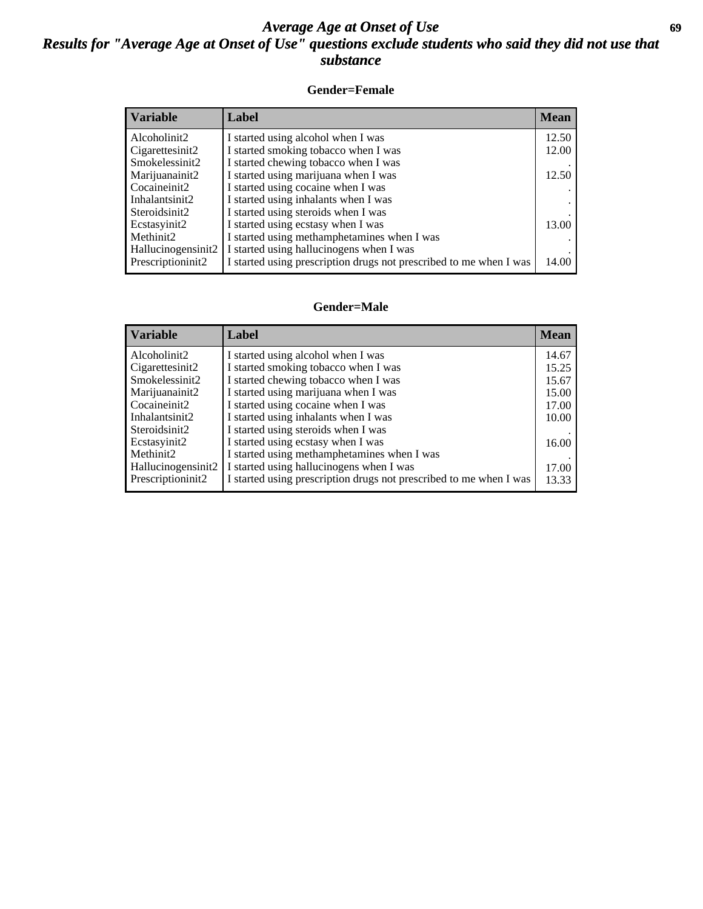# Average Age at Onset of Use

## Results for "Average Age at Onset of Use" questions exclude students who said they did not use that substance

### Gender=Female

| Variable | Label | Mean |
|---|---|---|
| Alcoholinit2 | I started using alcohol when I was | 12.50 |
| Cigarettesinit2 | I started smoking tobacco when I was | 12.00 |
| Smokelessinit2 | I started chewing tobacco when I was | . |
| Marijuanainit2 | I started using marijuana when I was | 12.50 |
| Cocaineinit2 | I started using cocaine when I was | . |
| Inhalantsinit2 | I started using inhalants when I was | . |
| Steroidsinit2 | I started using steroids when I was | . |
| Ecstasyinit2 | I started using ecstasy when I was | 13.00 |
| Methinit2 | I started using methamphetamines when I was | . |
| Hallucinogensinit2 | I started using hallucinogens when I was | . |
| Prescriptioninit2 | I started using prescription drugs not prescribed to me when I was | 14.00 |

### Gender=Male

| Variable | Label | Mean |
|---|---|---|
| Alcoholinit2 | I started using alcohol when I was | 14.67 |
| Cigarettesinit2 | I started smoking tobacco when I was | 15.25 |
| Smokelessinit2 | I started chewing tobacco when I was | 15.67 |
| Marijuanainit2 | I started using marijuana when I was | 15.00 |
| Cocaineinit2 | I started using cocaine when I was | 17.00 |
| Inhalantsinit2 | I started using inhalants when I was | 10.00 |
| Steroidsinit2 | I started using steroids when I was | . |
| Ecstasyinit2 | I started using ecstasy when I was | 16.00 |
| Methinit2 | I started using methamphetamines when I was | . |
| Hallucinogensinit2 | I started using hallucinogens when I was | 17.00 |
| Prescriptioninit2 | I started using prescription drugs not prescribed to me when I was | 13.33 |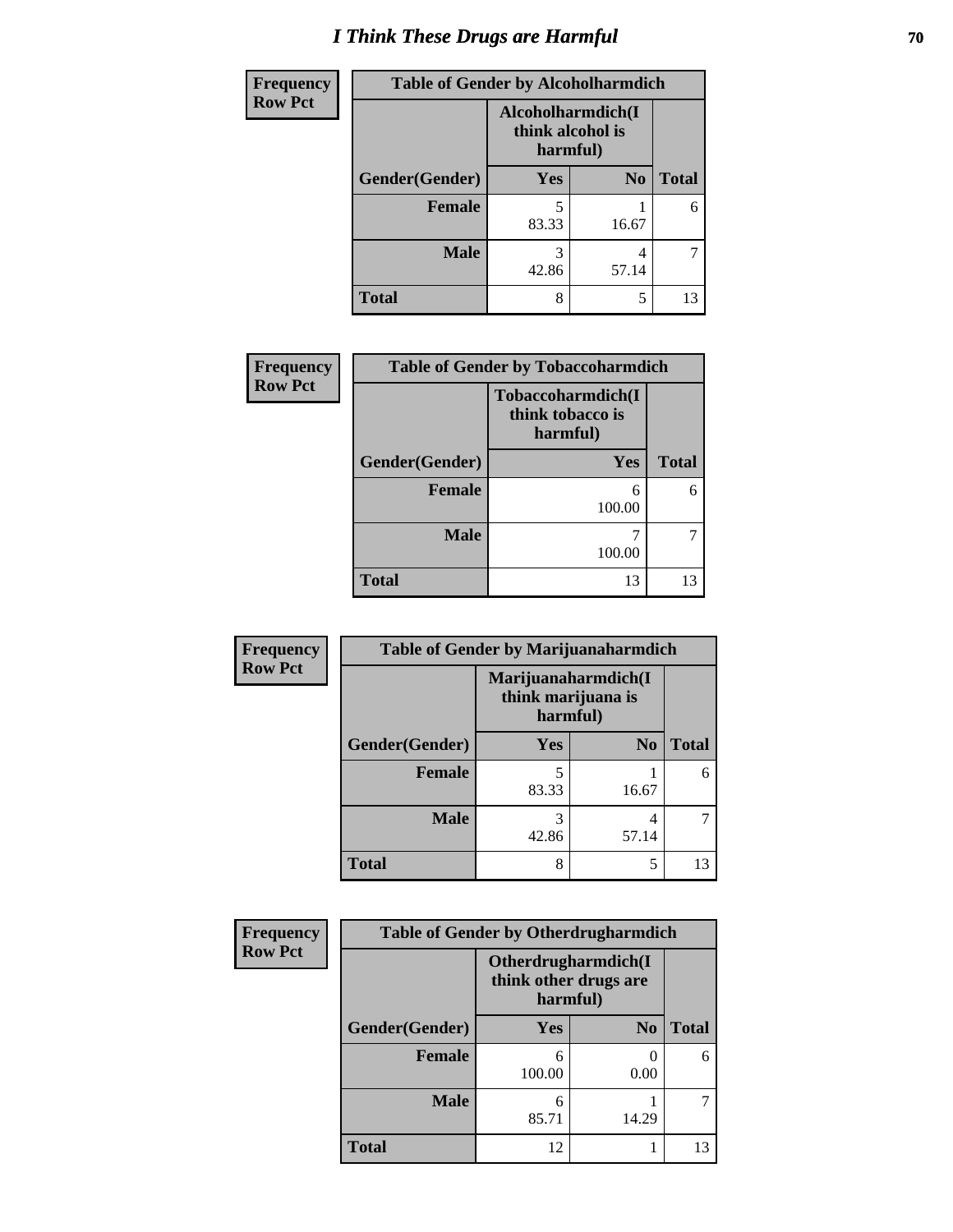# I Think These Drugs are Harmful

| Frequency Row Pct | Table of Gender by Alcoholharmdich | | |
|---|---|---|---|
| | Alcoholharmdich(I think alcohol is harmful) | | |
| Gender(Gender) | Yes | No | Total |
| Female | 5<br>83.33 | 1<br>16.67 | 6 |
| Male | 3<br>42.86 | 4<br>57.14 | 7 |
| Total | 8 | 5 | 13 |

| Frequency Row Pct | Table of Gender by Tobaccoharmdich | |
|---|---|---|
| | Tobaccoharmdich(I think tobacco is harmful) | |
| Gender(Gender) | Yes | Total |
| Female | 6<br>100.00 | 6 |
| Male | 7<br>100.00 | 7 |
| Total | 13 | 13 |

| Frequency Row Pct | Table of Gender by Marijuanaharmdich | | |
|---|---|---|---|
| | Marijuanaharmdich(I think marijuana is harmful) | | |
| Gender(Gender) | Yes | No | Total |
| Female | 5<br>83.33 | 1<br>16.67 | 6 |
| Male | 3<br>42.86 | 4<br>57.14 | 7 |
| Total | 8 | 5 | 13 |

| Frequency Row Pct | Table of Gender by Otherdrugharmdich | | |
|---|---|---|---|
| | Otherdrugharmdich(I think other drugs are harmful) | | |
| Gender(Gender) | Yes | No | Total |
| Female | 6<br>100.00 | 0<br>0.00 | 6 |
| Male | 6<br>85.71 | 1<br>14.29 | 7 |
| Total | 12 | 1 | 13 |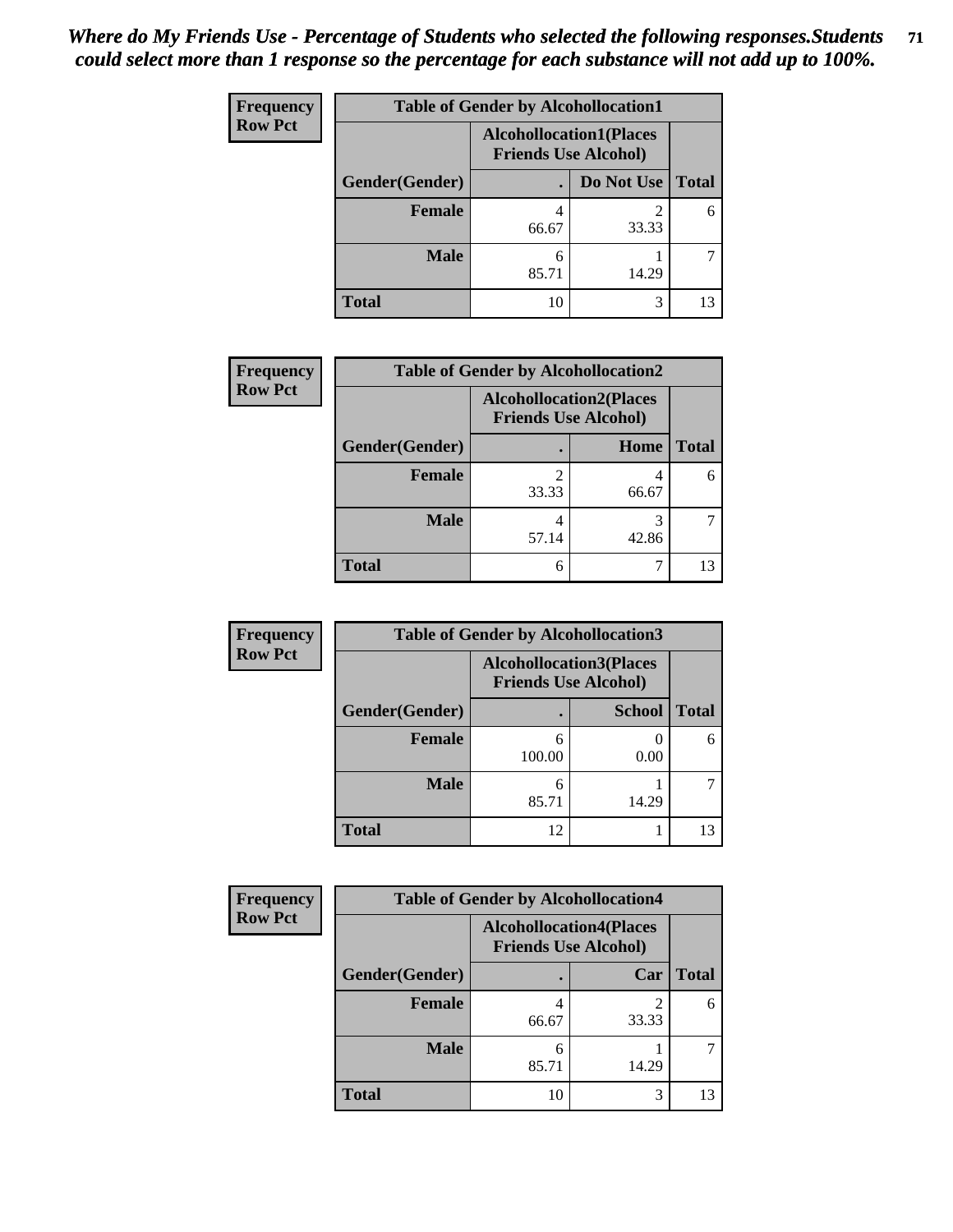*Where do My Friends Use - Percentage of Students who selected the following responses.Students could select more than 1 response so the percentage for each substance will not add up to 100%.*

**Frequency**
**Row Pct**

| Table of Gender by Alcohollocation1 | | | |
|---|---|---|---|
| | Alcohollocation1(Places Friends Use Alcohol) | | |
| Gender(Gender) | . | Do Not Use | Total |
| Female | 4<br>66.67 | 2<br>33.33 | 6 |
| Male | 6<br>85.71 | 1<br>14.29 | 7 |
| Total | 10 | 3 | 13 |

**Frequency**
**Row Pct**

| Table of Gender by Alcohollocation2 | | | |
|---|---|---|---|
| | Alcohollocation2(Places Friends Use Alcohol) | | |
| Gender(Gender) | . | Home | Total |
| Female | 2<br>33.33 | 4<br>66.67 | 6 |
| Male | 4<br>57.14 | 3<br>42.86 | 7 |
| Total | 6 | 7 | 13 |

**Frequency**
**Row Pct**

| Table of Gender by Alcohollocation3 | | | |
|---|---|---|---|
| | Alcohollocation3(Places Friends Use Alcohol) | | |
| Gender(Gender) | . | School | Total |
| Female | 6<br>100.00 | 0<br>0.00 | 6 |
| Male | 6<br>85.71 | 1<br>14.29 | 7 |
| Total | 12 | 1 | 13 |

**Frequency**
**Row Pct**

| Table of Gender by Alcohollocation4 | | | |
|---|---|---|---|
| | Alcohollocation4(Places Friends Use Alcohol) | | |
| Gender(Gender) | . | Car | Total |
| Female | 4<br>66.67 | 2<br>33.33 | 6 |
| Male | 6<br>85.71 | 1<br>14.29 | 7 |
| Total | 10 | 3 | 13 |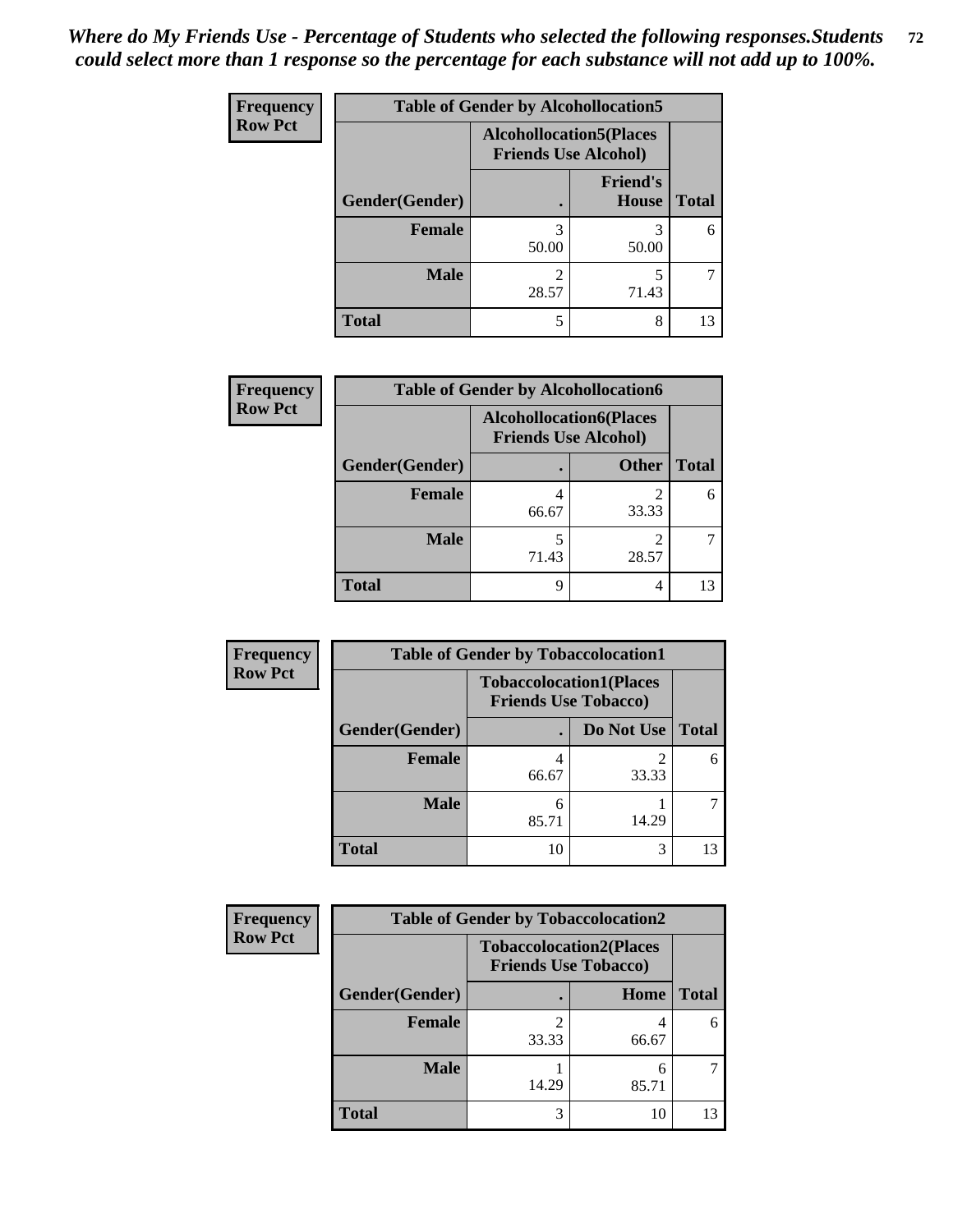*Where do My Friends Use - Percentage of Students who selected the following responses.Students could select more than 1 response so the percentage for each substance will not add up to 100%.*

**Frequency**
**Row Pct**

| Table of Gender by Alcohollocation5 | | | |
|---|---|---|---|
| | Alcohollocation5(Places Friends Use Alcohol) | | |
| Gender(Gender) | . | Friend's House | Total |
| **Female** | 3<br>50.00 | 3<br>50.00 | 6 |
| **Male** | 2<br>28.57 | 5<br>71.43 | 7 |
| **Total** | 5 | 8 | 13 |

**Frequency**
**Row Pct**

| Table of Gender by Alcohollocation6 | | | |
|---|---|---|---|
| | Alcohollocation6(Places Friends Use Alcohol) | | |
| Gender(Gender) | . | Other | Total |
| **Female** | 4<br>66.67 | 2<br>33.33 | 6 |
| **Male** | 5<br>71.43 | 2<br>28.57 | 7 |
| **Total** | 9 | 4 | 13 |

**Frequency**
**Row Pct**

| Table of Gender by Tobaccolocation1 | | | |
|---|---|---|---|
| | Tobaccolocation1(Places Friends Use Tobacco) | | |
| Gender(Gender) | . | Do Not Use | Total |
| **Female** | 4<br>66.67 | 2<br>33.33 | 6 |
| **Male** | 6<br>85.71 | 1<br>14.29 | 7 |
| **Total** | 10 | 3 | 13 |

**Frequency**
**Row Pct**

| Table of Gender by Tobaccolocation2 | | | |
|---|---|---|---|
| | Tobaccolocation2(Places Friends Use Tobacco) | | |
| Gender(Gender) | . | Home | Total |
| **Female** | 2<br>33.33 | 4<br>66.67 | 6 |
| **Male** | 1<br>14.29 | 6<br>85.71 | 7 |
| **Total** | 3 | 10 | 13 |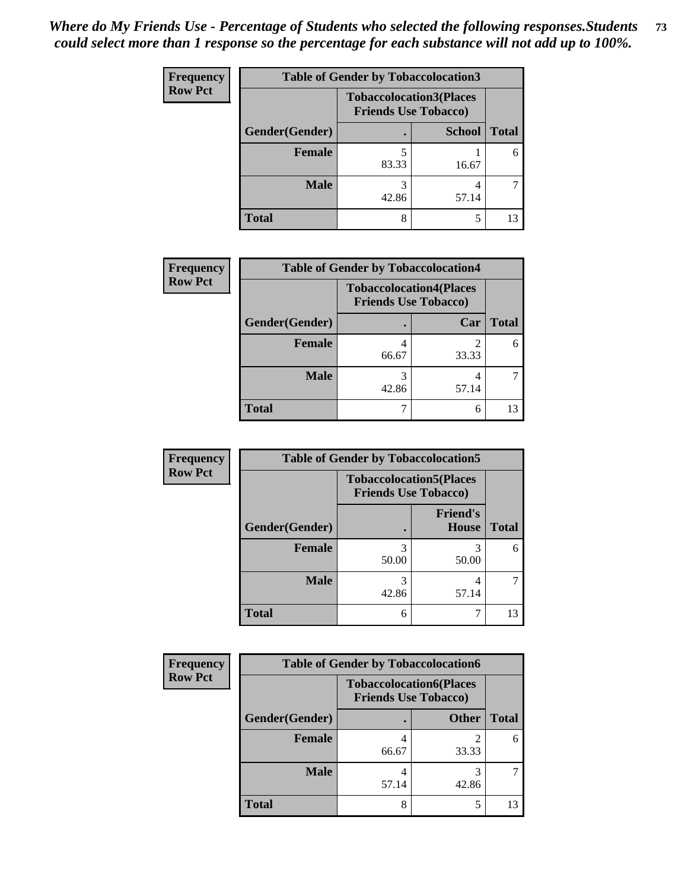*Where do My Friends Use - Percentage of Students who selected the following responses.Students could select more than 1 response so the percentage for each substance will not add up to 100%.*

**Frequency**
**Row Pct**

| Table of Gender by Tobaccolocation3 | | | |
|---|---|---|---|
| | Tobaccolocation3(Places Friends Use Tobacco) | | |
| Gender(Gender) | . | School | Total |
| Female | 5<br>83.33 | 1<br>16.67 | 6 |
| Male | 3<br>42.86 | 4<br>57.14 | 7 |
| Total | 8 | 5 | 13 |

**Frequency**
**Row Pct**

| Table of Gender by Tobaccolocation4 | | | |
|---|---|---|---|
| | Tobaccolocation4(Places Friends Use Tobacco) | | |
| Gender(Gender) | . | Car | Total |
| Female | 4<br>66.67 | 2<br>33.33 | 6 |
| Male | 3<br>42.86 | 4<br>57.14 | 7 |
| Total | 7 | 6 | 13 |

**Frequency**
**Row Pct**

| Table of Gender by Tobaccolocation5 | | | |
|---|---|---|---|
| | Tobaccolocation5(Places Friends Use Tobacco) | | |
| Gender(Gender) | . | Friend's House | Total |
| Female | 3<br>50.00 | 3<br>50.00 | 6 |
| Male | 3<br>42.86 | 4<br>57.14 | 7 |
| Total | 6 | 7 | 13 |

**Frequency**
**Row Pct**

| Table of Gender by Tobaccolocation6 | | | |
|---|---|---|---|
| | Tobaccolocation6(Places Friends Use Tobacco) | | |
| Gender(Gender) | . | Other | Total |
| Female | 4<br>66.67 | 2<br>33.33 | 6 |
| Male | 4<br>57.14 | 3<br>42.86 | 7 |
| Total | 8 | 5 | 13 |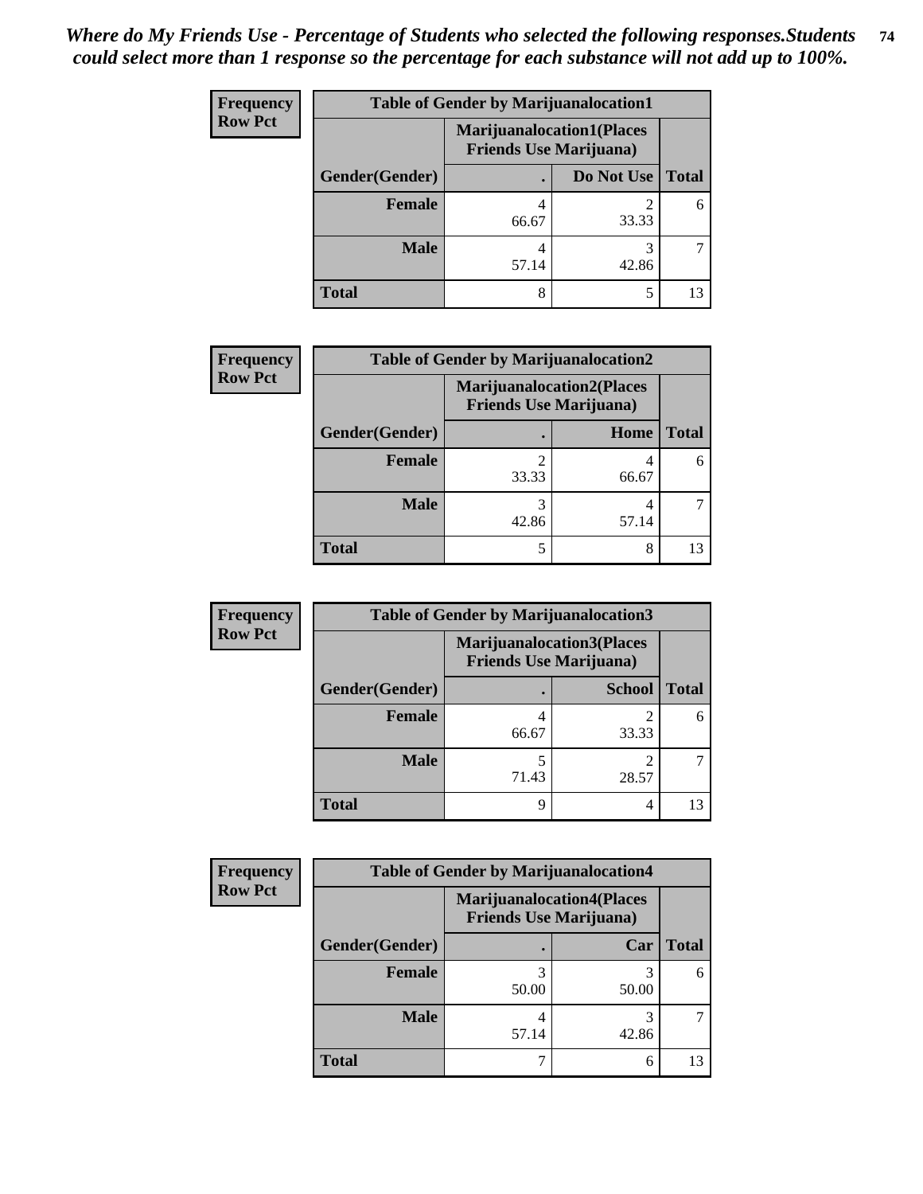*Where do My Friends Use - Percentage of Students who selected the following responses.Students could select more than 1 response so the percentage for each substance will not add up to 100%.*

**Frequency**
**Row Pct**

| Table of Gender by Marijuanalocation1 | | | |
|---|---|---|---|
| | Marijuanalocation1(Places Friends Use Marijuana) | | |
| Gender(Gender) | . | Do Not Use | Total |
| Female | 4<br>66.67 | 2<br>33.33 | 6 |
| Male | 4<br>57.14 | 3<br>42.86 | 7 |
| Total | 8 | 5 | 13 |

**Frequency**
**Row Pct**

| Table of Gender by Marijuanalocation2 | | | |
|---|---|---|---|
| | Marijuanalocation2(Places Friends Use Marijuana) | | |
| Gender(Gender) | . | Home | Total |
| Female | 2<br>33.33 | 4<br>66.67 | 6 |
| Male | 3<br>42.86 | 4<br>57.14 | 7 |
| Total | 5 | 8 | 13 |

**Frequency**
**Row Pct**

| Table of Gender by Marijuanalocation3 | | | |
|---|---|---|---|
| | Marijuanalocation3(Places Friends Use Marijuana) | | |
| Gender(Gender) | . | School | Total |
| Female | 4<br>66.67 | 2<br>33.33 | 6 |
| Male | 5<br>71.43 | 2<br>28.57 | 7 |
| Total | 9 | 4 | 13 |

**Frequency**
**Row Pct**

| Table of Gender by Marijuanalocation4 | | | |
|---|---|---|---|
| | Marijuanalocation4(Places Friends Use Marijuana) | | |
| Gender(Gender) | . | Car | Total |
| Female | 3<br>50.00 | 3<br>50.00 | 6 |
| Male | 4<br>57.14 | 3<br>42.86 | 7 |
| Total | 7 | 6 | 13 |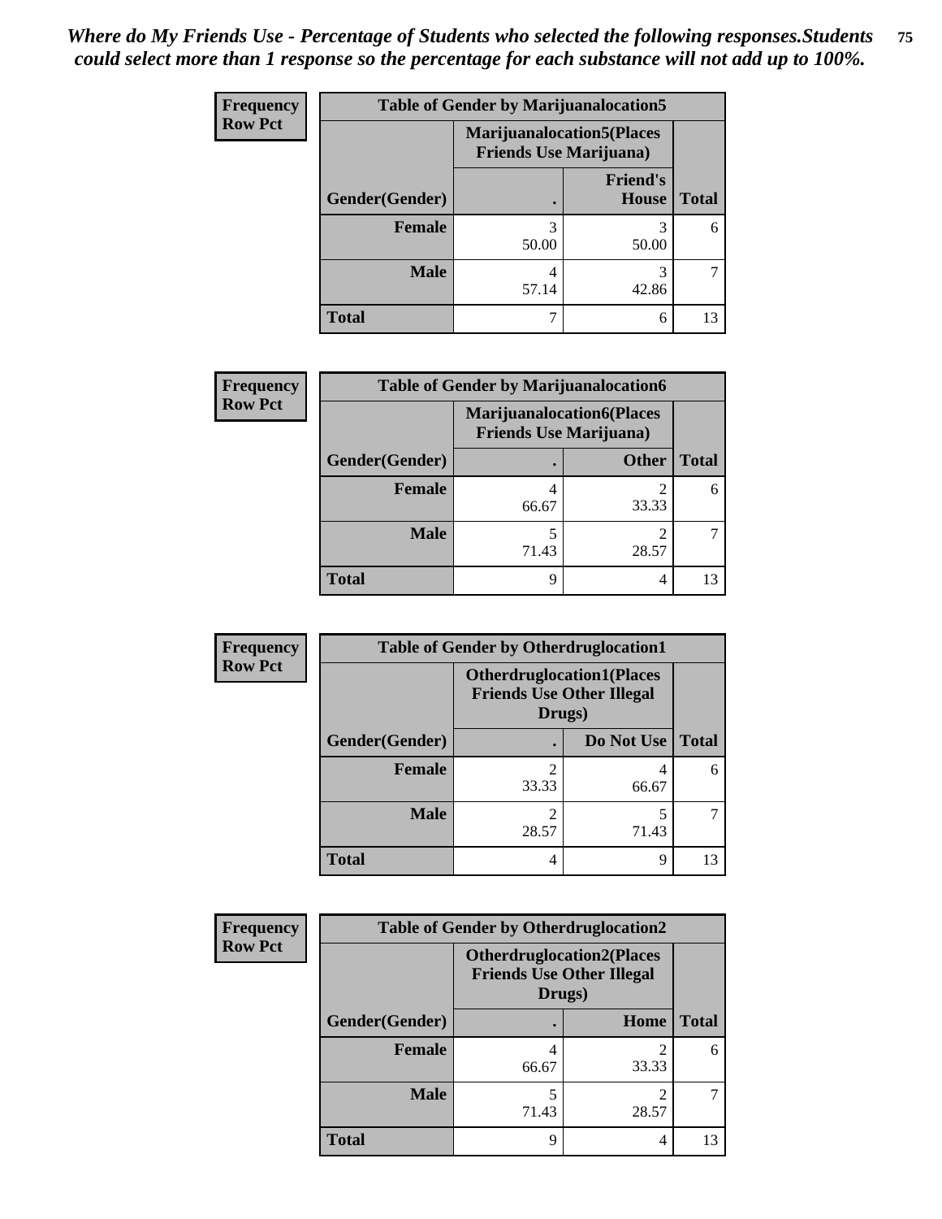*Where do My Friends Use - Percentage of Students who selected the following responses.Students could select more than 1 response so the percentage for each substance will not add up to 100%.*

**Frequency / Row Pct**

| Table of Gender by Marijuanalocation5 | | | |
|---|---|---|---|
| | Marijuanalocation5(Places Friends Use Marijuana) | | |
| Gender(Gender) | . | Friend's House | Total |
| **Female** | 3<br>50.00 | 3<br>50.00 | 6 |
| **Male** | 4<br>57.14 | 3<br>42.86 | 7 |
| **Total** | 7 | 6 | 13 |

**Frequency / Row Pct**

| Table of Gender by Marijuanalocation6 | | | |
|---|---|---|---|
| | Marijuanalocation6(Places Friends Use Marijuana) | | |
| Gender(Gender) | . | Other | Total |
| **Female** | 4<br>66.67 | 2<br>33.33 | 6 |
| **Male** | 5<br>71.43 | 2<br>28.57 | 7 |
| **Total** | 9 | 4 | 13 |

**Frequency / Row Pct**

| Table of Gender by Otherdruglocation1 | | | |
|---|---|---|---|
| | Otherdruglocation1(Places Friends Use Other Illegal Drugs) | | |
| Gender(Gender) | . | Do Not Use | Total |
| **Female** | 2<br>33.33 | 4<br>66.67 | 6 |
| **Male** | 2<br>28.57 | 5<br>71.43 | 7 |
| **Total** | 4 | 9 | 13 |

**Frequency / Row Pct**

| Table of Gender by Otherdruglocation2 | | | |
|---|---|---|---|
| | Otherdruglocation2(Places Friends Use Other Illegal Drugs) | | |
| Gender(Gender) | . | Home | Total |
| **Female** | 4<br>66.67 | 2<br>33.33 | 6 |
| **Male** | 5<br>71.43 | 2<br>28.57 | 7 |
| **Total** | 9 | 4 | 13 |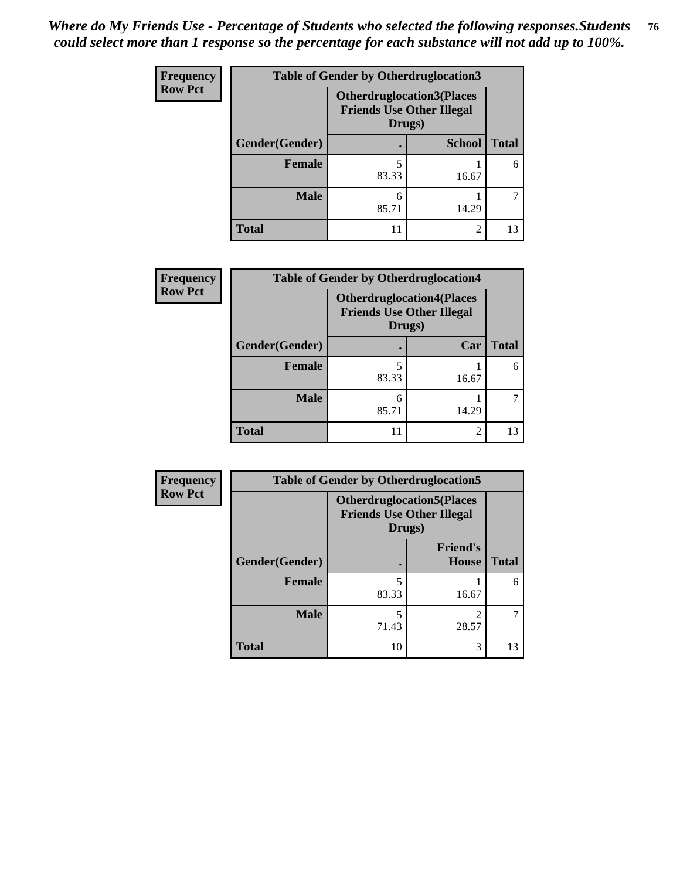*Where do My Friends Use - Percentage of Students who selected the following responses.Students could select more than 1 response so the percentage for each substance will not add up to 100%.*

**Frequency**
**Row Pct**

| Table of Gender by Otherdruglocation3 | | | |
|---|---|---|---|
| | Otherdruglocation3(Places Friends Use Other Illegal Drugs) | | |
| Gender(Gender) | . | School | Total |
| Female | 5<br>83.33 | 1<br>16.67 | 6 |
| Male | 6<br>85.71 | 1<br>14.29 | 7 |
| Total | 11 | 2 | 13 |

**Frequency**
**Row Pct**

| Table of Gender by Otherdruglocation4 | | | |
|---|---|---|---|
| | Otherdruglocation4(Places Friends Use Other Illegal Drugs) | | |
| Gender(Gender) | . | Car | Total |
| Female | 5<br>83.33 | 1<br>16.67 | 6 |
| Male | 6<br>85.71 | 1<br>14.29 | 7 |
| Total | 11 | 2 | 13 |

**Frequency**
**Row Pct**

| Table of Gender by Otherdruglocation5 | | | |
|---|---|---|---|
| | Otherdruglocation5(Places Friends Use Other Illegal Drugs) | | |
| Gender(Gender) | . | Friend's House | Total |
| Female | 5<br>83.33 | 1<br>16.67 | 6 |
| Male | 5<br>71.43 | 2<br>28.57 | 7 |
| Total | 10 | 3 | 13 |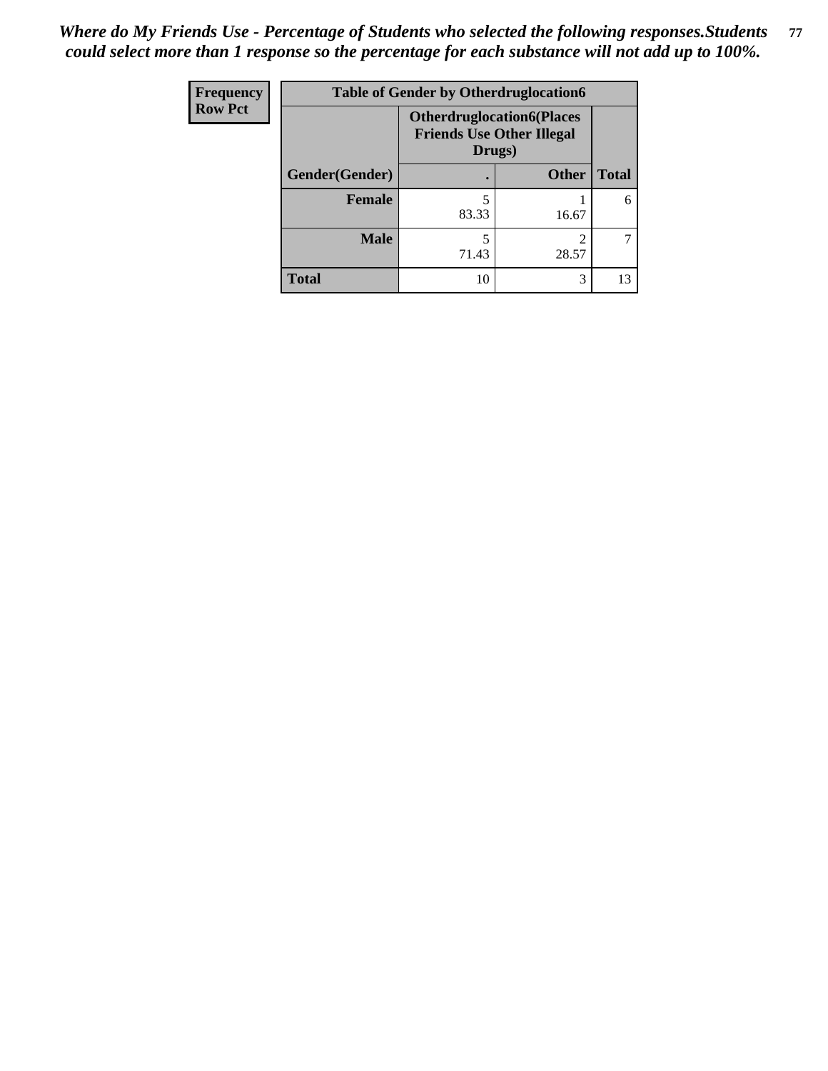*Where do My Friends Use - Percentage of Students who selected the following responses.Students could select more than 1 response so the percentage for each substance will not add up to 100%.*

| Frequency<br>Row Pct | Table of Gender by Otherdruglocation6 | | |
|---|---|---|---|
| | Otherdruglocation6(Places Friends Use Other Illegal Drugs) | | |
| Gender(Gender) | . | Other | Total |
| **Female** | 5<br>83.33 | 1<br>16.67 | 6 |
| **Male** | 5<br>71.43 | 2<br>28.57 | 7 |
| **Total** | 10 | 3 | 13 |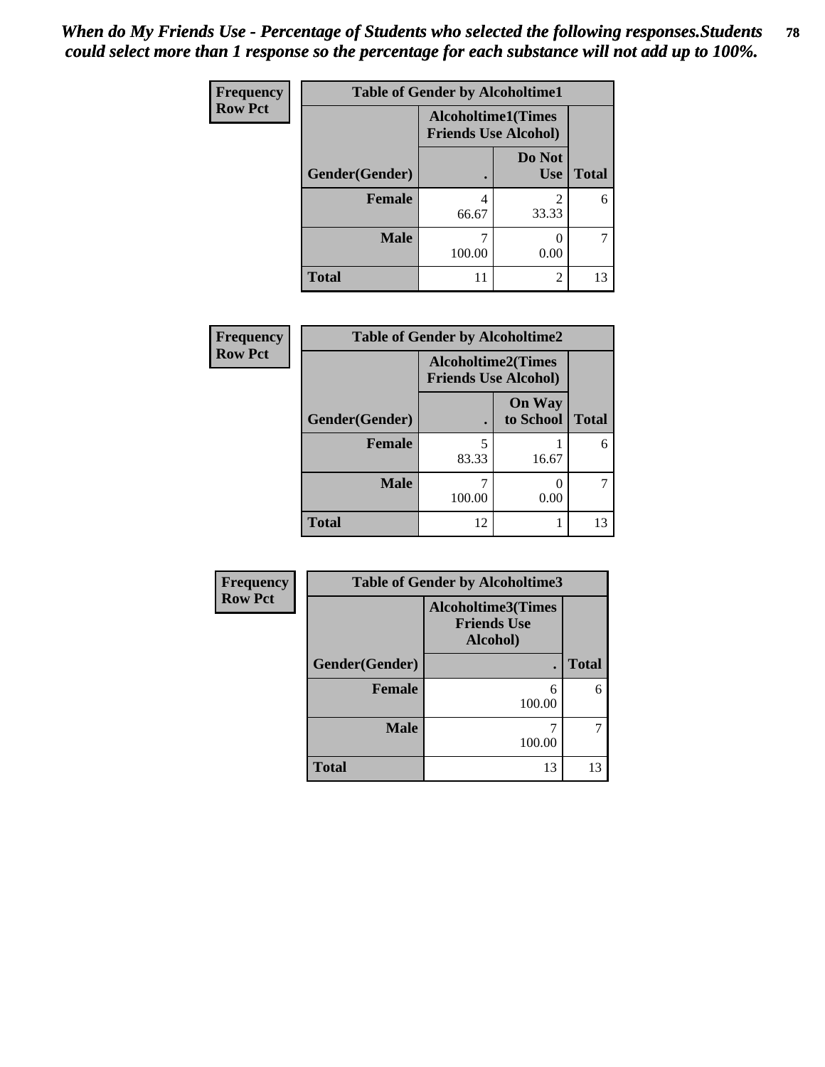*When do My Friends Use - Percentage of Students who selected the following responses.Students could select more than 1 response so the percentage for each substance will not add up to 100%.*

**Frequency**
**Row Pct**

| Table of Gender by Alcoholtime1 | | | |
|---|---|---|---|
| | Alcoholtime1(Times Friends Use Alcohol) | | |
| Gender(Gender) | . | Do Not Use | Total |
| **Female** | 4<br>66.67 | 2<br>33.33 | 6 |
| **Male** | 7<br>100.00 | 0<br>0.00 | 7 |
| **Total** | 11 | 2 | 13 |

**Frequency**
**Row Pct**

| Table of Gender by Alcoholtime2 | | | |
|---|---|---|---|
| | Alcoholtime2(Times Friends Use Alcohol) | | |
| Gender(Gender) | . | On Way to School | Total |
| **Female** | 5<br>83.33 | 1<br>16.67 | 6 |
| **Male** | 7<br>100.00 | 0<br>0.00 | 7 |
| **Total** | 12 | 1 | 13 |

**Frequency**
**Row Pct**

| Table of Gender by Alcoholtime3 | | |
|---|---|---|
| | Alcoholtime3(Times Friends Use Alcohol) | |
| Gender(Gender) | . | Total |
| **Female** | 6<br>100.00 | 6 |
| **Male** | 7<br>100.00 | 7 |
| **Total** | 13 | 13 |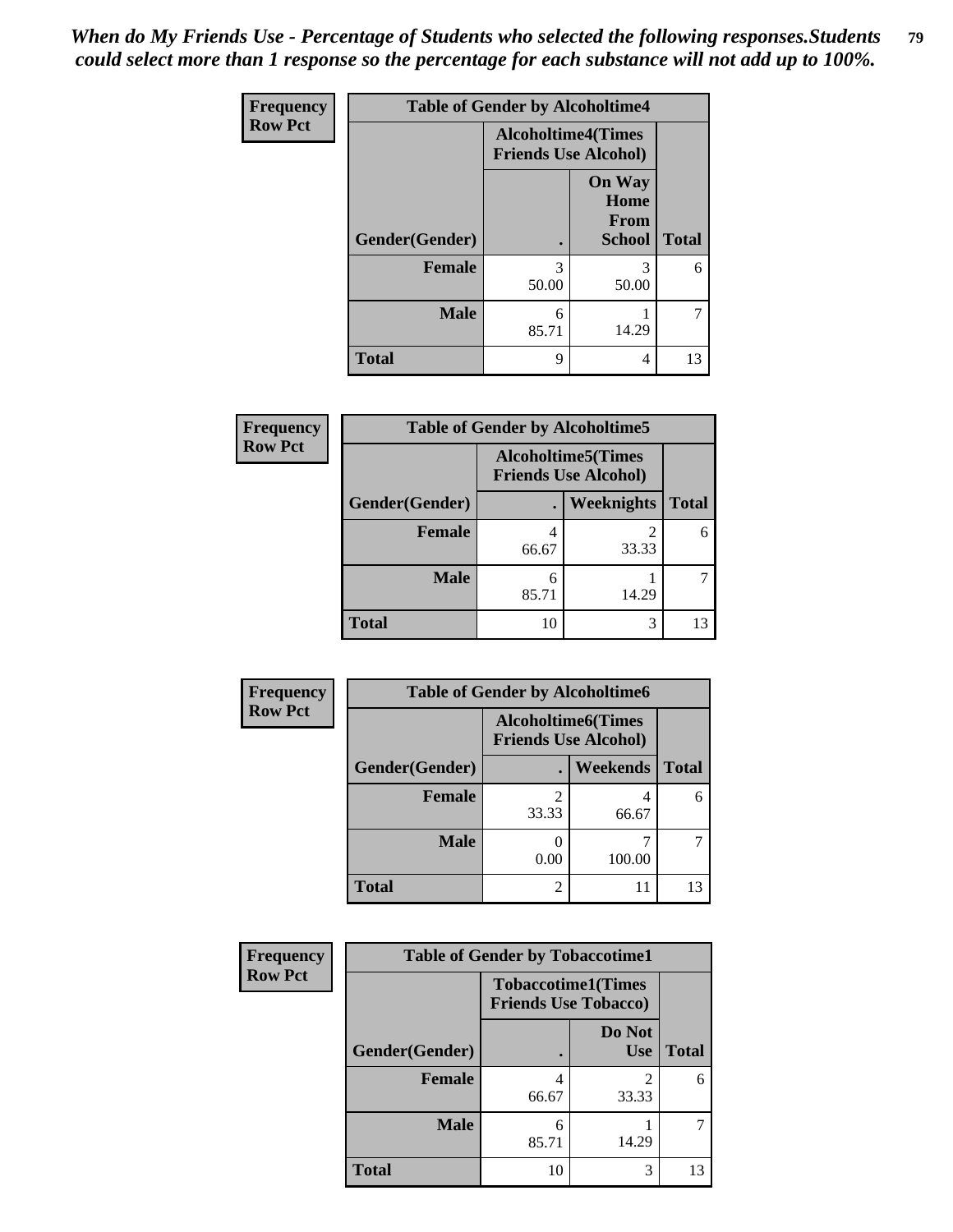*When do My Friends Use - Percentage of Students who selected the following responses.Students could select more than 1 response so the percentage for each substance will not add up to 100%.*

**Frequency**
**Row Pct**

| Table of Gender by Alcoholtime4 | | | |
|---|---|---|---|
| | Alcoholtime4(Times Friends Use Alcohol) | | |
| Gender(Gender) | . | On Way Home From School | Total |
| **Female** | 3<br>50.00 | 3<br>50.00 | 6 |
| **Male** | 6<br>85.71 | 1<br>14.29 | 7 |
| **Total** | 9 | 4 | 13 |

**Frequency**
**Row Pct**

| Table of Gender by Alcoholtime5 | | | |
|---|---|---|---|
| | Alcoholtime5(Times Friends Use Alcohol) | | |
| Gender(Gender) | . | Weeknights | Total |
| **Female** | 4<br>66.67 | 2<br>33.33 | 6 |
| **Male** | 6<br>85.71 | 1<br>14.29 | 7 |
| **Total** | 10 | 3 | 13 |

**Frequency**
**Row Pct**

| Table of Gender by Alcoholtime6 | | | |
|---|---|---|---|
| | Alcoholtime6(Times Friends Use Alcohol) | | |
| Gender(Gender) | . | Weekends | Total |
| **Female** | 2<br>33.33 | 4<br>66.67 | 6 |
| **Male** | 0<br>0.00 | 7<br>100.00 | 7 |
| **Total** | 2 | 11 | 13 |

**Frequency**
**Row Pct**

| Table of Gender by Tobaccotime1 | | | |
|---|---|---|---|
| | Tobaccotime1(Times Friends Use Tobacco) | | |
| Gender(Gender) | . | Do Not Use | Total |
| **Female** | 4<br>66.67 | 2<br>33.33 | 6 |
| **Male** | 6<br>85.71 | 1<br>14.29 | 7 |
| **Total** | 10 | 3 | 13 |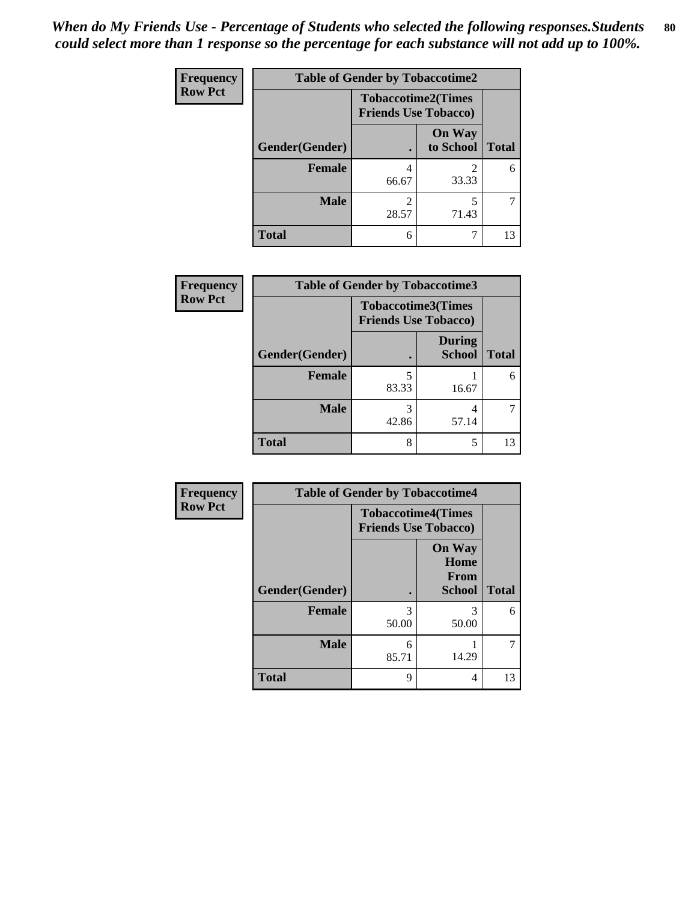*When do My Friends Use - Percentage of Students who selected the following responses.Students could select more than 1 response so the percentage for each substance will not add up to 100%.*

**Frequency**
**Row Pct**

| Table of Gender by Tobaccotime2 | | | |
|---|---|---|---|
| | Tobaccotime2(Times Friends Use Tobacco) | | |
| Gender(Gender) | . | On Way to School | Total |
| **Female** | 4<br>66.67 | 2<br>33.33 | 6 |
| **Male** | 2<br>28.57 | 5<br>71.43 | 7 |
| **Total** | 6 | 7 | 13 |

**Frequency**
**Row Pct**

| Table of Gender by Tobaccotime3 | | | |
|---|---|---|---|
| | Tobaccotime3(Times Friends Use Tobacco) | | |
| Gender(Gender) | . | During School | Total |
| **Female** | 5<br>83.33 | 1<br>16.67 | 6 |
| **Male** | 3<br>42.86 | 4<br>57.14 | 7 |
| **Total** | 8 | 5 | 13 |

**Frequency**
**Row Pct**

| Table of Gender by Tobaccotime4 | | | |
|---|---|---|---|
| | Tobaccotime4(Times Friends Use Tobacco) | | |
| Gender(Gender) | . | On Way Home From School | Total |
| **Female** | 3<br>50.00 | 3<br>50.00 | 6 |
| **Male** | 6<br>85.71 | 1<br>14.29 | 7 |
| **Total** | 9 | 4 | 13 |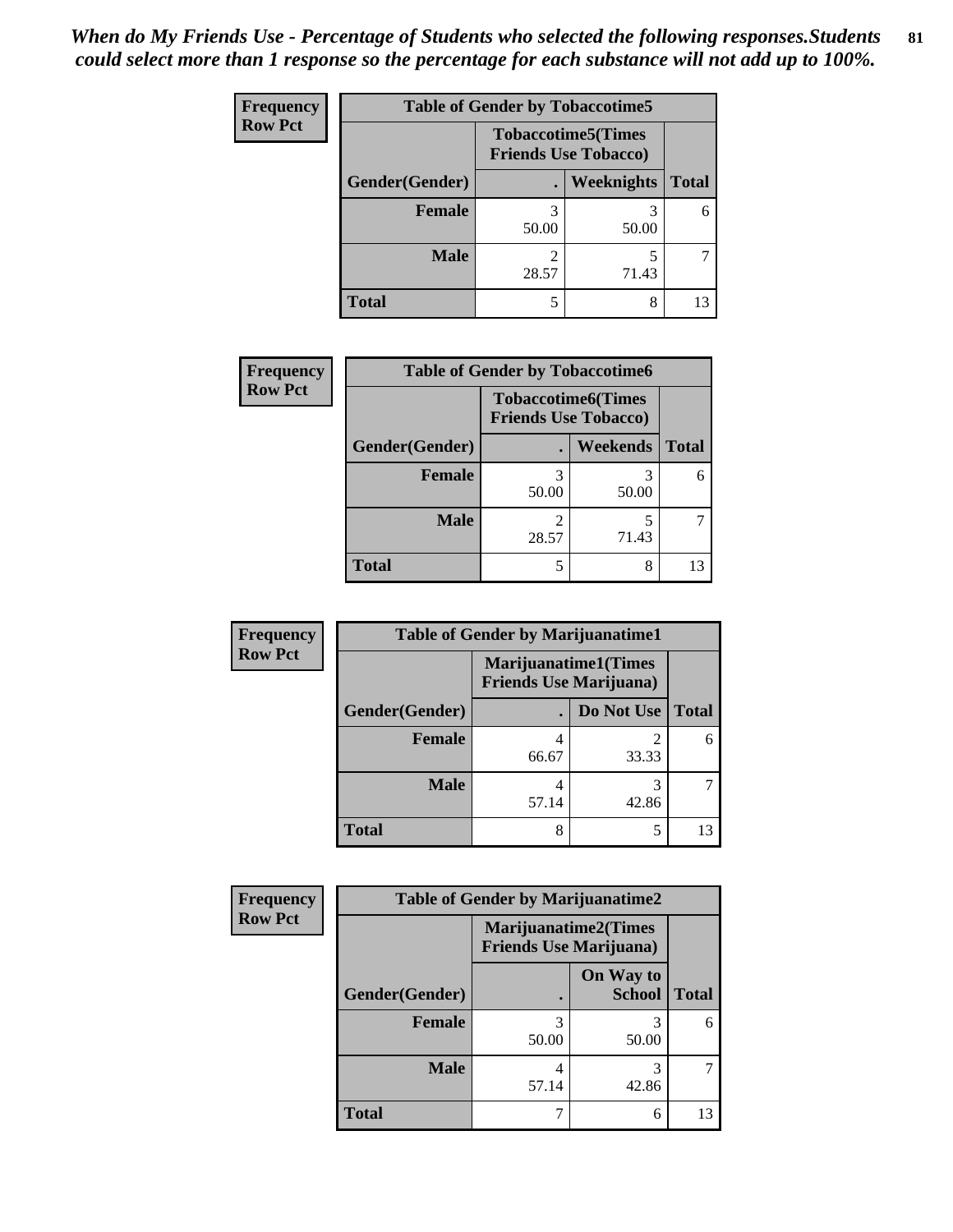*When do My Friends Use - Percentage of Students who selected the following responses.Students could select more than 1 response so the percentage for each substance will not add up to 100%.*

**Frequency**
**Row Pct**

| Table of Gender by Tobaccotime5 | | | |
|---|---|---|---|
| | Tobaccotime5(Times Friends Use Tobacco) | | |
| Gender(Gender) | . | Weeknights | Total |
| **Female** | 3<br>50.00 | 3<br>50.00 | 6 |
| **Male** | 2<br>28.57 | 5<br>71.43 | 7 |
| **Total** | 5 | 8 | 13 |

**Frequency**
**Row Pct**

| Table of Gender by Tobaccotime6 | | | |
|---|---|---|---|
| | Tobaccotime6(Times Friends Use Tobacco) | | |
| Gender(Gender) | . | Weekends | Total |
| **Female** | 3<br>50.00 | 3<br>50.00 | 6 |
| **Male** | 2<br>28.57 | 5<br>71.43 | 7 |
| **Total** | 5 | 8 | 13 |

**Frequency**
**Row Pct**

| Table of Gender by Marijuanatime1 | | | |
|---|---|---|---|
| | Marijuanatime1(Times Friends Use Marijuana) | | |
| Gender(Gender) | . | Do Not Use | Total |
| **Female** | 4<br>66.67 | 2<br>33.33 | 6 |
| **Male** | 4<br>57.14 | 3<br>42.86 | 7 |
| **Total** | 8 | 5 | 13 |

**Frequency**
**Row Pct**

| Table of Gender by Marijuanatime2 | | | |
|---|---|---|---|
| | Marijuanatime2(Times Friends Use Marijuana) | | |
| Gender(Gender) | . | On Way to School | Total |
| **Female** | 3<br>50.00 | 3<br>50.00 | 6 |
| **Male** | 4<br>57.14 | 3<br>42.86 | 7 |
| **Total** | 7 | 6 | 13 |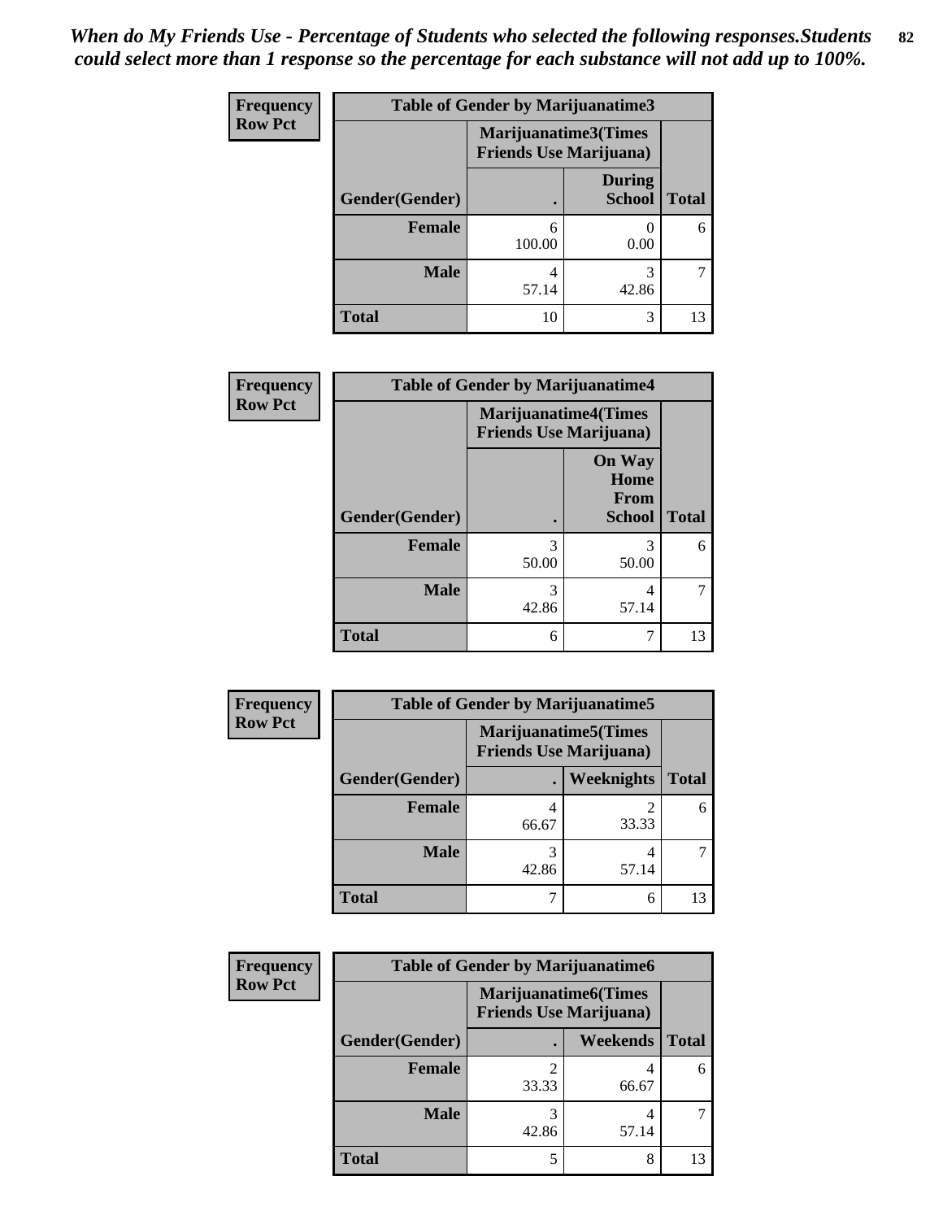*When do My Friends Use - Percentage of Students who selected the following responses.Students could select more than 1 response so the percentage for each substance will not add up to 100%.*

| Frequency<br>Row Pct | Table of Gender by Marijuanatime3 | | |
|---|---|---|---|
| | Marijuanatime3(Times Friends Use Marijuana) | | |
| Gender(Gender) | . | During School | Total |
| Female | 6<br>100.00 | 0<br>0.00 | 6 |
| Male | 4<br>57.14 | 3<br>42.86 | 7 |
| Total | 10 | 3 | 13 |

| Frequency<br>Row Pct | Table of Gender by Marijuanatime4 | | |
|---|---|---|---|
| | Marijuanatime4(Times Friends Use Marijuana) | | |
| Gender(Gender) | . | On Way Home From School | Total |
| Female | 3<br>50.00 | 3<br>50.00 | 6 |
| Male | 3<br>42.86 | 4<br>57.14 | 7 |
| Total | 6 | 7 | 13 |

| Frequency<br>Row Pct | Table of Gender by Marijuanatime5 | | |
|---|---|---|---|
| | Marijuanatime5(Times Friends Use Marijuana) | | |
| Gender(Gender) | . | Weeknights | Total |
| Female | 4<br>66.67 | 2<br>33.33 | 6 |
| Male | 3<br>42.86 | 4<br>57.14 | 7 |
| Total | 7 | 6 | 13 |

| Frequency<br>Row Pct | Table of Gender by Marijuanatime6 | | |
|---|---|---|---|
| | Marijuanatime6(Times Friends Use Marijuana) | | |
| Gender(Gender) | . | Weekends | Total |
| Female | 2<br>33.33 | 4<br>66.67 | 6 |
| Male | 3<br>42.86 | 4<br>57.14 | 7 |
| Total | 5 | 8 | 13 |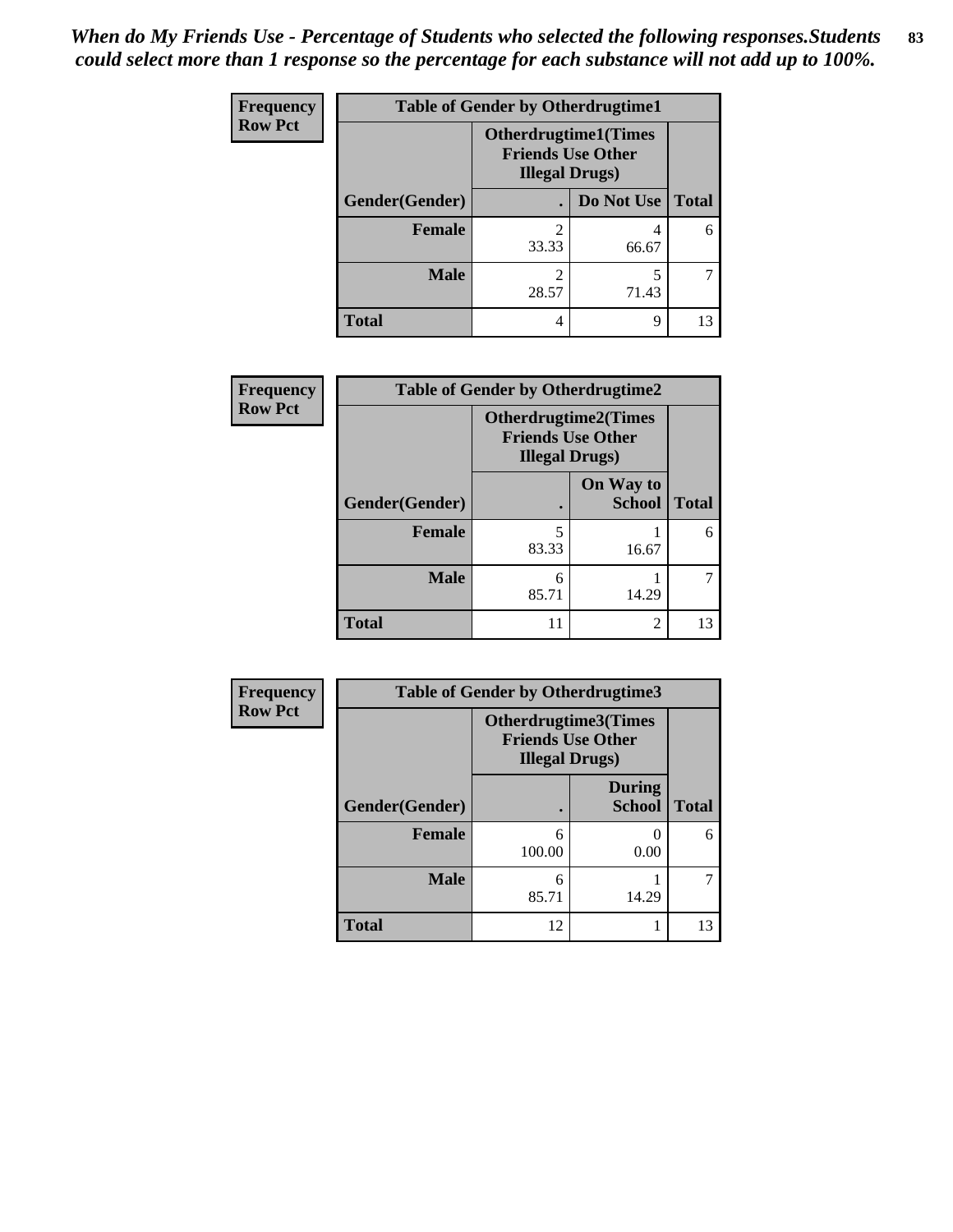*When do My Friends Use - Percentage of Students who selected the following responses.Students could select more than 1 response so the percentage for each substance will not add up to 100%.*

**Frequency**
**Row Pct**

**Table of Gender by Otherdrugtime1**

| Gender(Gender) | Otherdrugtime1(Times Friends Use Other Illegal Drugs) . | Do Not Use | Total |
|---|---|---|---|
| **Female** | 2<br>33.33 | 4<br>66.67 | 6 |
| **Male** | 2<br>28.57 | 5<br>71.43 | 7 |
| **Total** | 4 | 9 | 13 |

**Frequency**
**Row Pct**

**Table of Gender by Otherdrugtime2**

| Gender(Gender) | Otherdrugtime2(Times Friends Use Other Illegal Drugs) . | On Way to School | Total |
|---|---|---|---|
| **Female** | 5<br>83.33 | 1<br>16.67 | 6 |
| **Male** | 6<br>85.71 | 1<br>14.29 | 7 |
| **Total** | 11 | 2 | 13 |

**Frequency**
**Row Pct**

**Table of Gender by Otherdrugtime3**

| Gender(Gender) | Otherdrugtime3(Times Friends Use Other Illegal Drugs) . | During School | Total |
|---|---|---|---|
| **Female** | 6<br>100.00 | 0<br>0.00 | 6 |
| **Male** | 6<br>85.71 | 1<br>14.29 | 7 |
| **Total** | 12 | 1 | 13 |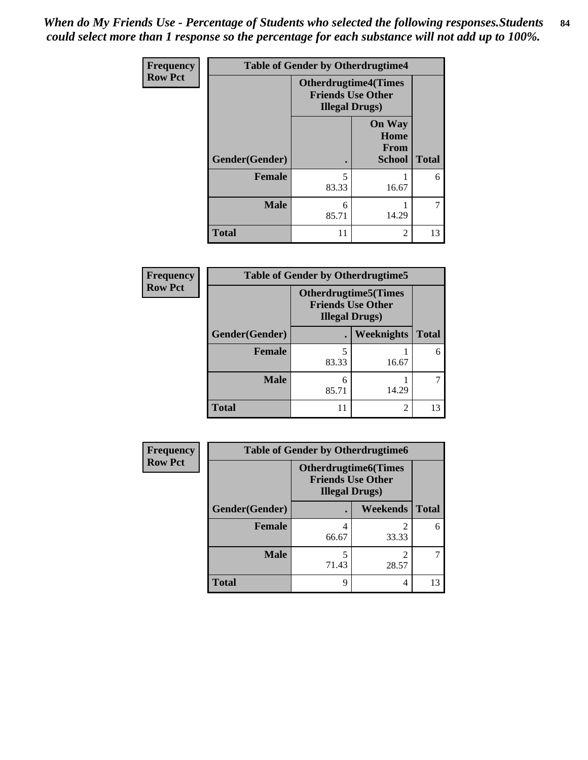*When do My Friends Use - Percentage of Students who selected the following responses.Students could select more than 1 response so the percentage for each substance will not add up to 100%.*

| Frequency<br>Row Pct | Table of Gender by Otherdrugtime4 | | |
|---|---|---|---|
| | Otherdrugtime4(Times Friends Use Other Illegal Drugs) | | |
| Gender(Gender) | . | On Way Home From School | Total |
| Female | 5<br>83.33 | 1<br>16.67 | 6 |
| Male | 6<br>85.71 | 1<br>14.29 | 7 |
| Total | 11 | 2 | 13 |

| Frequency<br>Row Pct | Table of Gender by Otherdrugtime5 | | |
|---|---|---|---|
| | Otherdrugtime5(Times Friends Use Other Illegal Drugs) | | |
| Gender(Gender) | . | Weeknights | Total |
| Female | 5<br>83.33 | 1<br>16.67 | 6 |
| Male | 6<br>85.71 | 1<br>14.29 | 7 |
| Total | 11 | 2 | 13 |

| Frequency<br>Row Pct | Table of Gender by Otherdrugtime6 | | |
|---|---|---|---|
| | Otherdrugtime6(Times Friends Use Other Illegal Drugs) | | |
| Gender(Gender) | . | Weekends | Total |
| Female | 4<br>66.67 | 2<br>33.33 | 6 |
| Male | 5<br>71.43 | 2<br>28.57 | 7 |
| Total | 9 | 4 | 13 |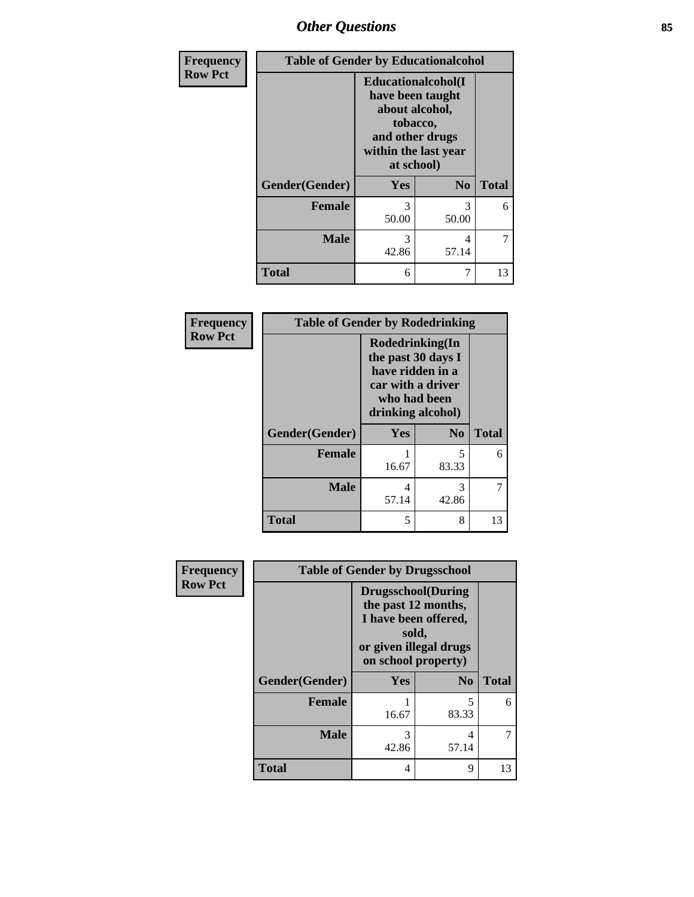## Other Questions

**Frequency**
**Row Pct**

| Table of Gender by Educationalcohol | | | |
|---|---|---|---|
| | Educationalcohol(I have been taught about alcohol, tobacco, and other drugs within the last year at school) | | |
| Gender(Gender) | Yes | No | Total |
| Female | 3<br>50.00 | 3<br>50.00 | 6 |
| Male | 3<br>42.86 | 4<br>57.14 | 7 |
| Total | 6 | 7 | 13 |

**Frequency**
**Row Pct**

| Table of Gender by Rodedrinking | | | |
|---|---|---|---|
| | Rodedrinking(In the past 30 days I have ridden in a car with a driver who had been drinking alcohol) | | |
| Gender(Gender) | Yes | No | Total |
| Female | 1<br>16.67 | 5<br>83.33 | 6 |
| Male | 4<br>57.14 | 3<br>42.86 | 7 |
| Total | 5 | 8 | 13 |

**Frequency**
**Row Pct**

| Table of Gender by Drugsschool | | | |
|---|---|---|---|
| | Drugsschool(During the past 12 months, I have been offered, sold, or given illegal drugs on school property) | | |
| Gender(Gender) | Yes | No | Total |
| Female | 1<br>16.67 | 5<br>83.33 | 6 |
| Male | 3<br>42.86 | 4<br>57.14 | 7 |
| Total | 4 | 9 | 13 |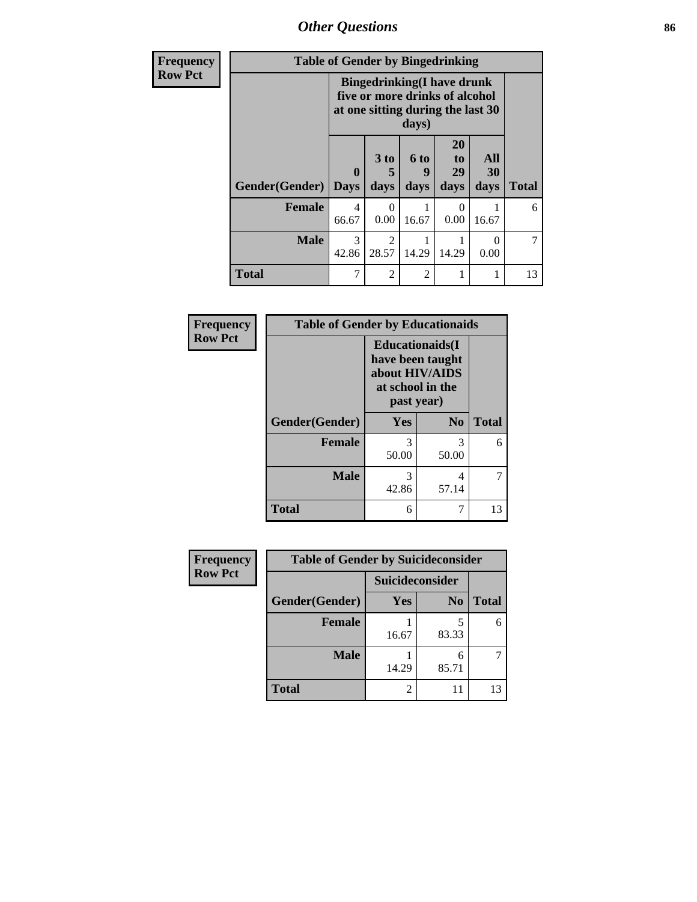| Frequency Row Pct | Table of Gender by Bingedrinking | | | | | |
|---|---|---|---|---|---|---|
| | Bingedrinking(I have drunk five or more drinks of alcohol at one sitting during the last 30 days) | | | | | |
| Gender(Gender) | 0 Days | 3 to 5 days | 6 to 9 days | 20 to 29 days | All 30 days | Total |
| Female | 4<br>66.67 | 0<br>0.00 | 1<br>16.67 | 0<br>0.00 | 1<br>16.67 | 6 |
| Male | 3<br>42.86 | 2<br>28.57 | 1<br>14.29 | 1<br>14.29 | 0<br>0.00 | 7 |
| Total | 7 | 2 | 2 | 1 | 1 | 13 |

| Frequency Row Pct | Table of Gender by Educationaids | | |
|---|---|---|---|
| | Educationaids(I have been taught about HIV/AIDS at school in the past year) | | |
| Gender(Gender) | Yes | No | Total |
| Female | 3<br>50.00 | 3<br>50.00 | 6 |
| Male | 3<br>42.86 | 4<br>57.14 | 7 |
| Total | 6 | 7 | 13 |

| Frequency Row Pct | Table of Gender by Suicideconsider | | |
|---|---|---|---|
| | Suicideconsider | | |
| Gender(Gender) | Yes | No | Total |
| Female | 1<br>16.67 | 5<br>83.33 | 6 |
| Male | 1<br>14.29 | 6<br>85.71 | 7 |
| Total | 2 | 11 | 13 |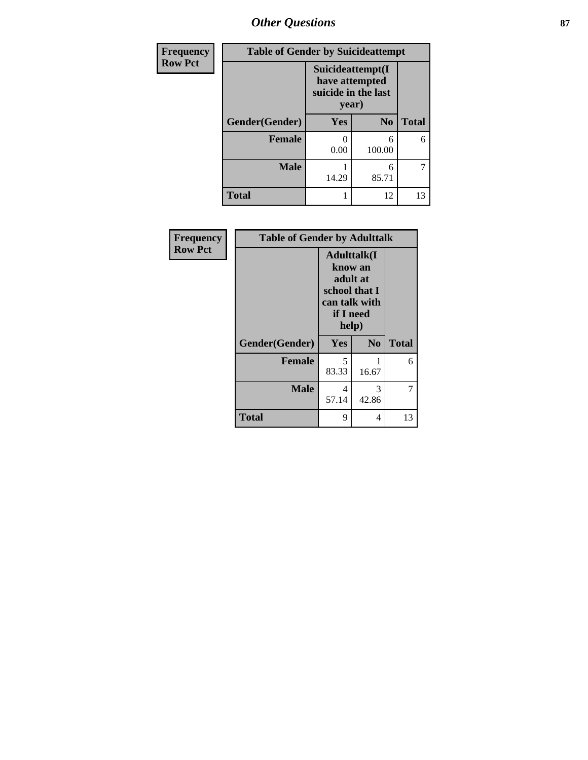## Other Questions

**Frequency**
**Row Pct**

**Table of Gender by Suicideattempt**

| Gender(Gender) | Suicideattempt(I have attempted suicide in the last year) Yes | No | Total |
|---|---|---|---|
| **Female** | 0<br>0.00 | 6<br>100.00 | 6 |
| **Male** | 1<br>14.29 | 6<br>85.71 | 7 |
| **Total** | 1 | 12 | 13 |

**Frequency**
**Row Pct**

**Table of Gender by Adulttalk**

| Gender(Gender) | Adulttalk(I know an adult at school that I can talk with if I need help) Yes | No | Total |
|---|---|---|---|
| **Female** | 5<br>83.33 | 1<br>16.67 | 6 |
| **Male** | 4<br>57.14 | 3<br>42.86 | 7 |
| **Total** | 9 | 4 | 13 |